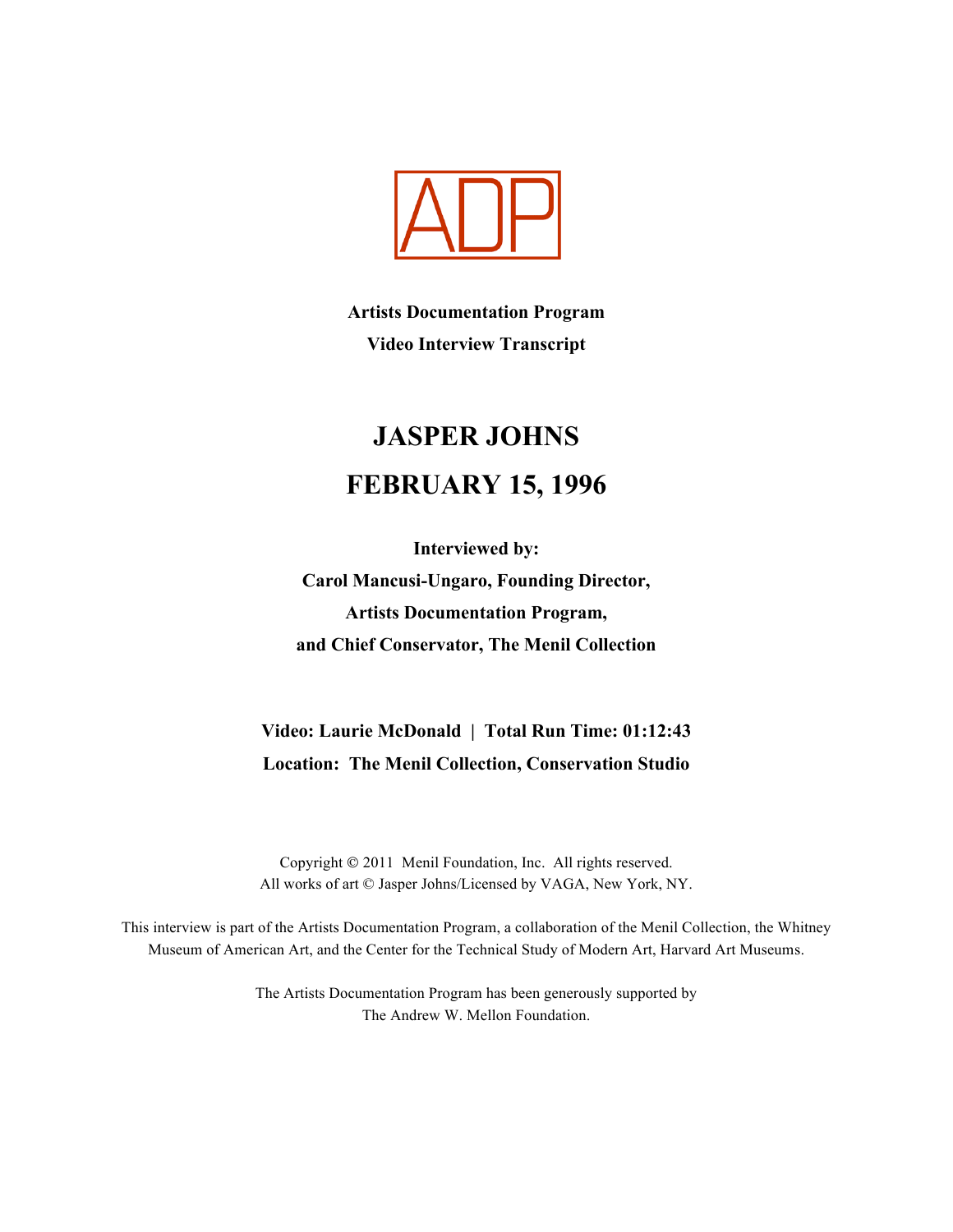ADP

**Artists Documentation Program**

**Video Interview Transcript**

# JASPER JOHNS

# FEBRUARY 15, 1996

**Interviewed by:**
**Carol Mancusi-Ungaro, Founding Director,**
**Artists Documentation Program,**
**and Chief Conservator, The Menil Collection**

**Video: Laurie McDonald | Total Run Time: 01:12:43**
**Location: The Menil Collection, Conservation Studio**

Copyright © 2011 Menil Foundation, Inc. All rights reserved.
All works of art © Jasper Johns/Licensed by VAGA, New York, NY.

This interview is part of the Artists Documentation Program, a collaboration of the Menil Collection, the Whitney Museum of American Art, and the Center for the Technical Study of Modern Art, Harvard Art Museums.

The Artists Documentation Program has been generously supported by The Andrew W. Mellon Foundation.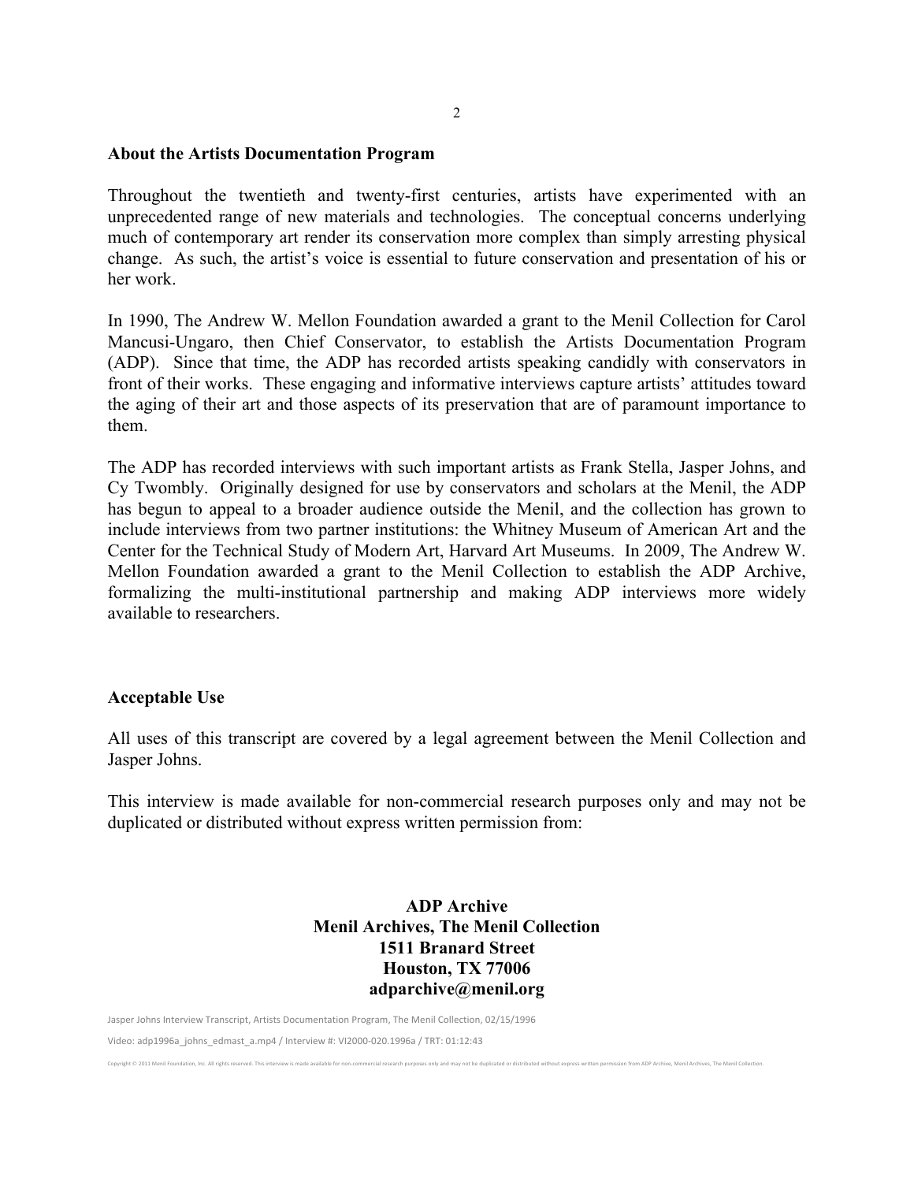## About the Artists Documentation Program

Throughout the twentieth and twenty-first centuries, artists have experimented with an unprecedented range of new materials and technologies. The conceptual concerns underlying much of contemporary art render its conservation more complex than simply arresting physical change. As such, the artist's voice is essential to future conservation and presentation of his or her work.

In 1990, The Andrew W. Mellon Foundation awarded a grant to the Menil Collection for Carol Mancusi-Ungaro, then Chief Conservator, to establish the Artists Documentation Program (ADP). Since that time, the ADP has recorded artists speaking candidly with conservators in front of their works. These engaging and informative interviews capture artists' attitudes toward the aging of their art and those aspects of its preservation that are of paramount importance to them.

The ADP has recorded interviews with such important artists as Frank Stella, Jasper Johns, and Cy Twombly. Originally designed for use by conservators and scholars at the Menil, the ADP has begun to appeal to a broader audience outside the Menil, and the collection has grown to include interviews from two partner institutions: the Whitney Museum of American Art and the Center for the Technical Study of Modern Art, Harvard Art Museums. In 2009, The Andrew W. Mellon Foundation awarded a grant to the Menil Collection to establish the ADP Archive, formalizing the multi-institutional partnership and making ADP interviews more widely available to researchers.

## Acceptable Use

All uses of this transcript are covered by a legal agreement between the Menil Collection and Jasper Johns.

This interview is made available for non-commercial research purposes only and may not be duplicated or distributed without express written permission from:

**ADP Archive**
**Menil Archives, The Menil Collection**
**1511 Branard Street**
**Houston, TX 77006**
**adparchive@menil.org**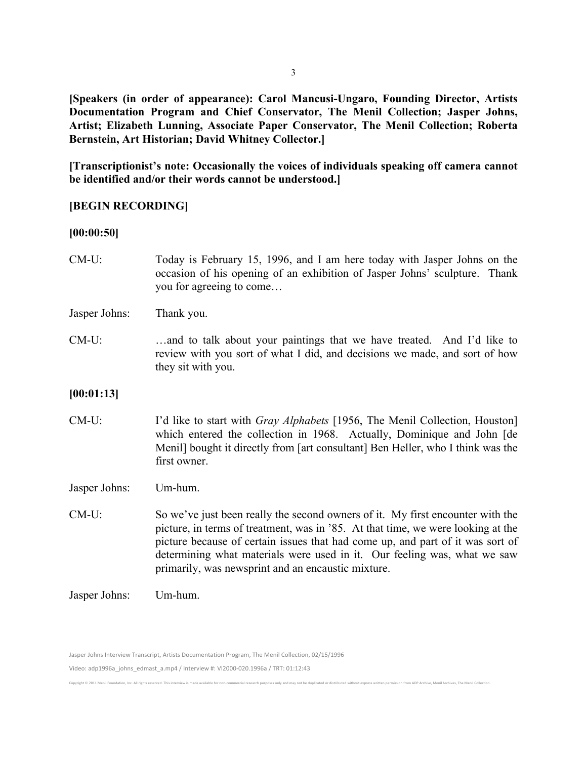**[Speakers (in order of appearance): Carol Mancusi-Ungaro, Founding Director, Artists Documentation Program and Chief Conservator, The Menil Collection; Jasper Johns, Artist; Elizabeth Lunning, Associate Paper Conservator, The Menil Collection; Roberta Bernstein, Art Historian; David Whitney Collector.]**

**[Transcriptionist's note: Occasionally the voices of individuals speaking off camera cannot be identified and/or their words cannot be understood.]**

**[BEGIN RECORDING]**

**[00:00:50]**

CM-U: Today is February 15, 1996, and I am here today with Jasper Johns on the occasion of his opening of an exhibition of Jasper Johns' sculpture. Thank you for agreeing to come…

Jasper Johns: Thank you.

CM-U: …and to talk about your paintings that we have treated. And I'd like to review with you sort of what I did, and decisions we made, and sort of how they sit with you.

**[00:01:13]**

CM-U: I'd like to start with *Gray Alphabets* [1956, The Menil Collection, Houston] which entered the collection in 1968. Actually, Dominique and John [de Menil] bought it directly from [art consultant] Ben Heller, who I think was the first owner.

Jasper Johns: Um-hum.

CM-U: So we've just been really the second owners of it. My first encounter with the picture, in terms of treatment, was in '85. At that time, we were looking at the picture because of certain issues that had come up, and part of it was sort of determining what materials were used in it. Our feeling was, what we saw primarily, was newsprint and an encaustic mixture.

Jasper Johns: Um-hum.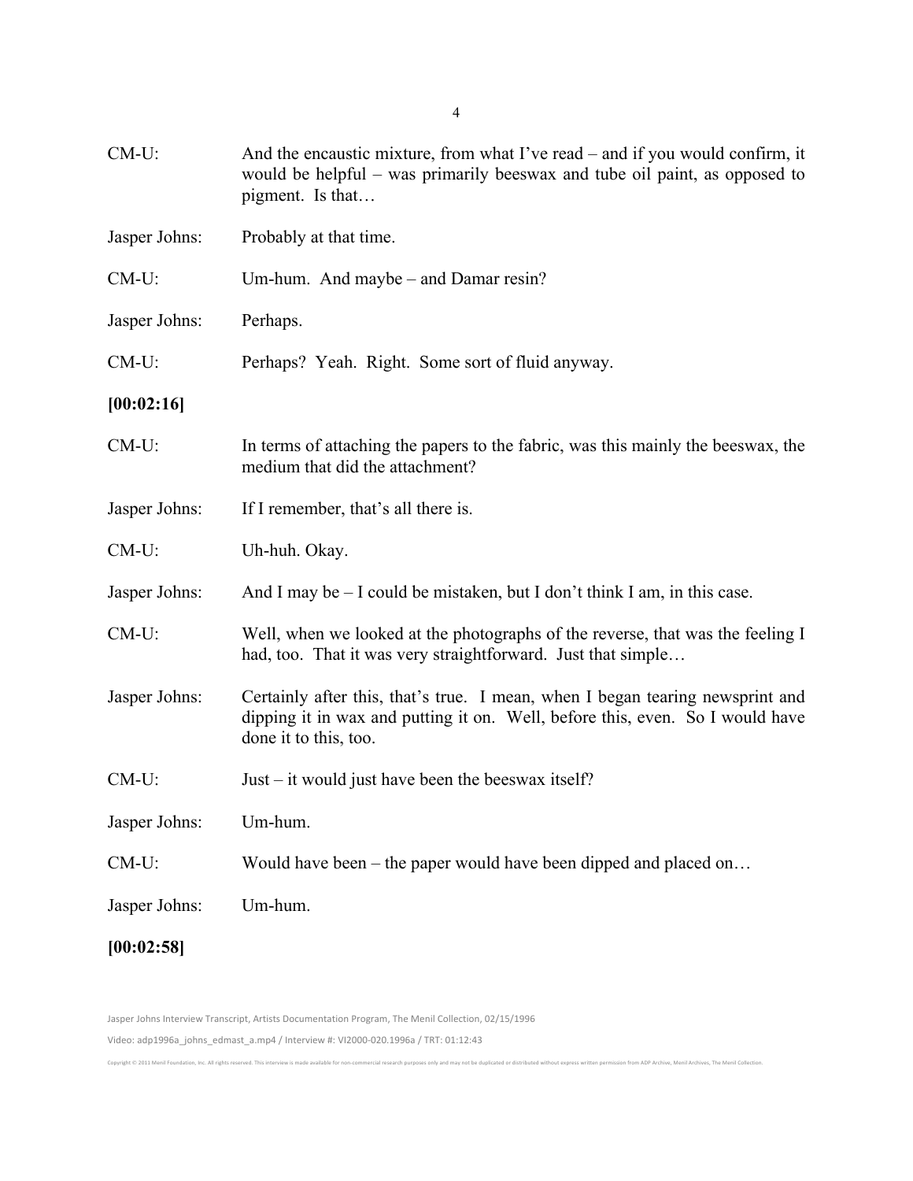CM-U: And the encaustic mixture, from what I've read – and if you would confirm, it would be helpful – was primarily beeswax and tube oil paint, as opposed to pigment. Is that…

Jasper Johns: Probably at that time.

CM-U: Um-hum. And maybe – and Damar resin?

Jasper Johns: Perhaps.

CM-U: Perhaps? Yeah. Right. Some sort of fluid anyway.

**[00:02:16]**

CM-U: In terms of attaching the papers to the fabric, was this mainly the beeswax, the medium that did the attachment?

Jasper Johns: If I remember, that's all there is.

CM-U: Uh-huh. Okay.

Jasper Johns: And I may be – I could be mistaken, but I don't think I am, in this case.

CM-U: Well, when we looked at the photographs of the reverse, that was the feeling I had, too. That it was very straightforward. Just that simple…

Jasper Johns: Certainly after this, that's true. I mean, when I began tearing newsprint and dipping it in wax and putting it on. Well, before this, even. So I would have done it to this, too.

CM-U: Just – it would just have been the beeswax itself?

Jasper Johns: Um-hum.

CM-U: Would have been – the paper would have been dipped and placed on…

Jasper Johns: Um-hum.

**[00:02:58]**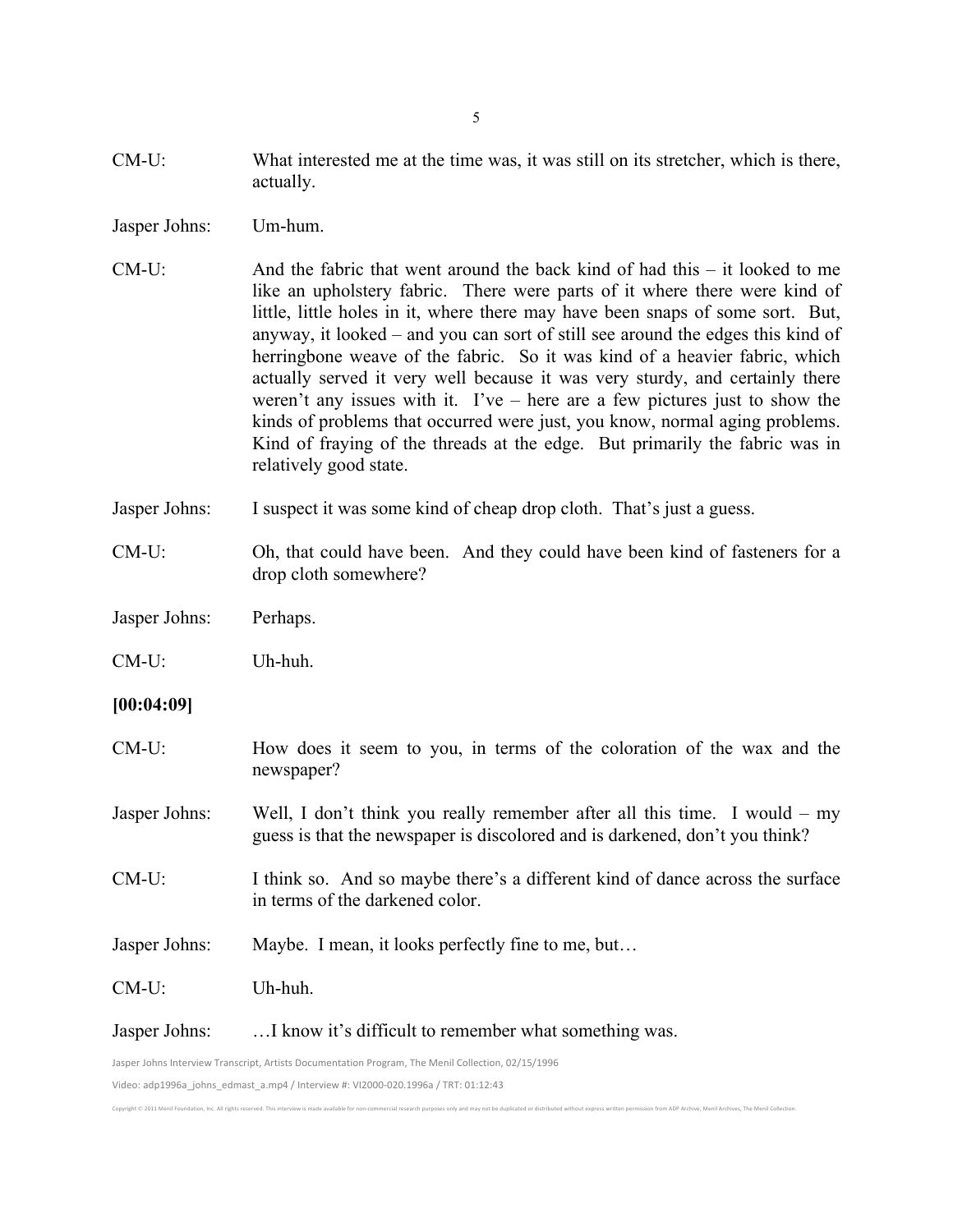CM-U: What interested me at the time was, it was still on its stretcher, which is there, actually.

Jasper Johns: Um-hum.

CM-U: And the fabric that went around the back kind of had this – it looked to me like an upholstery fabric. There were parts of it where there were kind of little, little holes in it, where there may have been snaps of some sort. But, anyway, it looked – and you can sort of still see around the edges this kind of herringbone weave of the fabric. So it was kind of a heavier fabric, which actually served it very well because it was very sturdy, and certainly there weren't any issues with it. I've – here are a few pictures just to show the kinds of problems that occurred were just, you know, normal aging problems. Kind of fraying of the threads at the edge. But primarily the fabric was in relatively good state.

Jasper Johns: I suspect it was some kind of cheap drop cloth. That's just a guess.

CM-U: Oh, that could have been. And they could have been kind of fasteners for a drop cloth somewhere?

Jasper Johns: Perhaps.

CM-U: Uh-huh.

**[00:04:09]**

CM-U: How does it seem to you, in terms of the coloration of the wax and the newspaper?

Jasper Johns: Well, I don't think you really remember after all this time. I would – my guess is that the newspaper is discolored and is darkened, don't you think?

CM-U: I think so. And so maybe there's a different kind of dance across the surface in terms of the darkened color.

Jasper Johns: Maybe. I mean, it looks perfectly fine to me, but…

CM-U: Uh-huh.

Jasper Johns: …I know it's difficult to remember what something was.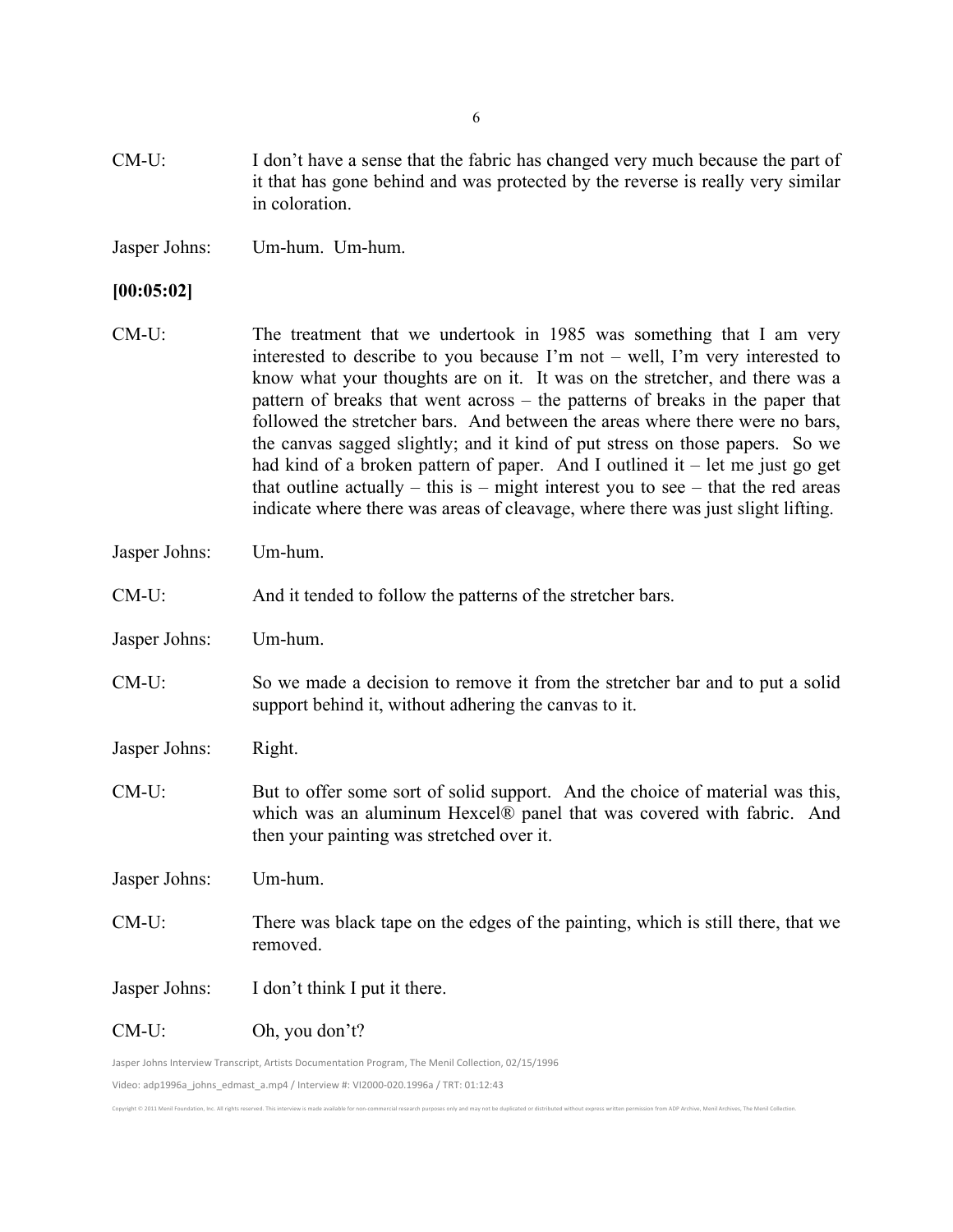CM-U: I don't have a sense that the fabric has changed very much because the part of it that has gone behind and was protected by the reverse is really very similar in coloration.

Jasper Johns: Um-hum. Um-hum.

**[00:05:02]**

CM-U: The treatment that we undertook in 1985 was something that I am very interested to describe to you because I'm not – well, I'm very interested to know what your thoughts are on it. It was on the stretcher, and there was a pattern of breaks that went across – the patterns of breaks in the paper that followed the stretcher bars. And between the areas where there were no bars, the canvas sagged slightly; and it kind of put stress on those papers. So we had kind of a broken pattern of paper. And I outlined it – let me just go get that outline actually – this is – might interest you to see – that the red areas indicate where there was areas of cleavage, where there was just slight lifting.

Jasper Johns: Um-hum.

CM-U: And it tended to follow the patterns of the stretcher bars.

Jasper Johns: Um-hum.

CM-U: So we made a decision to remove it from the stretcher bar and to put a solid support behind it, without adhering the canvas to it.

Jasper Johns: Right.

CM-U: But to offer some sort of solid support. And the choice of material was this, which was an aluminum Hexcel® panel that was covered with fabric. And then your painting was stretched over it.

Jasper Johns: Um-hum.

CM-U: There was black tape on the edges of the painting, which is still there, that we removed.

Jasper Johns: I don't think I put it there.

CM-U: Oh, you don't?

Jasper Johns Interview Transcript, Artists Documentation Program, The Menil Collection, 02/15/1996

Video: adp1996a_johns_edmast_a.mp4 / Interview #: VI2000-020.1996a / TRT: 01:12:43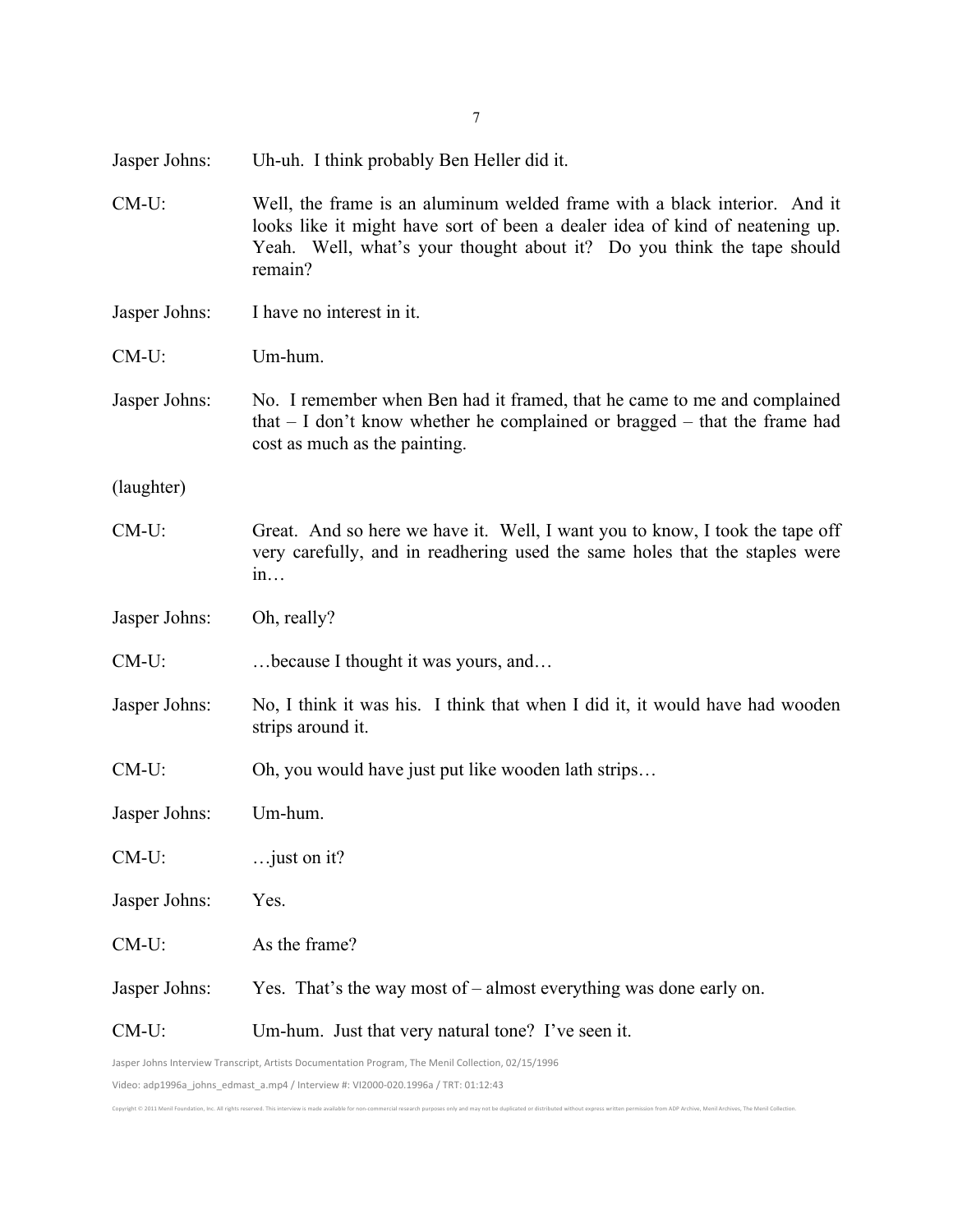Jasper Johns: Uh-uh. I think probably Ben Heller did it.

CM-U: Well, the frame is an aluminum welded frame with a black interior. And it looks like it might have sort of been a dealer idea of kind of neatening up. Yeah. Well, what's your thought about it? Do you think the tape should remain?

Jasper Johns: I have no interest in it.

CM-U: Um-hum.

Jasper Johns: No. I remember when Ben had it framed, that he came to me and complained that – I don't know whether he complained or bragged – that the frame had cost as much as the painting.

(laughter)

CM-U: Great. And so here we have it. Well, I want you to know, I took the tape off very carefully, and in readhering used the same holes that the staples were in…

Jasper Johns: Oh, really?

CM-U: …because I thought it was yours, and…

Jasper Johns: No, I think it was his. I think that when I did it, it would have had wooden strips around it.

CM-U: Oh, you would have just put like wooden lath strips…

Jasper Johns: Um-hum.

CM-U: …just on it?

Jasper Johns: Yes.

CM-U: As the frame?

Jasper Johns: Yes. That's the way most of – almost everything was done early on.

CM-U: Um-hum. Just that very natural tone? I've seen it.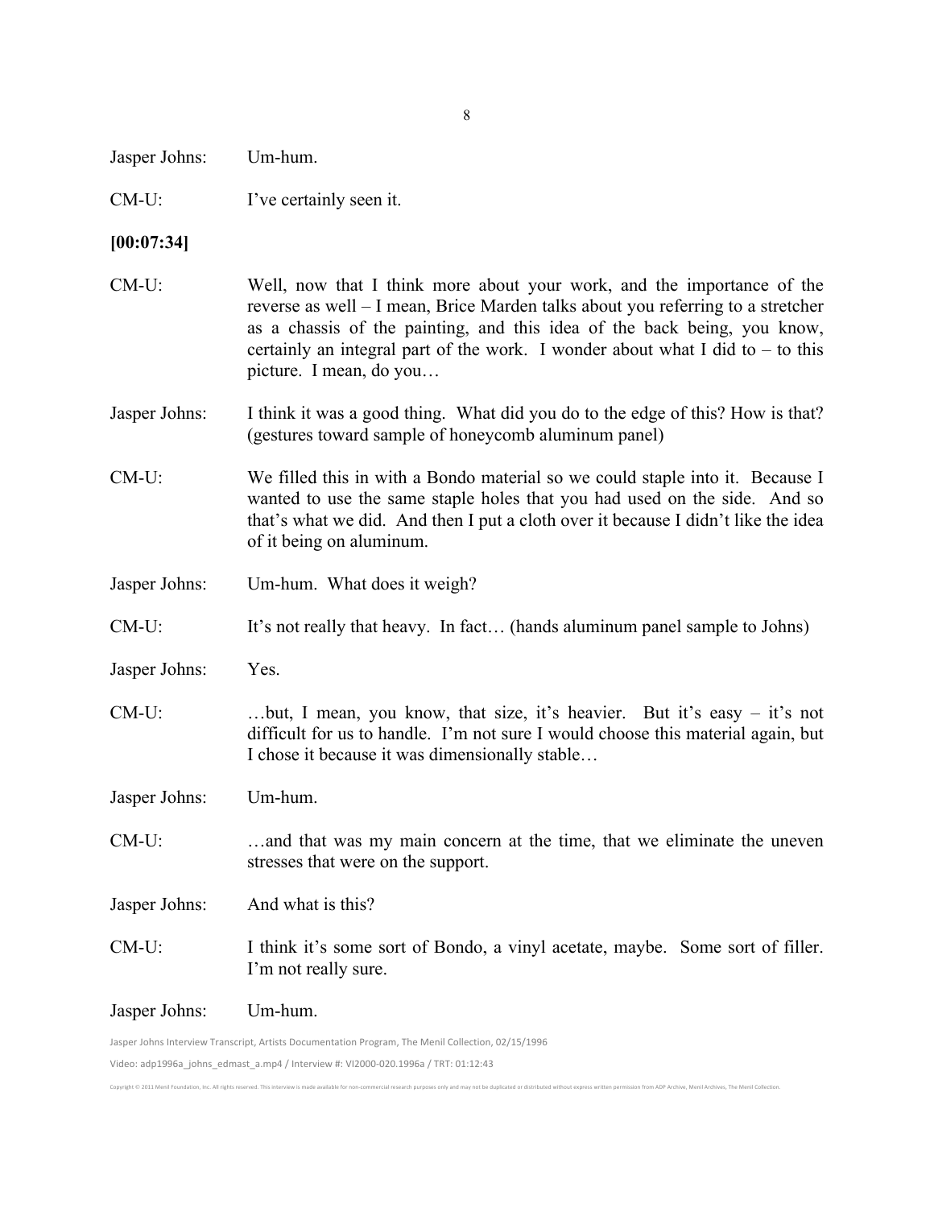Jasper Johns: Um-hum.

CM-U: I've certainly seen it.

**[00:07:34]**

CM-U: Well, now that I think more about your work, and the importance of the reverse as well – I mean, Brice Marden talks about you referring to a stretcher as a chassis of the painting, and this idea of the back being, you know, certainly an integral part of the work. I wonder about what I did to – to this picture. I mean, do you…

Jasper Johns: I think it was a good thing. What did you do to the edge of this? How is that? (gestures toward sample of honeycomb aluminum panel)

CM-U: We filled this in with a Bondo material so we could staple into it. Because I wanted to use the same staple holes that you had used on the side. And so that's what we did. And then I put a cloth over it because I didn't like the idea of it being on aluminum.

Jasper Johns: Um-hum. What does it weigh?

CM-U: It's not really that heavy. In fact… (hands aluminum panel sample to Johns)

Jasper Johns: Yes.

CM-U: …but, I mean, you know, that size, it's heavier. But it's easy – it's not difficult for us to handle. I'm not sure I would choose this material again, but I chose it because it was dimensionally stable…

Jasper Johns: Um-hum.

CM-U: …and that was my main concern at the time, that we eliminate the uneven stresses that were on the support.

Jasper Johns: And what is this?

CM-U: I think it's some sort of Bondo, a vinyl acetate, maybe. Some sort of filler. I'm not really sure.

Jasper Johns: Um-hum.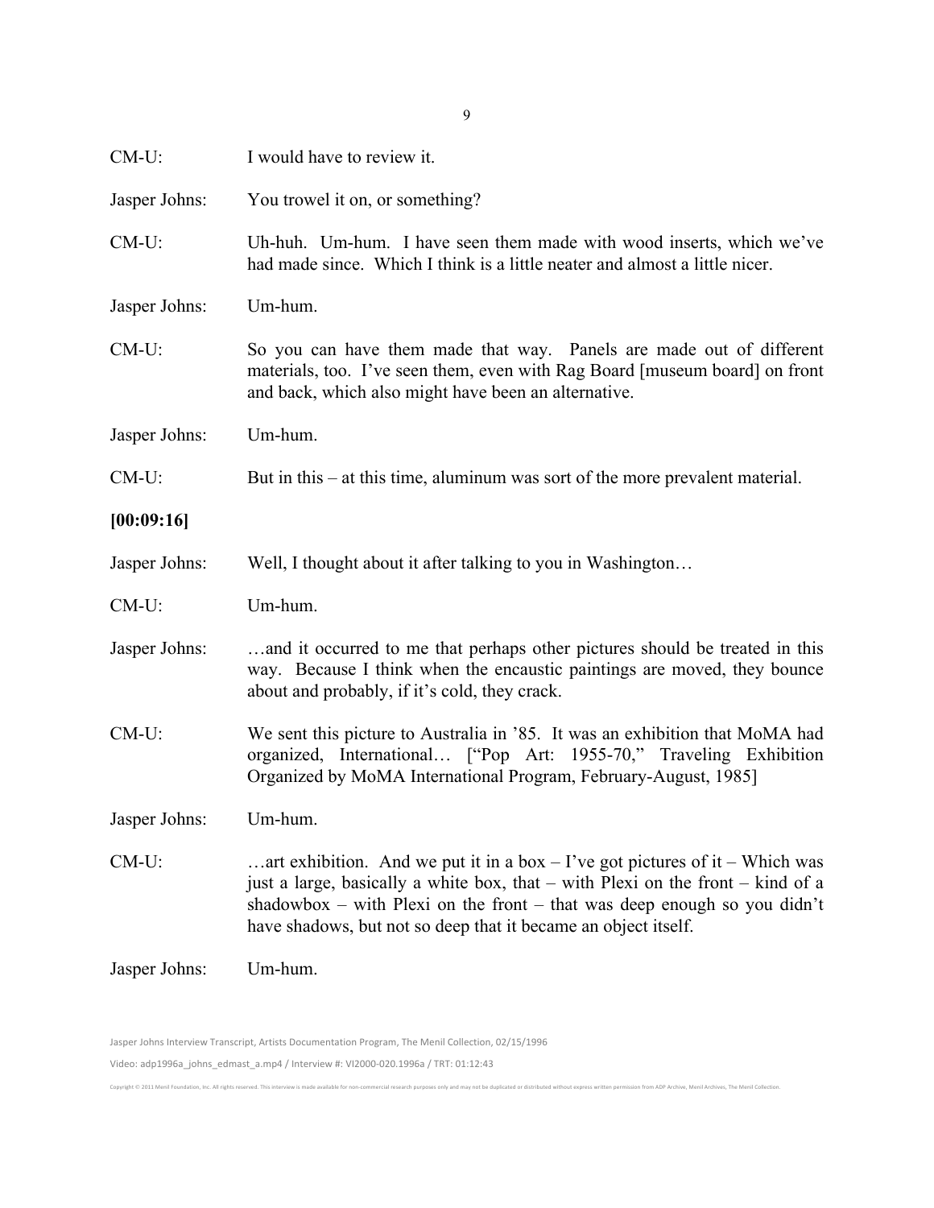CM-U: I would have to review it.

Jasper Johns: You trowel it on, or something?

CM-U: Uh-huh. Um-hum. I have seen them made with wood inserts, which we've had made since. Which I think is a little neater and almost a little nicer.

Jasper Johns: Um-hum.

CM-U: So you can have them made that way. Panels are made out of different materials, too. I've seen them, even with Rag Board [museum board] on front and back, which also might have been an alternative.

Jasper Johns: Um-hum.

CM-U: But in this – at this time, aluminum was sort of the more prevalent material.

**[00:09:16]**

Jasper Johns: Well, I thought about it after talking to you in Washington…

CM-U: Um-hum.

Jasper Johns: …and it occurred to me that perhaps other pictures should be treated in this way. Because I think when the encaustic paintings are moved, they bounce about and probably, if it's cold, they crack.

CM-U: We sent this picture to Australia in '85. It was an exhibition that MoMA had organized, International… ["Pop Art: 1955-70," Traveling Exhibition Organized by MoMA International Program, February-August, 1985]

Jasper Johns: Um-hum.

CM-U: …art exhibition. And we put it in a box – I've got pictures of it – Which was just a large, basically a white box, that – with Plexi on the front – kind of a shadowbox – with Plexi on the front – that was deep enough so you didn't have shadows, but not so deep that it became an object itself.

Jasper Johns: Um-hum.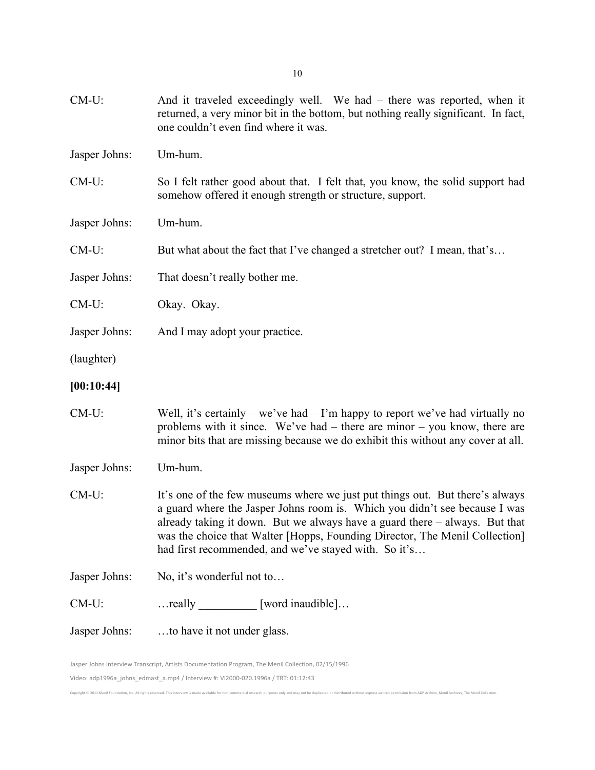CM-U: And it traveled exceedingly well. We had – there was reported, when it returned, a very minor bit in the bottom, but nothing really significant. In fact, one couldn't even find where it was.

Jasper Johns: Um-hum.

CM-U: So I felt rather good about that. I felt that, you know, the solid support had somehow offered it enough strength or structure, support.

Jasper Johns: Um-hum.

CM-U: But what about the fact that I've changed a stretcher out? I mean, that's…

Jasper Johns: That doesn't really bother me.

CM-U: Okay. Okay.

Jasper Johns: And I may adopt your practice.

(laughter)

**[00:10:44]**

CM-U: Well, it's certainly – we've had – I'm happy to report we've had virtually no problems with it since. We've had – there are minor – you know, there are minor bits that are missing because we do exhibit this without any cover at all.

Jasper Johns: Um-hum.

CM-U: It's one of the few museums where we just put things out. But there's always a guard where the Jasper Johns room is. Which you didn't see because I was already taking it down. But we always have a guard there – always. But that was the choice that Walter [Hopps, Founding Director, The Menil Collection] had first recommended, and we've stayed with. So it's…

Jasper Johns: No, it's wonderful not to…

CM-U: …really __________ [word inaudible]…

Jasper Johns: …to have it not under glass.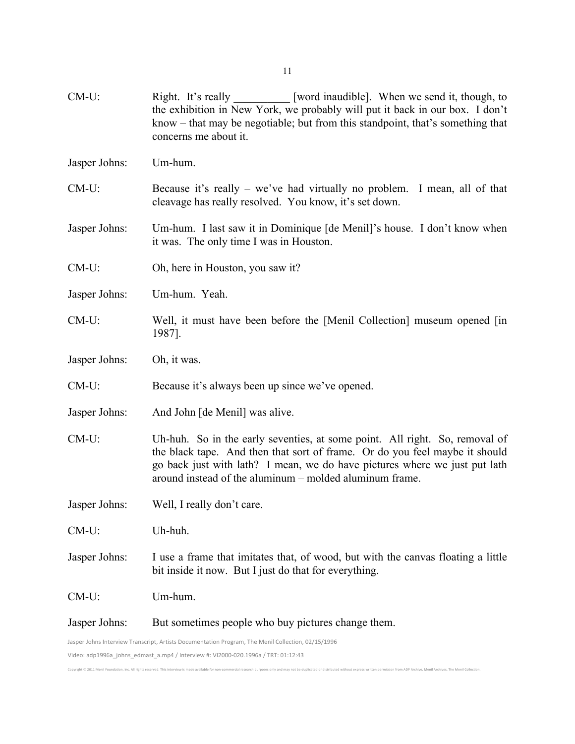CM-U: Right. It's really __________ [word inaudible]. When we send it, though, to the exhibition in New York, we probably will put it back in our box. I don't know – that may be negotiable; but from this standpoint, that's something that concerns me about it.

Jasper Johns: Um-hum.

CM-U: Because it's really – we've had virtually no problem. I mean, all of that cleavage has really resolved. You know, it's set down.

Jasper Johns: Um-hum. I last saw it in Dominique [de Menil]'s house. I don't know when it was. The only time I was in Houston.

CM-U: Oh, here in Houston, you saw it?

Jasper Johns: Um-hum. Yeah.

CM-U: Well, it must have been before the [Menil Collection] museum opened [in 1987].

Jasper Johns: Oh, it was.

CM-U: Because it's always been up since we've opened.

Jasper Johns: And John [de Menil] was alive.

CM-U: Uh-huh. So in the early seventies, at some point. All right. So, removal of the black tape. And then that sort of frame. Or do you feel maybe it should go back just with lath? I mean, we do have pictures where we just put lath around instead of the aluminum – molded aluminum frame.

Jasper Johns: Well, I really don't care.

CM-U: Uh-huh.

Jasper Johns: I use a frame that imitates that, of wood, but with the canvas floating a little bit inside it now. But I just do that for everything.

CM-U: Um-hum.

Jasper Johns: But sometimes people who buy pictures change them.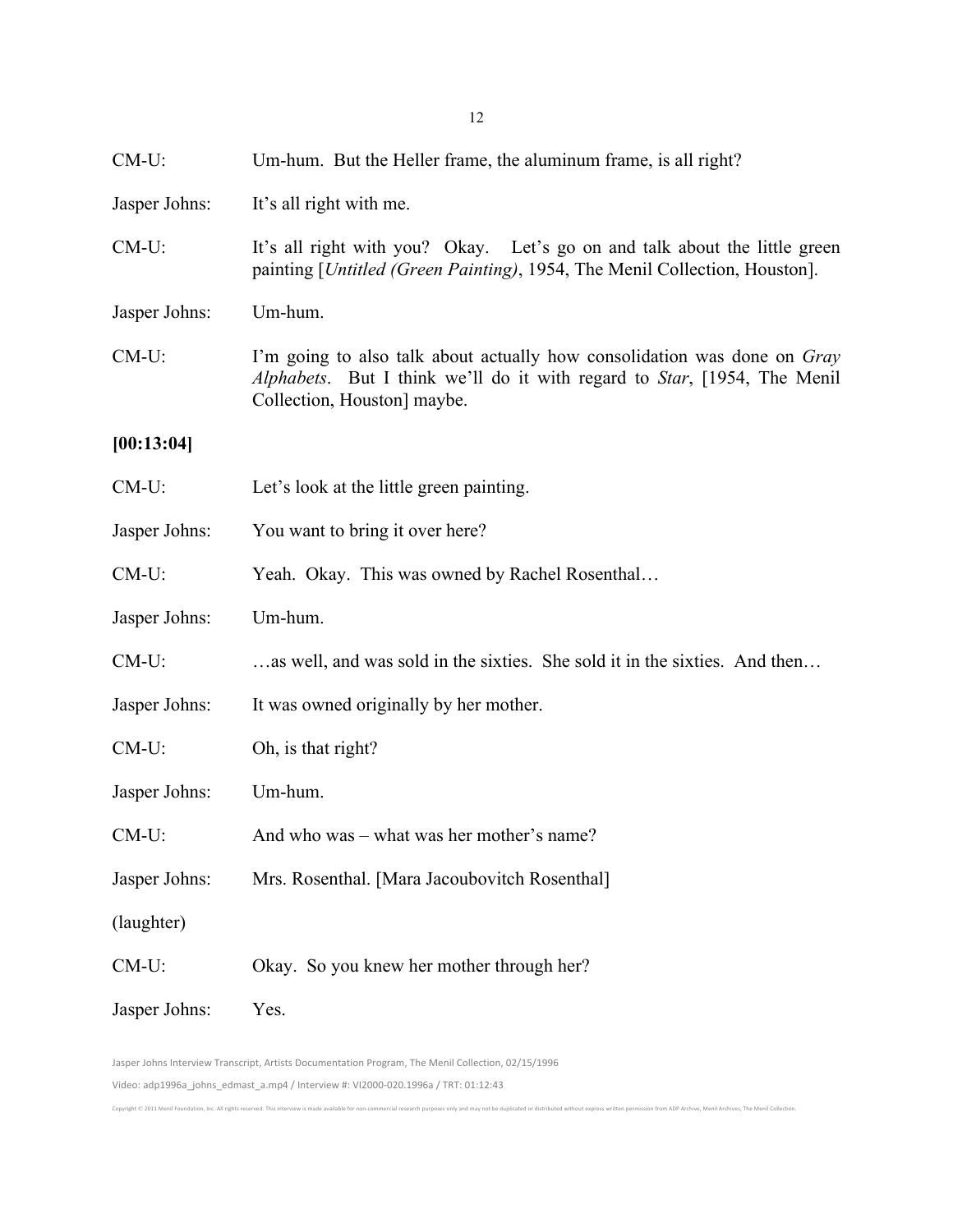CM-U: Um-hum. But the Heller frame, the aluminum frame, is all right?

Jasper Johns: It's all right with me.

CM-U: It's all right with you? Okay. Let's go on and talk about the little green painting [*Untitled (Green Painting)*, 1954, The Menil Collection, Houston].

Jasper Johns: Um-hum.

CM-U: I'm going to also talk about actually how consolidation was done on *Gray Alphabets*. But I think we'll do it with regard to *Star*, [1954, The Menil Collection, Houston] maybe.

**[00:13:04]**

CM-U: Let's look at the little green painting.

Jasper Johns: You want to bring it over here?

CM-U: Yeah. Okay. This was owned by Rachel Rosenthal…

Jasper Johns: Um-hum.

CM-U: …as well, and was sold in the sixties. She sold it in the sixties. And then…

Jasper Johns: It was owned originally by her mother.

CM-U: Oh, is that right?

Jasper Johns: Um-hum.

CM-U: And who was – what was her mother's name?

Jasper Johns: Mrs. Rosenthal. [Mara Jacoubovitch Rosenthal]

(laughter)

CM-U: Okay. So you knew her mother through her?

Jasper Johns: Yes.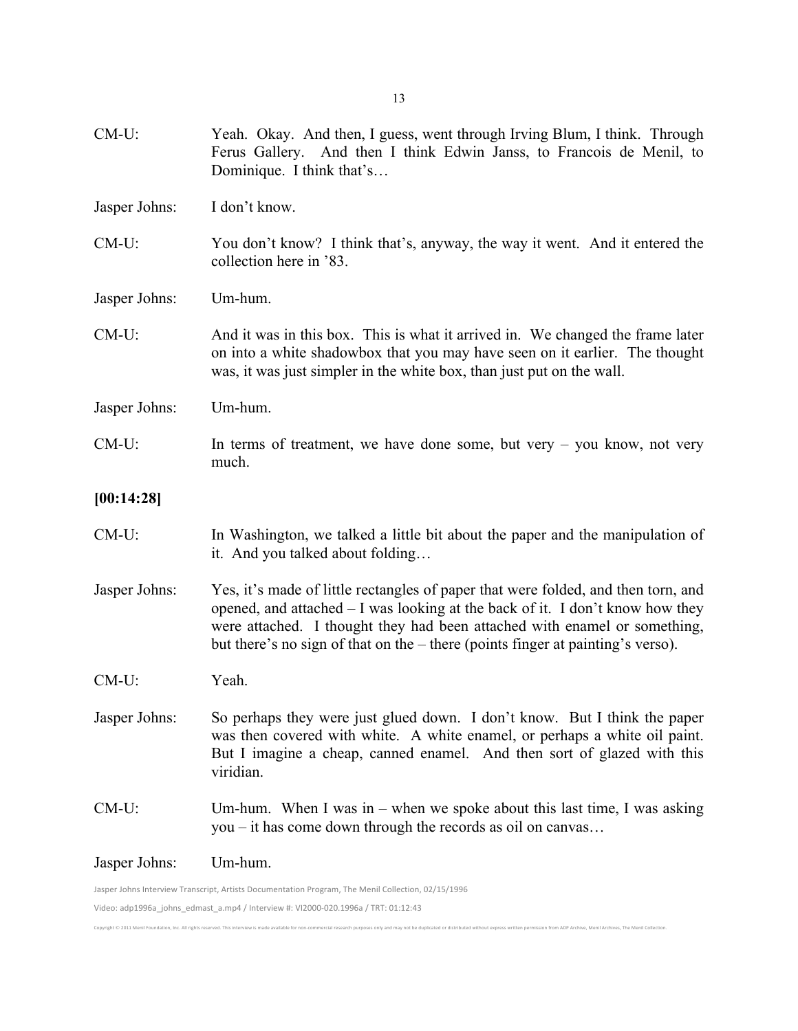CM-U: Yeah. Okay. And then, I guess, went through Irving Blum, I think. Through Ferus Gallery. And then I think Edwin Janss, to Francois de Menil, to Dominique. I think that's…

Jasper Johns: I don't know.

CM-U: You don't know? I think that's, anyway, the way it went. And it entered the collection here in '83.

Jasper Johns: Um-hum.

CM-U: And it was in this box. This is what it arrived in. We changed the frame later on into a white shadowbox that you may have seen on it earlier. The thought was, it was just simpler in the white box, than just put on the wall.

Jasper Johns: Um-hum.

CM-U: In terms of treatment, we have done some, but very – you know, not very much.

**[00:14:28]**

CM-U: In Washington, we talked a little bit about the paper and the manipulation of it. And you talked about folding…

Jasper Johns: Yes, it's made of little rectangles of paper that were folded, and then torn, and opened, and attached – I was looking at the back of it. I don't know how they were attached. I thought they had been attached with enamel or something, but there's no sign of that on the – there (points finger at painting's verso).

CM-U: Yeah.

Jasper Johns: So perhaps they were just glued down. I don't know. But I think the paper was then covered with white. A white enamel, or perhaps a white oil paint. But I imagine a cheap, canned enamel. And then sort of glazed with this viridian.

CM-U: Um-hum. When I was in – when we spoke about this last time, I was asking you – it has come down through the records as oil on canvas…

Jasper Johns: Um-hum.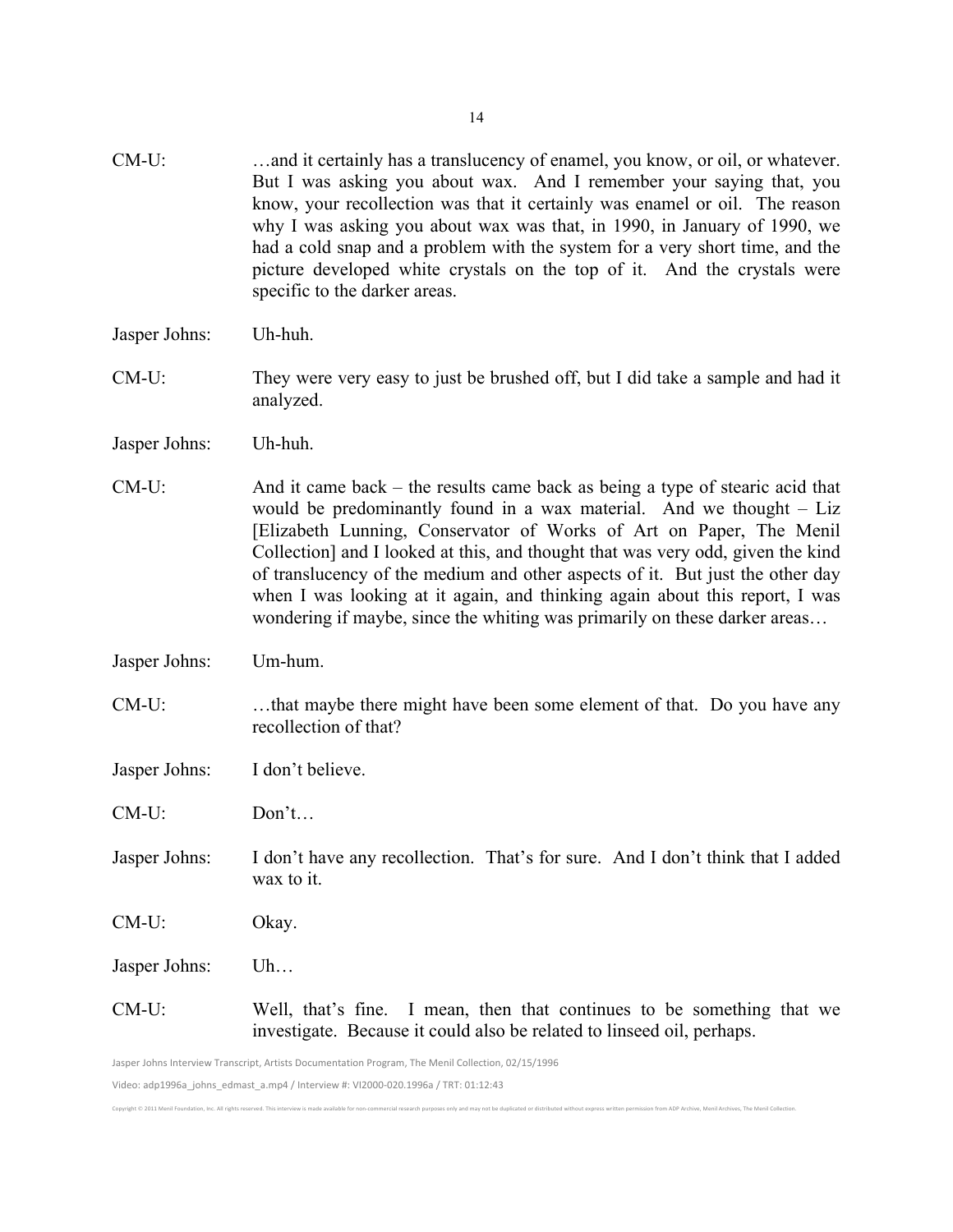CM-U: …and it certainly has a translucency of enamel, you know, or oil, or whatever. But I was asking you about wax. And I remember your saying that, you know, your recollection was that it certainly was enamel or oil. The reason why I was asking you about wax was that, in 1990, in January of 1990, we had a cold snap and a problem with the system for a very short time, and the picture developed white crystals on the top of it. And the crystals were specific to the darker areas.

Jasper Johns: Uh-huh.

CM-U: They were very easy to just be brushed off, but I did take a sample and had it analyzed.

Jasper Johns: Uh-huh.

CM-U: And it came back – the results came back as being a type of stearic acid that would be predominantly found in a wax material. And we thought – Liz [Elizabeth Lunning, Conservator of Works of Art on Paper, The Menil Collection] and I looked at this, and thought that was very odd, given the kind of translucency of the medium and other aspects of it. But just the other day when I was looking at it again, and thinking again about this report, I was wondering if maybe, since the whiting was primarily on these darker areas…

Jasper Johns: Um-hum.

CM-U: …that maybe there might have been some element of that. Do you have any recollection of that?

Jasper Johns: I don't believe.

CM-U: Don't…

Jasper Johns: I don't have any recollection. That's for sure. And I don't think that I added wax to it.

CM-U: Okay.

Jasper Johns: Uh…

CM-U: Well, that's fine. I mean, then that continues to be something that we investigate. Because it could also be related to linseed oil, perhaps.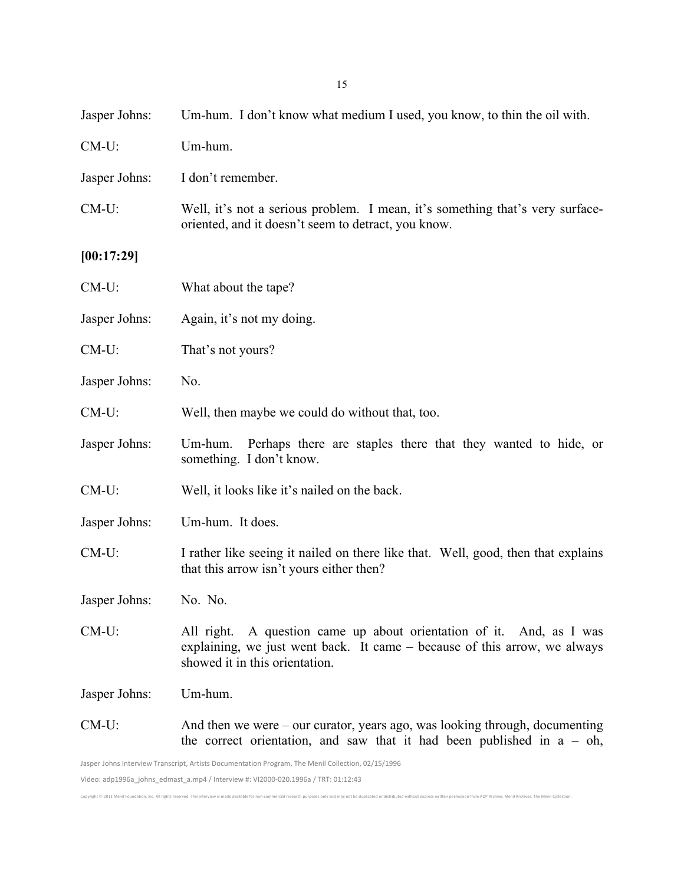Jasper Johns: Um-hum. I don't know what medium I used, you know, to thin the oil with.

CM-U: Um-hum.

Jasper Johns: I don't remember.

CM-U: Well, it's not a serious problem. I mean, it's something that's very surface-oriented, and it doesn't seem to detract, you know.

**[00:17:29]**

CM-U: What about the tape?

Jasper Johns: Again, it's not my doing.

CM-U: That's not yours?

Jasper Johns: No.

CM-U: Well, then maybe we could do without that, too.

Jasper Johns: Um-hum. Perhaps there are staples there that they wanted to hide, or something. I don't know.

CM-U: Well, it looks like it's nailed on the back.

Jasper Johns: Um-hum. It does.

CM-U: I rather like seeing it nailed on there like that. Well, good, then that explains that this arrow isn't yours either then?

Jasper Johns: No. No.

CM-U: All right. A question came up about orientation of it. And, as I was explaining, we just went back. It came – because of this arrow, we always showed it in this orientation.

Jasper Johns: Um-hum.

CM-U: And then we were – our curator, years ago, was looking through, documenting the correct orientation, and saw that it had been published in a – oh,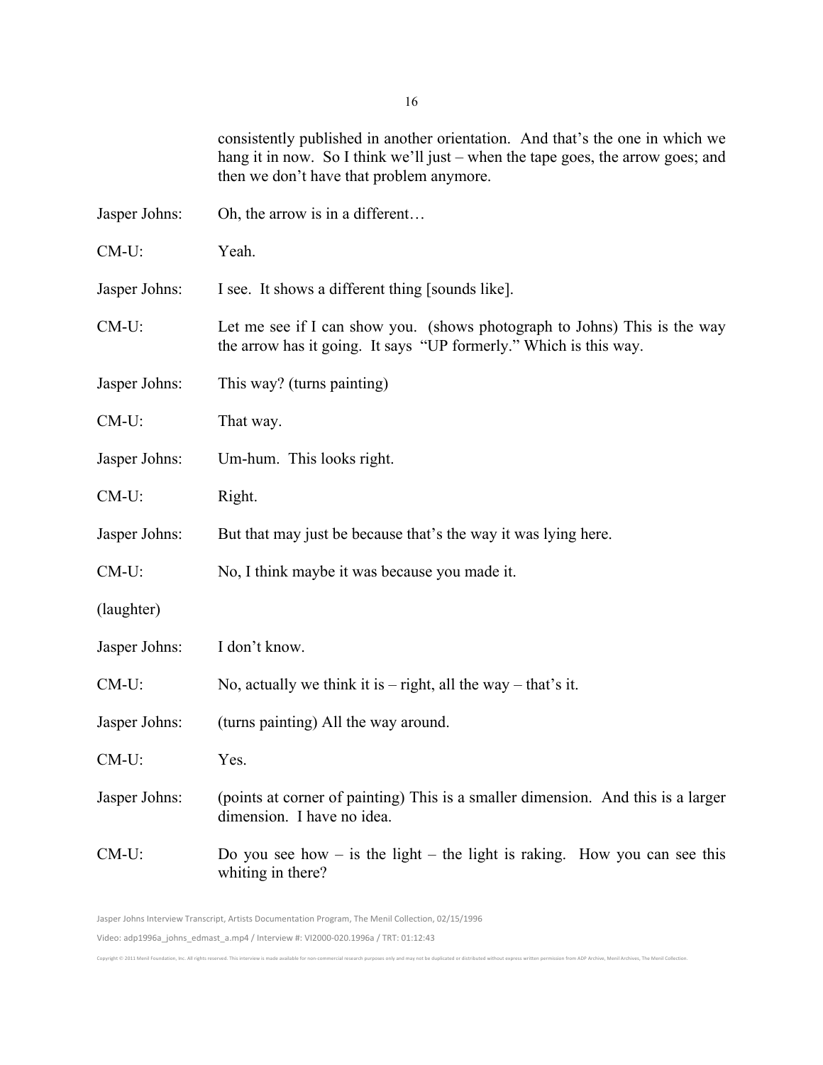consistently published in another orientation. And that's the one in which we hang it in now. So I think we'll just – when the tape goes, the arrow goes; and then we don't have that problem anymore.

Jasper Johns: Oh, the arrow is in a different…

CM-U: Yeah.

Jasper Johns: I see. It shows a different thing [sounds like].

CM-U: Let me see if I can show you. (shows photograph to Johns) This is the way the arrow has it going. It says "UP formerly." Which is this way.

Jasper Johns: This way? (turns painting)

CM-U: That way.

Jasper Johns: Um-hum. This looks right.

CM-U: Right.

Jasper Johns: But that may just be because that's the way it was lying here.

CM-U: No, I think maybe it was because you made it.

(laughter)

Jasper Johns: I don't know.

CM-U: No, actually we think it is – right, all the way – that's it.

Jasper Johns: (turns painting) All the way around.

CM-U: Yes.

Jasper Johns: (points at corner of painting) This is a smaller dimension. And this is a larger dimension. I have no idea.

CM-U: Do you see how – is the light – the light is raking. How you can see this whiting in there?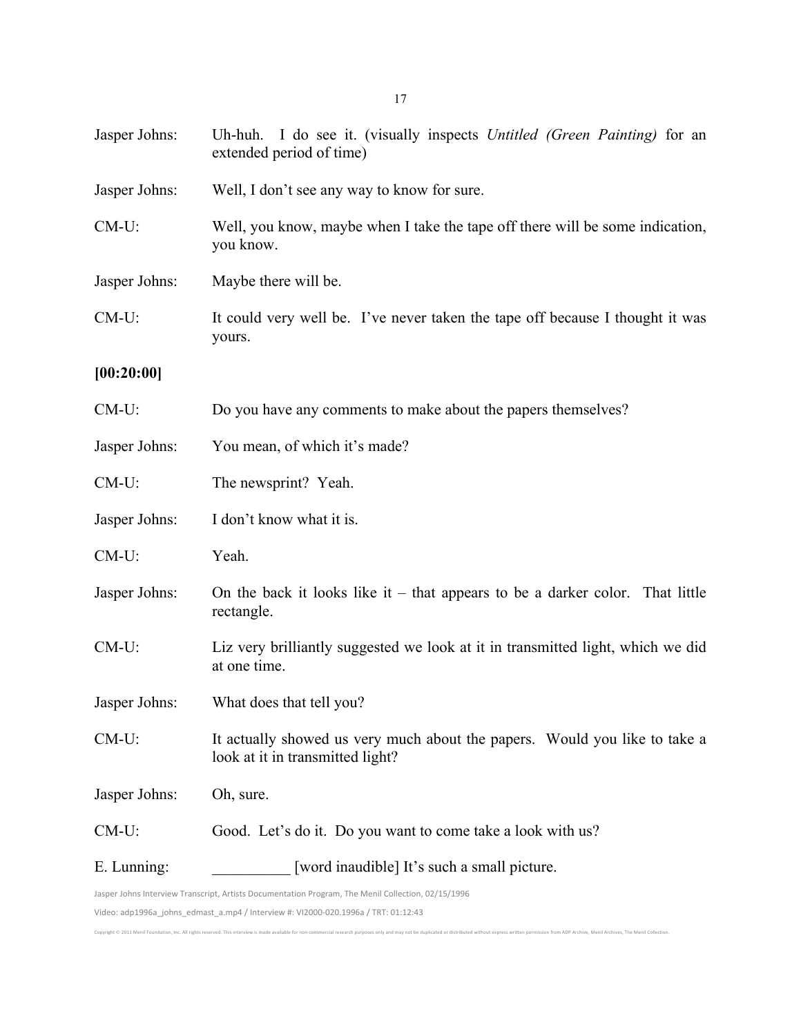Jasper Johns: Uh-huh. I do see it. (visually inspects *Untitled (Green Painting)* for an extended period of time)

Jasper Johns: Well, I don't see any way to know for sure.

CM-U: Well, you know, maybe when I take the tape off there will be some indication, you know.

Jasper Johns: Maybe there will be.

CM-U: It could very well be. I've never taken the tape off because I thought it was yours.

**[00:20:00]**

CM-U: Do you have any comments to make about the papers themselves?

Jasper Johns: You mean, of which it's made?

CM-U: The newsprint? Yeah.

Jasper Johns: I don't know what it is.

CM-U: Yeah.

Jasper Johns: On the back it looks like it – that appears to be a darker color. That little rectangle.

CM-U: Liz very brilliantly suggested we look at it in transmitted light, which we did at one time.

Jasper Johns: What does that tell you?

CM-U: It actually showed us very much about the papers. Would you like to take a look at it in transmitted light?

Jasper Johns: Oh, sure.

CM-U: Good. Let's do it. Do you want to come take a look with us?

E. Lunning: __________ [word inaudible] It's such a small picture.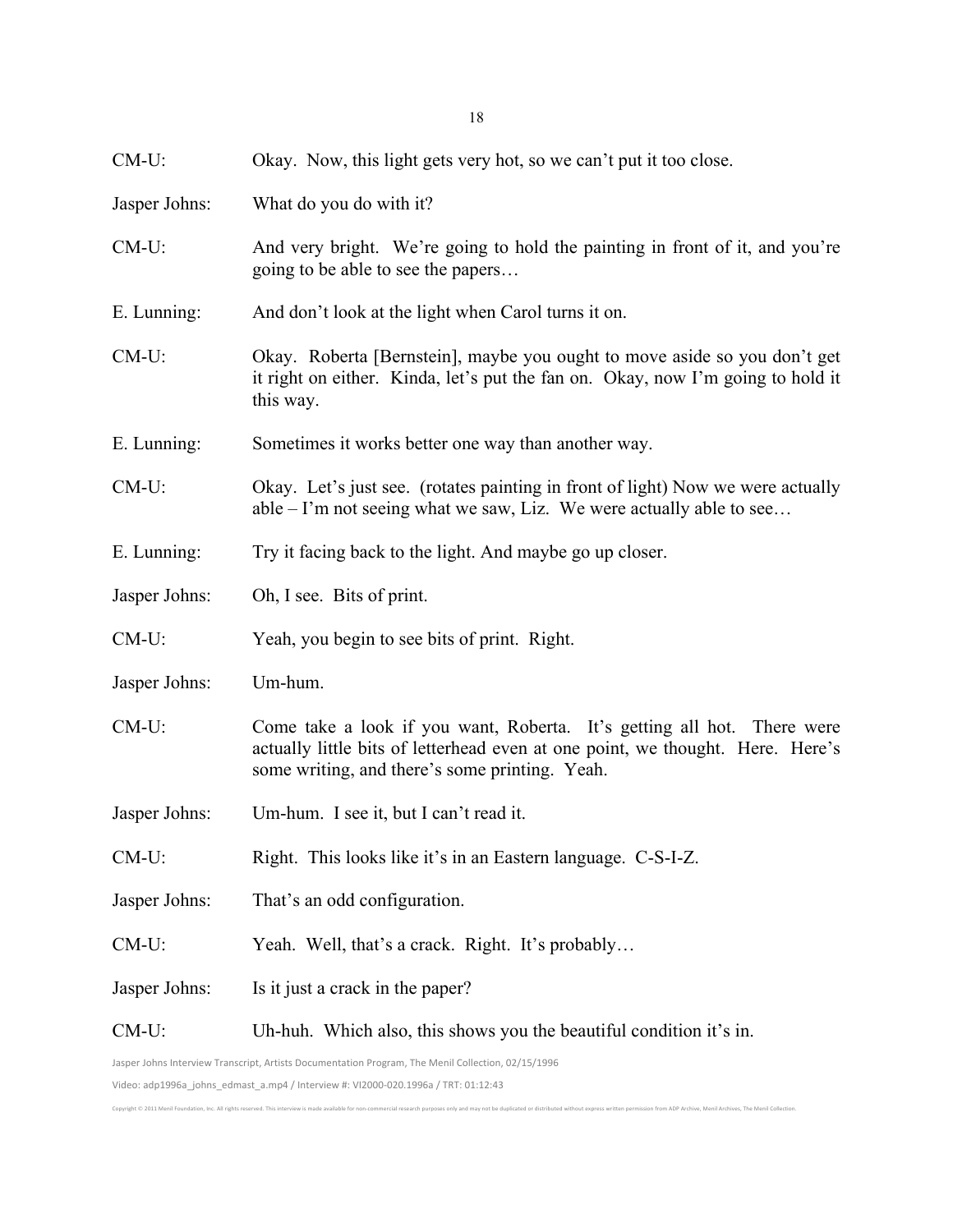CM-U: Okay. Now, this light gets very hot, so we can't put it too close.

Jasper Johns: What do you do with it?

CM-U: And very bright. We're going to hold the painting in front of it, and you're going to be able to see the papers…

E. Lunning: And don't look at the light when Carol turns it on.

CM-U: Okay. Roberta [Bernstein], maybe you ought to move aside so you don't get it right on either. Kinda, let's put the fan on. Okay, now I'm going to hold it this way.

E. Lunning: Sometimes it works better one way than another way.

CM-U: Okay. Let's just see. (rotates painting in front of light) Now we were actually able – I'm not seeing what we saw, Liz. We were actually able to see…

E. Lunning: Try it facing back to the light. And maybe go up closer.

Jasper Johns: Oh, I see. Bits of print.

CM-U: Yeah, you begin to see bits of print. Right.

Jasper Johns: Um-hum.

CM-U: Come take a look if you want, Roberta. It's getting all hot. There were actually little bits of letterhead even at one point, we thought. Here. Here's some writing, and there's some printing. Yeah.

Jasper Johns: Um-hum. I see it, but I can't read it.

CM-U: Right. This looks like it's in an Eastern language. C-S-I-Z.

Jasper Johns: That's an odd configuration.

CM-U: Yeah. Well, that's a crack. Right. It's probably…

Jasper Johns: Is it just a crack in the paper?

CM-U: Uh-huh. Which also, this shows you the beautiful condition it's in.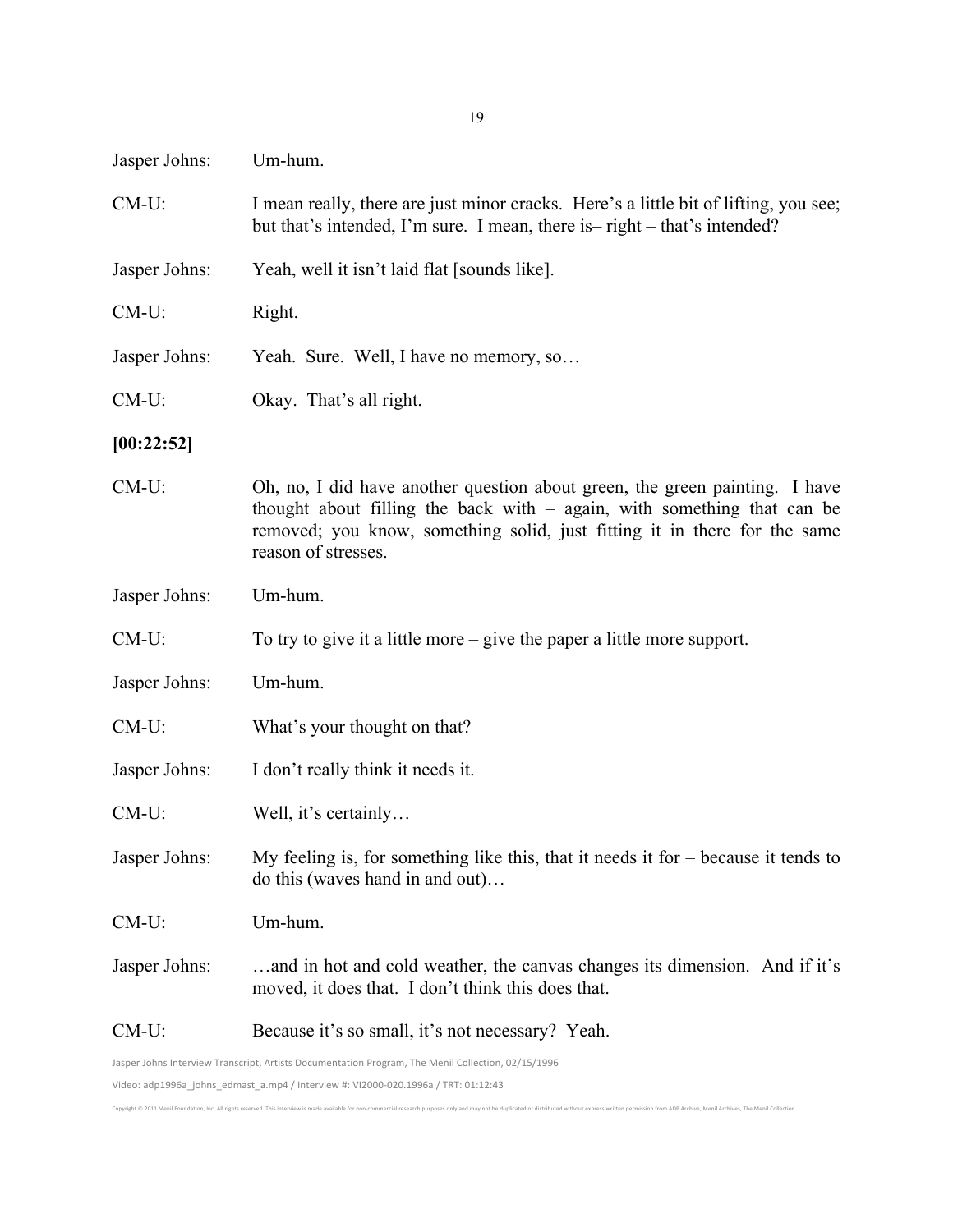Jasper Johns: Um-hum.

CM-U: I mean really, there are just minor cracks. Here's a little bit of lifting, you see; but that's intended, I'm sure. I mean, there is– right – that's intended?

Jasper Johns: Yeah, well it isn't laid flat [sounds like].

CM-U: Right.

Jasper Johns: Yeah. Sure. Well, I have no memory, so…

CM-U: Okay. That's all right.

**[00:22:52]**

CM-U: Oh, no, I did have another question about green, the green painting. I have thought about filling the back with – again, with something that can be removed; you know, something solid, just fitting it in there for the same reason of stresses.

Jasper Johns: Um-hum.

CM-U: To try to give it a little more – give the paper a little more support.

Jasper Johns: Um-hum.

CM-U: What's your thought on that?

Jasper Johns: I don't really think it needs it.

CM-U: Well, it's certainly…

Jasper Johns: My feeling is, for something like this, that it needs it for – because it tends to do this (waves hand in and out)…

CM-U: Um-hum.

Jasper Johns: …and in hot and cold weather, the canvas changes its dimension. And if it's moved, it does that. I don't think this does that.

CM-U: Because it's so small, it's not necessary? Yeah.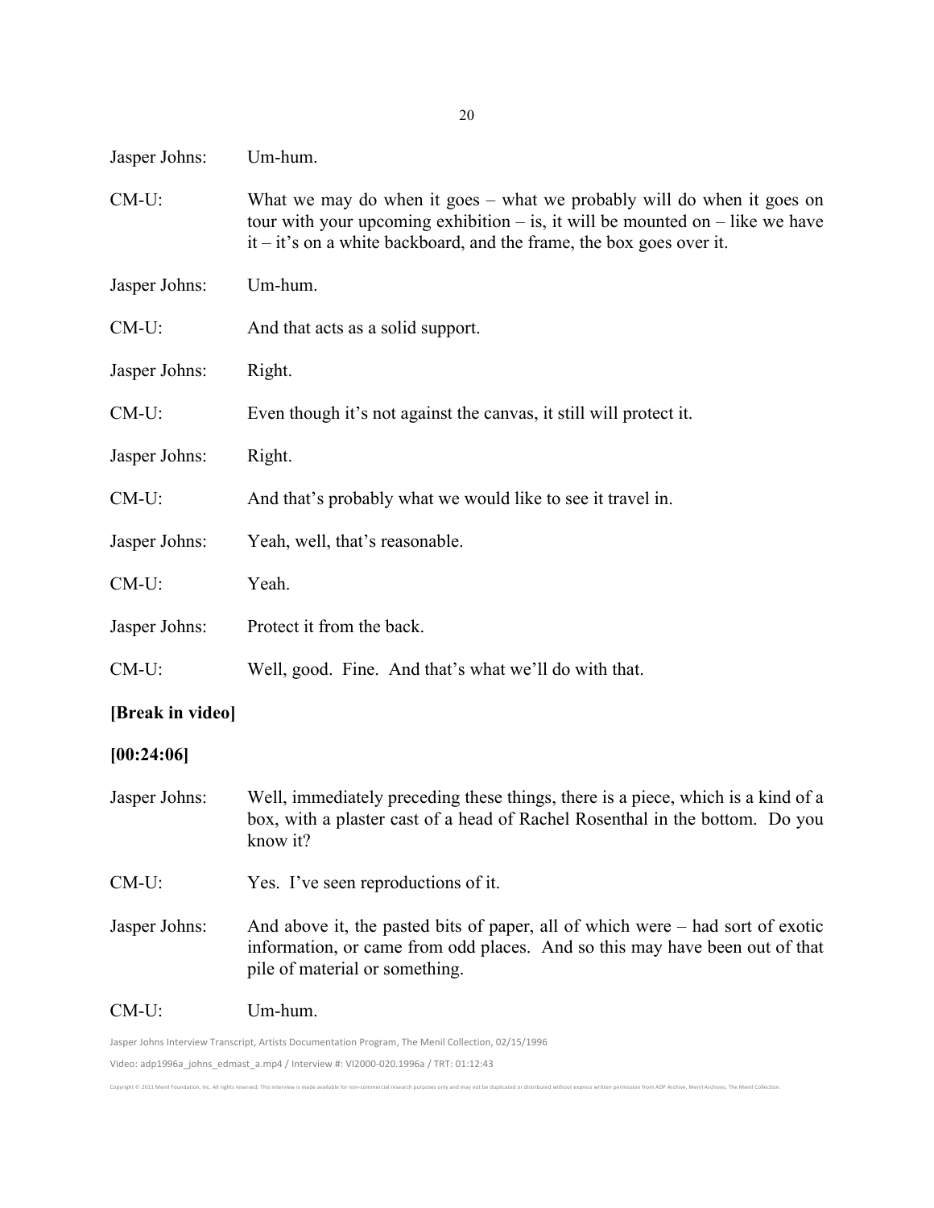Jasper Johns: Um-hum.

CM-U: What we may do when it goes – what we probably will do when it goes on tour with your upcoming exhibition – is, it will be mounted on – like we have it – it's on a white backboard, and the frame, the box goes over it.

Jasper Johns: Um-hum.

CM-U: And that acts as a solid support.

Jasper Johns: Right.

CM-U: Even though it's not against the canvas, it still will protect it.

Jasper Johns: Right.

CM-U: And that's probably what we would like to see it travel in.

Jasper Johns: Yeah, well, that's reasonable.

CM-U: Yeah.

Jasper Johns: Protect it from the back.

CM-U: Well, good. Fine. And that's what we'll do with that.

**[Break in video]**

**[00:24:06]**

Jasper Johns: Well, immediately preceding these things, there is a piece, which is a kind of a box, with a plaster cast of a head of Rachel Rosenthal in the bottom. Do you know it?

CM-U: Yes. I've seen reproductions of it.

Jasper Johns: And above it, the pasted bits of paper, all of which were – had sort of exotic information, or came from odd places. And so this may have been out of that pile of material or something.

CM-U: Um-hum.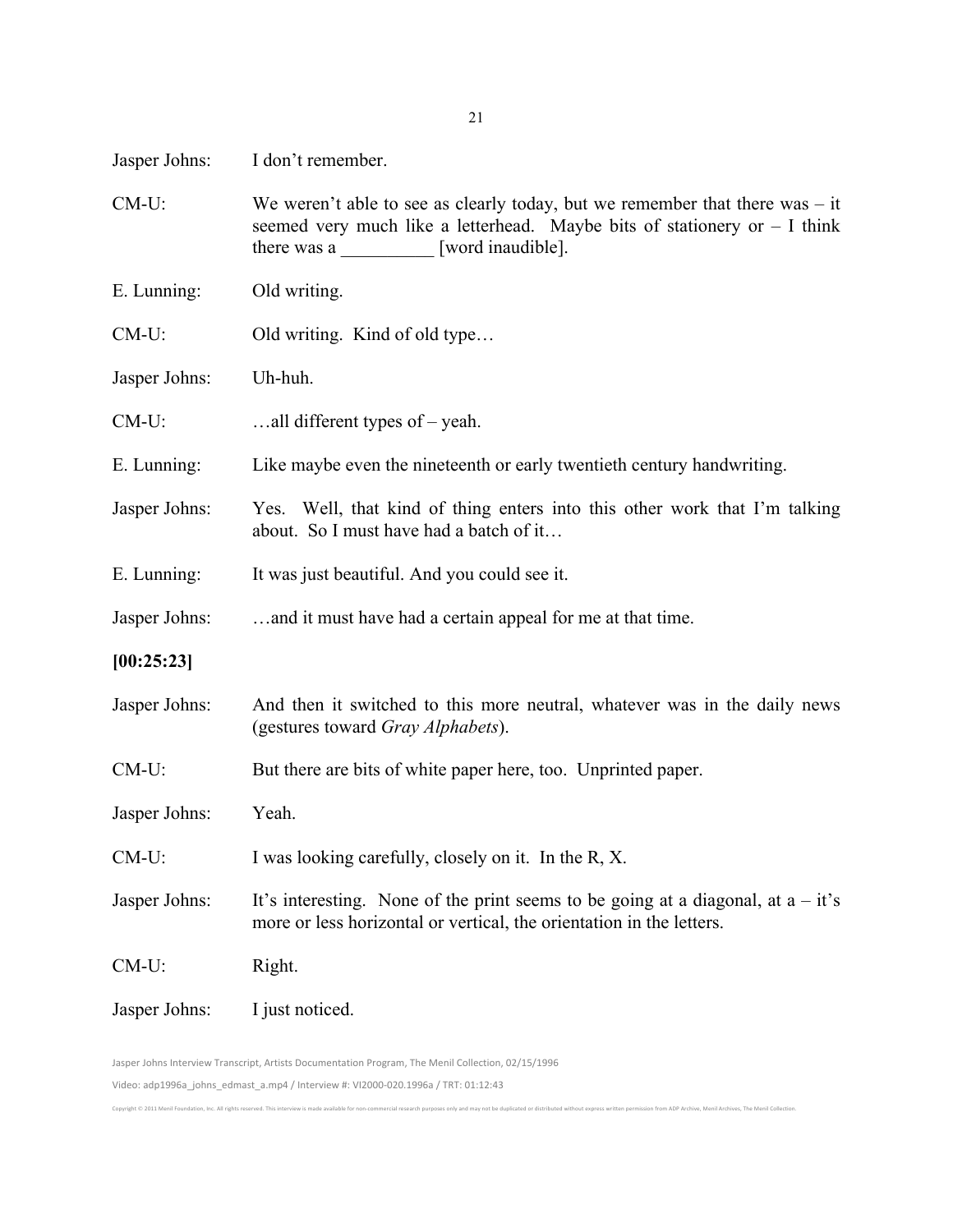Jasper Johns: I don't remember.

CM-U: We weren't able to see as clearly today, but we remember that there was – it seemed very much like a letterhead. Maybe bits of stationery or – I think there was a __________ [word inaudible].

E. Lunning: Old writing.

CM-U: Old writing. Kind of old type…

Jasper Johns: Uh-huh.

CM-U: …all different types of – yeah.

E. Lunning: Like maybe even the nineteenth or early twentieth century handwriting.

Jasper Johns: Yes. Well, that kind of thing enters into this other work that I'm talking about. So I must have had a batch of it…

E. Lunning: It was just beautiful. And you could see it.

Jasper Johns: …and it must have had a certain appeal for me at that time.

**[00:25:23]**

Jasper Johns: And then it switched to this more neutral, whatever was in the daily news (gestures toward *Gray Alphabets*).

CM-U: But there are bits of white paper here, too. Unprinted paper.

Jasper Johns: Yeah.

CM-U: I was looking carefully, closely on it. In the R, X.

Jasper Johns: It's interesting. None of the print seems to be going at a diagonal, at a – it's more or less horizontal or vertical, the orientation in the letters.

CM-U: Right.

Jasper Johns: I just noticed.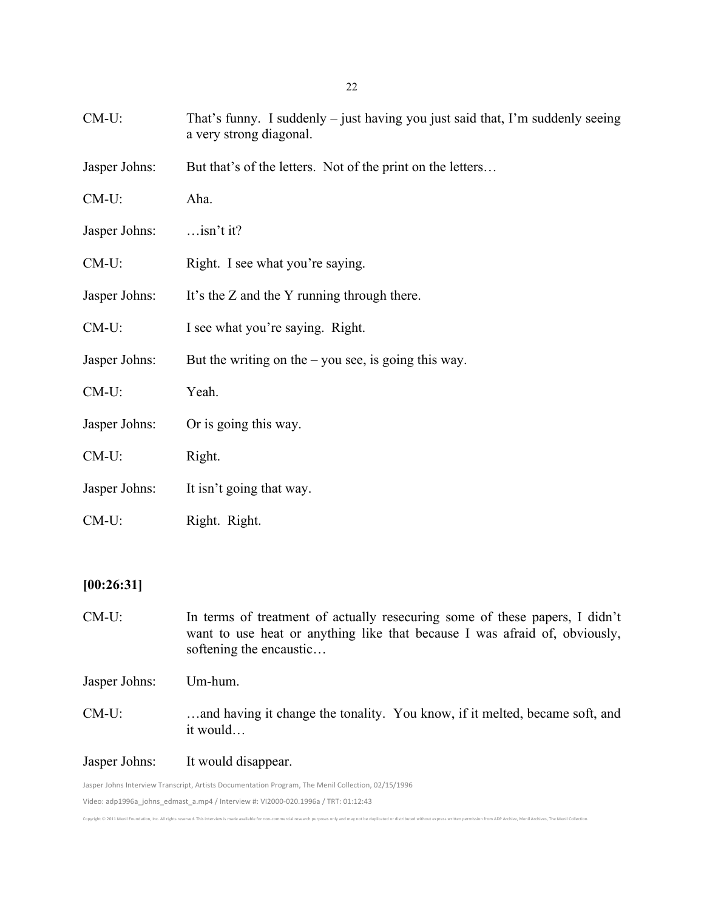CM-U: That's funny. I suddenly – just having you just said that, I'm suddenly seeing a very strong diagonal.

Jasper Johns: But that's of the letters. Not of the print on the letters…

CM-U: Aha.

Jasper Johns: …isn't it?

CM-U: Right. I see what you're saying.

Jasper Johns: It's the Z and the Y running through there.

CM-U: I see what you're saying. Right.

Jasper Johns: But the writing on the – you see, is going this way.

CM-U: Yeah.

Jasper Johns: Or is going this way.

CM-U: Right.

Jasper Johns: It isn't going that way.

CM-U: Right. Right.

**[00:26:31]**

CM-U: In terms of treatment of actually resecuring some of these papers, I didn't want to use heat or anything like that because I was afraid of, obviously, softening the encaustic…

Jasper Johns: Um-hum.

CM-U: …and having it change the tonality. You know, if it melted, became soft, and it would…

Jasper Johns: It would disappear.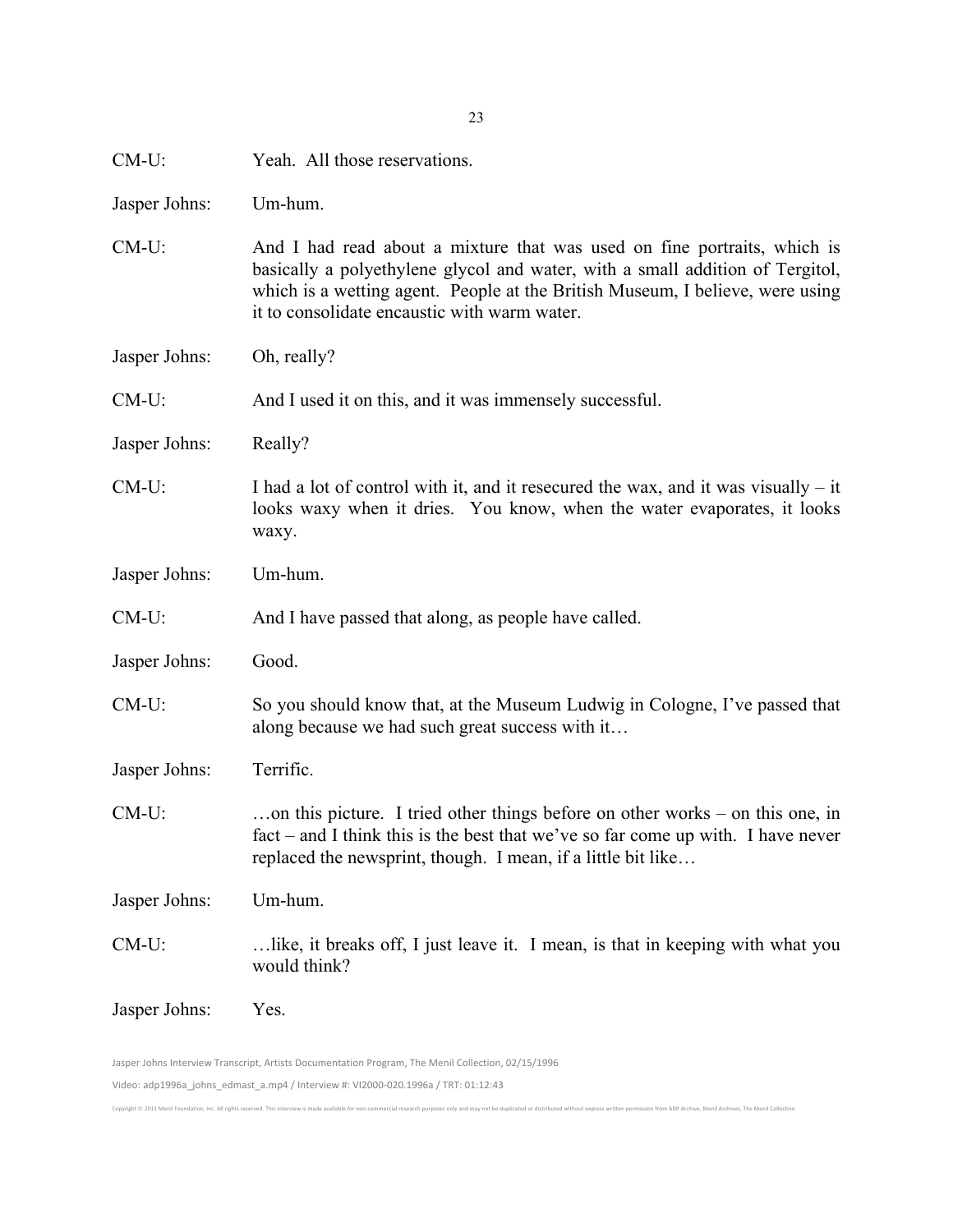CM-U: Yeah. All those reservations.

Jasper Johns: Um-hum.

CM-U: And I had read about a mixture that was used on fine portraits, which is basically a polyethylene glycol and water, with a small addition of Tergitol, which is a wetting agent. People at the British Museum, I believe, were using it to consolidate encaustic with warm water.

Jasper Johns: Oh, really?

CM-U: And I used it on this, and it was immensely successful.

Jasper Johns: Really?

CM-U: I had a lot of control with it, and it resecured the wax, and it was visually – it looks waxy when it dries. You know, when the water evaporates, it looks waxy.

Jasper Johns: Um-hum.

CM-U: And I have passed that along, as people have called.

Jasper Johns: Good.

CM-U: So you should know that, at the Museum Ludwig in Cologne, I've passed that along because we had such great success with it…

Jasper Johns: Terrific.

CM-U: …on this picture. I tried other things before on other works – on this one, in fact – and I think this is the best that we've so far come up with. I have never replaced the newsprint, though. I mean, if a little bit like…

Jasper Johns: Um-hum.

CM-U: …like, it breaks off, I just leave it. I mean, is that in keeping with what you would think?

Jasper Johns: Yes.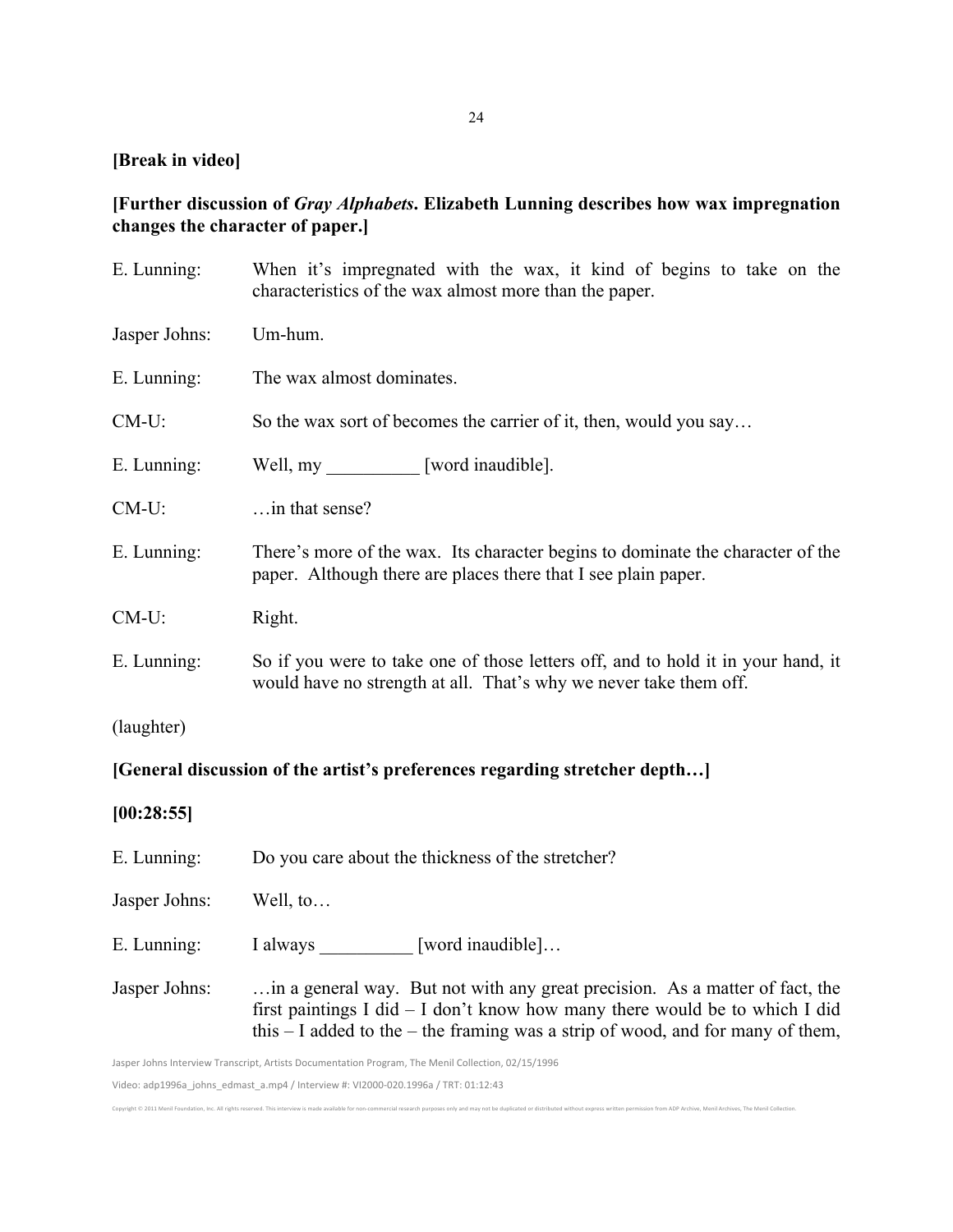**[Break in video]**

**[Further discussion of *Gray Alphabets*. Elizabeth Lunning describes how wax impregnation changes the character of paper.]**

E. Lunning: When it's impregnated with the wax, it kind of begins to take on the characteristics of the wax almost more than the paper.

Jasper Johns: Um-hum.

E. Lunning: The wax almost dominates.

CM-U: So the wax sort of becomes the carrier of it, then, would you say…

E. Lunning: Well, my __________ [word inaudible].

CM-U: …in that sense?

E. Lunning: There's more of the wax. Its character begins to dominate the character of the paper. Although there are places there that I see plain paper.

CM-U: Right.

E. Lunning: So if you were to take one of those letters off, and to hold it in your hand, it would have no strength at all. That's why we never take them off.

(laughter)

**[General discussion of the artist's preferences regarding stretcher depth…]**

**[00:28:55]**

E. Lunning: Do you care about the thickness of the stretcher?

Jasper Johns: Well, to…

E. Lunning: I always __________ [word inaudible]…

Jasper Johns: …in a general way. But not with any great precision. As a matter of fact, the first paintings I did – I don't know how many there would be to which I did this – I added to the – the framing was a strip of wood, and for many of them,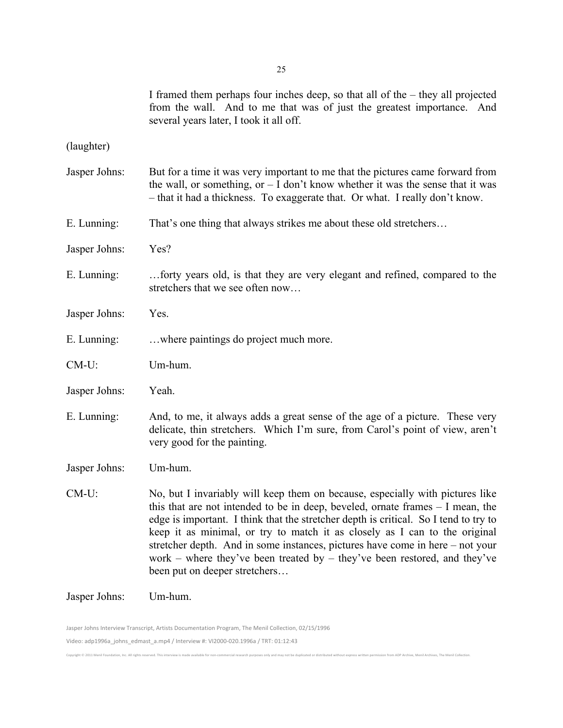I framed them perhaps four inches deep, so that all of the – they all projected from the wall. And to me that was of just the greatest importance. And several years later, I took it all off.

(laughter)

Jasper Johns: But for a time it was very important to me that the pictures came forward from the wall, or something, or – I don't know whether it was the sense that it was – that it had a thickness. To exaggerate that. Or what. I really don't know.

E. Lunning: That's one thing that always strikes me about these old stretchers…

Jasper Johns: Yes?

E. Lunning: …forty years old, is that they are very elegant and refined, compared to the stretchers that we see often now…

Jasper Johns: Yes.

E. Lunning: …where paintings do project much more.

CM-U: Um-hum.

Jasper Johns: Yeah.

E. Lunning: And, to me, it always adds a great sense of the age of a picture. These very delicate, thin stretchers. Which I'm sure, from Carol's point of view, aren't very good for the painting.

Jasper Johns: Um-hum.

CM-U: No, but I invariably will keep them on because, especially with pictures like this that are not intended to be in deep, beveled, ornate frames – I mean, the edge is important. I think that the stretcher depth is critical. So I tend to try to keep it as minimal, or try to match it as closely as I can to the original stretcher depth. And in some instances, pictures have come in here – not your work – where they've been treated by – they've been restored, and they've been put on deeper stretchers…

Jasper Johns: Um-hum.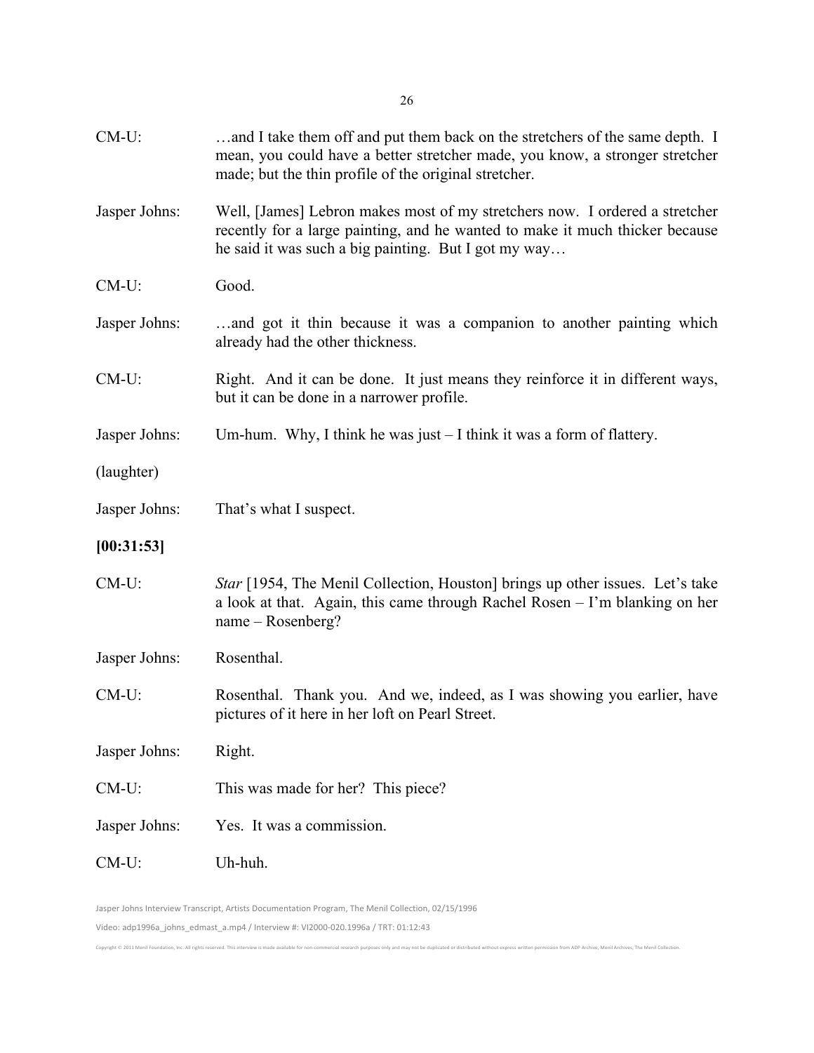CM-U: …and I take them off and put them back on the stretchers of the same depth. I mean, you could have a better stretcher made, you know, a stronger stretcher made; but the thin profile of the original stretcher.

Jasper Johns: Well, [James] Lebron makes most of my stretchers now. I ordered a stretcher recently for a large painting, and he wanted to make it much thicker because he said it was such a big painting. But I got my way…

CM-U: Good.

Jasper Johns: …and got it thin because it was a companion to another painting which already had the other thickness.

CM-U: Right. And it can be done. It just means they reinforce it in different ways, but it can be done in a narrower profile.

Jasper Johns: Um-hum. Why, I think he was just – I think it was a form of flattery.

(laughter)

Jasper Johns: That's what I suspect.

**[00:31:53]**

CM-U: *Star* [1954, The Menil Collection, Houston] brings up other issues. Let's take a look at that. Again, this came through Rachel Rosen – I'm blanking on her name – Rosenberg?

Jasper Johns: Rosenthal.

CM-U: Rosenthal. Thank you. And we, indeed, as I was showing you earlier, have pictures of it here in her loft on Pearl Street.

Jasper Johns: Right.

CM-U: This was made for her? This piece?

Jasper Johns: Yes. It was a commission.

CM-U: Uh-huh.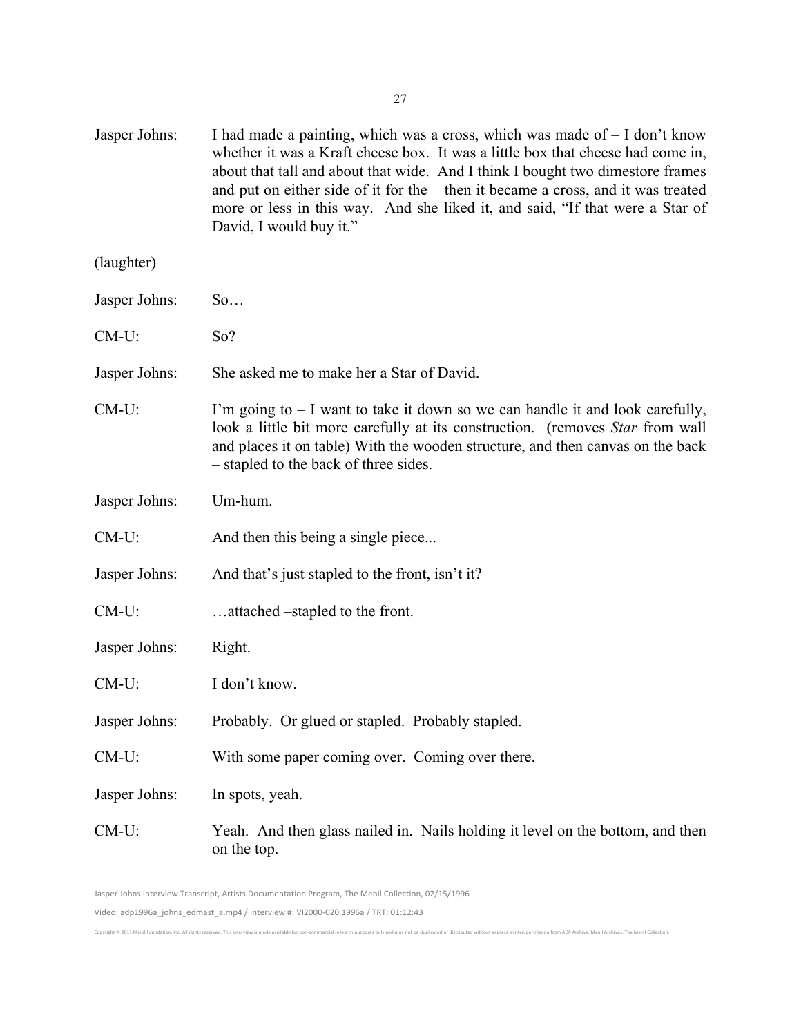Jasper Johns: I had made a painting, which was a cross, which was made of – I don't know whether it was a Kraft cheese box. It was a little box that cheese had come in, about that tall and about that wide. And I think I bought two dimestore frames and put on either side of it for the – then it became a cross, and it was treated more or less in this way. And she liked it, and said, "If that were a Star of David, I would buy it."

(laughter)

Jasper Johns: So…

CM-U: So?

Jasper Johns: She asked me to make her a Star of David.

CM-U: I'm going to – I want to take it down so we can handle it and look carefully, look a little bit more carefully at its construction. (removes *Star* from wall and places it on table) With the wooden structure, and then canvas on the back – stapled to the back of three sides.

Jasper Johns: Um-hum.

CM-U: And then this being a single piece...

Jasper Johns: And that's just stapled to the front, isn't it?

CM-U: …attached –stapled to the front.

Jasper Johns: Right.

CM-U: I don't know.

Jasper Johns: Probably. Or glued or stapled. Probably stapled.

CM-U: With some paper coming over. Coming over there.

Jasper Johns: In spots, yeah.

CM-U: Yeah. And then glass nailed in. Nails holding it level on the bottom, and then on the top.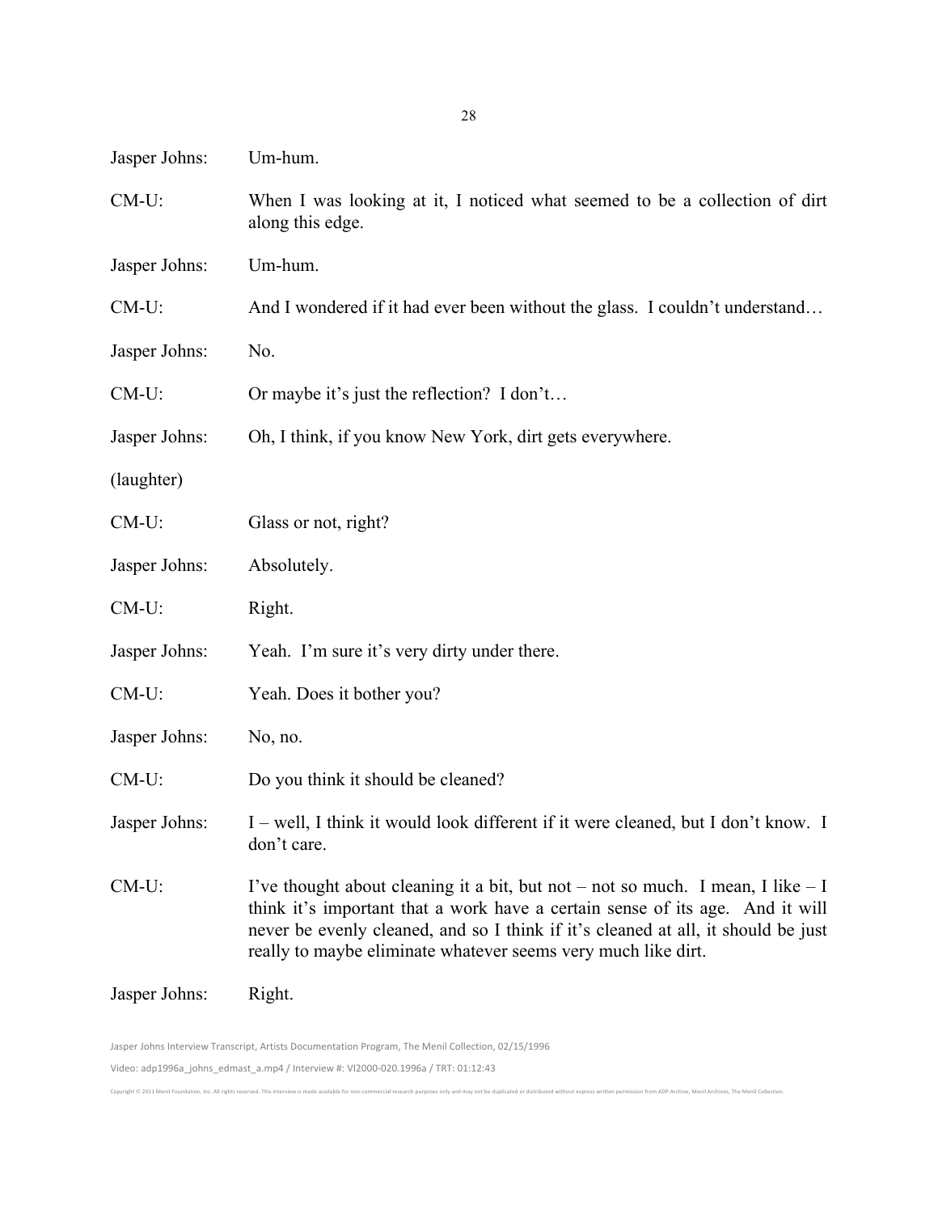Jasper Johns: Um-hum.

CM-U: When I was looking at it, I noticed what seemed to be a collection of dirt along this edge.

Jasper Johns: Um-hum.

CM-U: And I wondered if it had ever been without the glass. I couldn't understand…

Jasper Johns: No.

CM-U: Or maybe it's just the reflection? I don't…

Jasper Johns: Oh, I think, if you know New York, dirt gets everywhere.

(laughter)

CM-U: Glass or not, right?

Jasper Johns: Absolutely.

CM-U: Right.

Jasper Johns: Yeah. I'm sure it's very dirty under there.

CM-U: Yeah. Does it bother you?

Jasper Johns: No, no.

CM-U: Do you think it should be cleaned?

Jasper Johns: I – well, I think it would look different if it were cleaned, but I don't know. I don't care.

CM-U: I've thought about cleaning it a bit, but not – not so much. I mean, I like – I think it's important that a work have a certain sense of its age. And it will never be evenly cleaned, and so I think if it's cleaned at all, it should be just really to maybe eliminate whatever seems very much like dirt.

Jasper Johns: Right.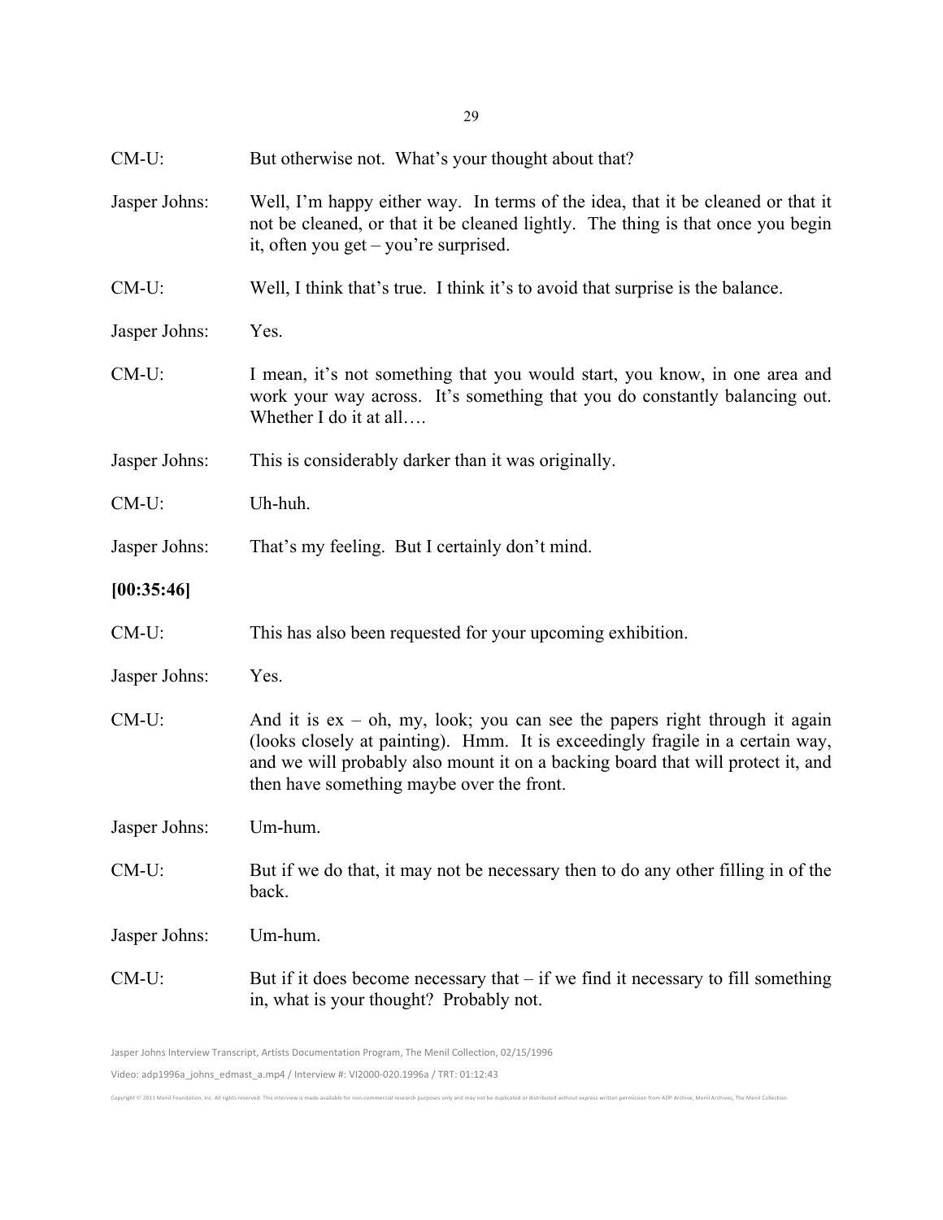CM-U: But otherwise not. What's your thought about that?

Jasper Johns: Well, I'm happy either way. In terms of the idea, that it be cleaned or that it not be cleaned, or that it be cleaned lightly. The thing is that once you begin it, often you get – you're surprised.

CM-U: Well, I think that's true. I think it's to avoid that surprise is the balance.

Jasper Johns: Yes.

CM-U: I mean, it's not something that you would start, you know, in one area and work your way across. It's something that you do constantly balancing out. Whether I do it at all….

Jasper Johns: This is considerably darker than it was originally.

CM-U: Uh-huh.

Jasper Johns: That's my feeling. But I certainly don't mind.

**[00:35:46]**

CM-U: This has also been requested for your upcoming exhibition.

Jasper Johns: Yes.

CM-U: And it is ex – oh, my, look; you can see the papers right through it again (looks closely at painting). Hmm. It is exceedingly fragile in a certain way, and we will probably also mount it on a backing board that will protect it, and then have something maybe over the front.

Jasper Johns: Um-hum.

CM-U: But if we do that, it may not be necessary then to do any other filling in of the back.

Jasper Johns: Um-hum.

CM-U: But if it does become necessary that – if we find it necessary to fill something in, what is your thought? Probably not.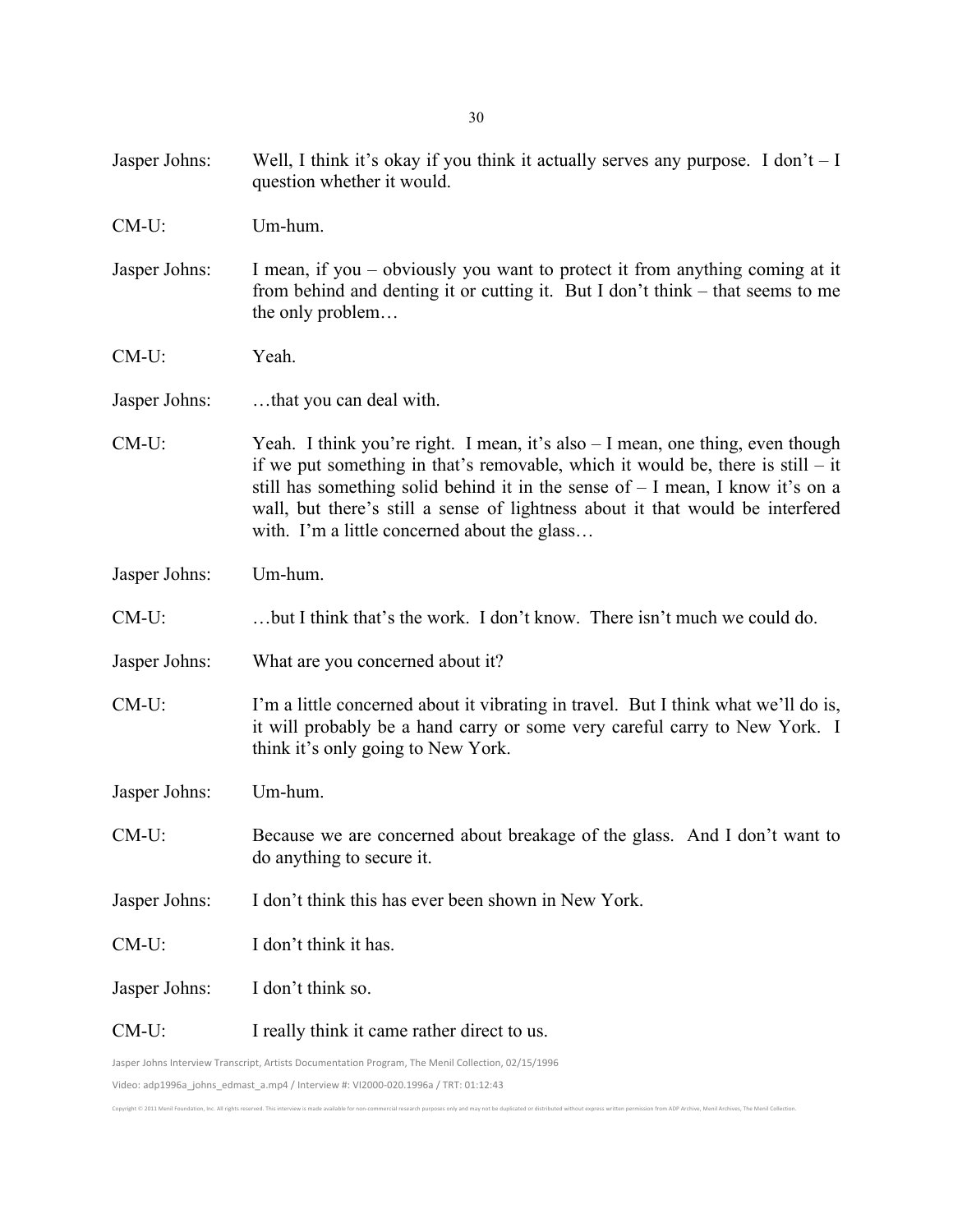Jasper Johns: Well, I think it's okay if you think it actually serves any purpose. I don't – I question whether it would.

CM-U: Um-hum.

Jasper Johns: I mean, if you – obviously you want to protect it from anything coming at it from behind and denting it or cutting it. But I don't think – that seems to me the only problem…

CM-U: Yeah.

Jasper Johns: …that you can deal with.

CM-U: Yeah. I think you're right. I mean, it's also – I mean, one thing, even though if we put something in that's removable, which it would be, there is still – it still has something solid behind it in the sense of – I mean, I know it's on a wall, but there's still a sense of lightness about it that would be interfered with. I'm a little concerned about the glass…

Jasper Johns: Um-hum.

CM-U: …but I think that's the work. I don't know. There isn't much we could do.

Jasper Johns: What are you concerned about it?

CM-U: I'm a little concerned about it vibrating in travel. But I think what we'll do is, it will probably be a hand carry or some very careful carry to New York. I think it's only going to New York.

Jasper Johns: Um-hum.

CM-U: Because we are concerned about breakage of the glass. And I don't want to do anything to secure it.

Jasper Johns: I don't think this has ever been shown in New York.

CM-U: I don't think it has.

Jasper Johns: I don't think so.

CM-U: I really think it came rather direct to us.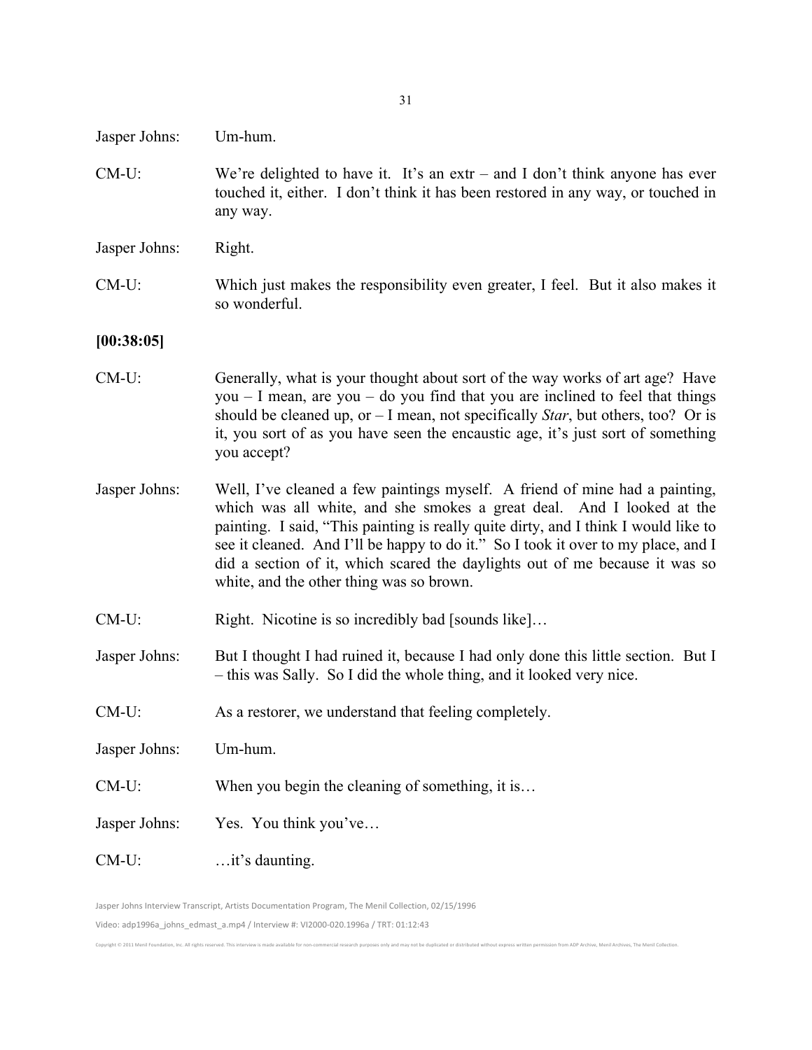Jasper Johns: Um-hum.

CM-U: We're delighted to have it. It's an extr – and I don't think anyone has ever touched it, either. I don't think it has been restored in any way, or touched in any way.

Jasper Johns: Right.

CM-U: Which just makes the responsibility even greater, I feel. But it also makes it so wonderful.

**[00:38:05]**

CM-U: Generally, what is your thought about sort of the way works of art age? Have you – I mean, are you – do you find that you are inclined to feel that things should be cleaned up, or – I mean, not specifically *Star*, but others, too? Or is it, you sort of as you have seen the encaustic age, it's just sort of something you accept?

Jasper Johns: Well, I've cleaned a few paintings myself. A friend of mine had a painting, which was all white, and she smokes a great deal. And I looked at the painting. I said, "This painting is really quite dirty, and I think I would like to see it cleaned. And I'll be happy to do it." So I took it over to my place, and I did a section of it, which scared the daylights out of me because it was so white, and the other thing was so brown.

CM-U: Right. Nicotine is so incredibly bad [sounds like]…

Jasper Johns: But I thought I had ruined it, because I had only done this little section. But I – this was Sally. So I did the whole thing, and it looked very nice.

CM-U: As a restorer, we understand that feeling completely.

Jasper Johns: Um-hum.

CM-U: When you begin the cleaning of something, it is…

Jasper Johns: Yes. You think you've…

CM-U: …it's daunting.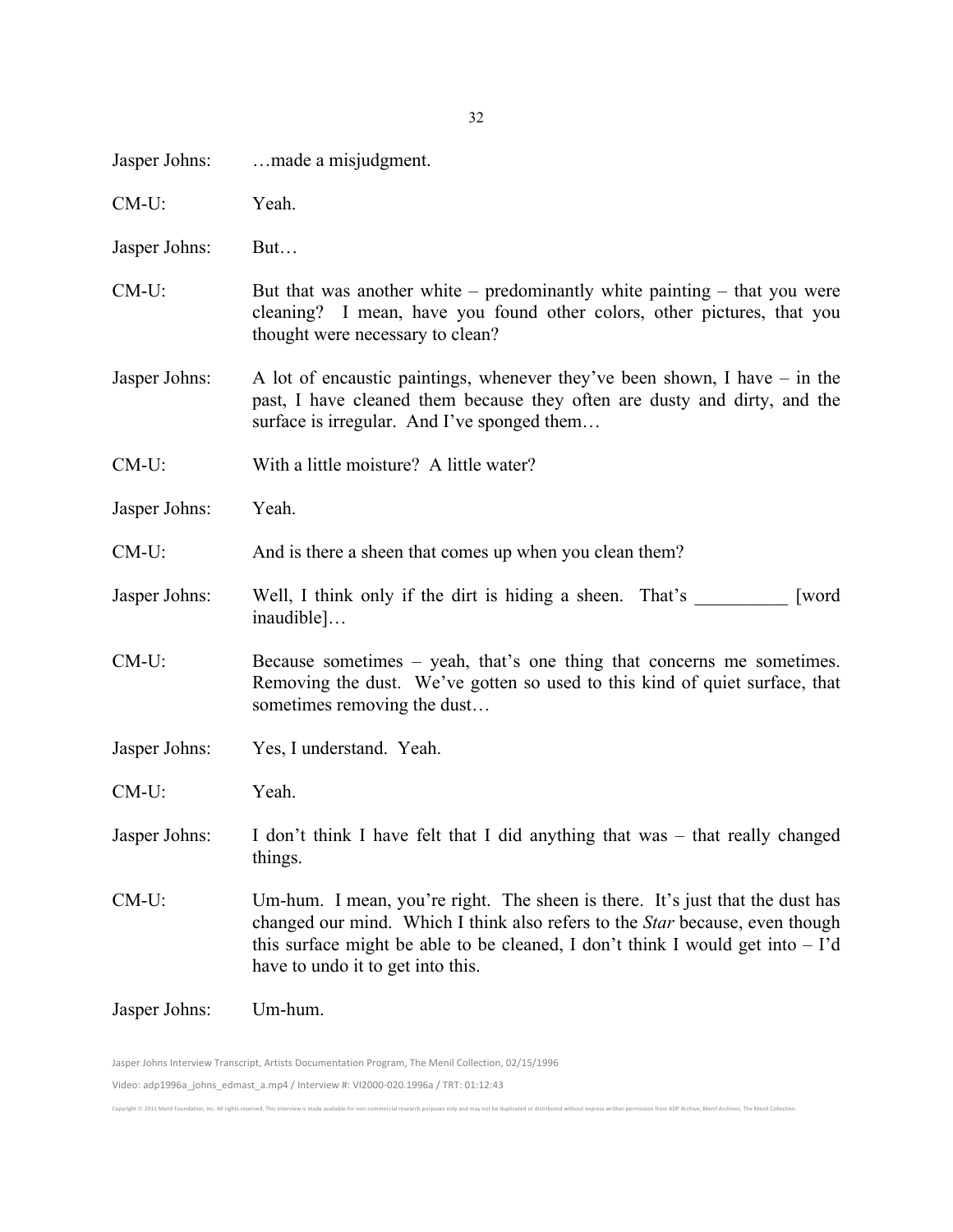Jasper Johns: …made a misjudgment.

CM-U: Yeah.

Jasper Johns: But…

CM-U: But that was another white – predominantly white painting – that you were cleaning? I mean, have you found other colors, other pictures, that you thought were necessary to clean?

Jasper Johns: A lot of encaustic paintings, whenever they've been shown, I have – in the past, I have cleaned them because they often are dusty and dirty, and the surface is irregular. And I've sponged them…

CM-U: With a little moisture? A little water?

Jasper Johns: Yeah.

CM-U: And is there a sheen that comes up when you clean them?

Jasper Johns: Well, I think only if the dirt is hiding a sheen. That's __________ [word inaudible]…

CM-U: Because sometimes – yeah, that's one thing that concerns me sometimes. Removing the dust. We've gotten so used to this kind of quiet surface, that sometimes removing the dust…

Jasper Johns: Yes, I understand. Yeah.

CM-U: Yeah.

Jasper Johns: I don't think I have felt that I did anything that was – that really changed things.

CM-U: Um-hum. I mean, you're right. The sheen is there. It's just that the dust has changed our mind. Which I think also refers to the *Star* because, even though this surface might be able to be cleaned, I don't think I would get into – I'd have to undo it to get into this.

Jasper Johns: Um-hum.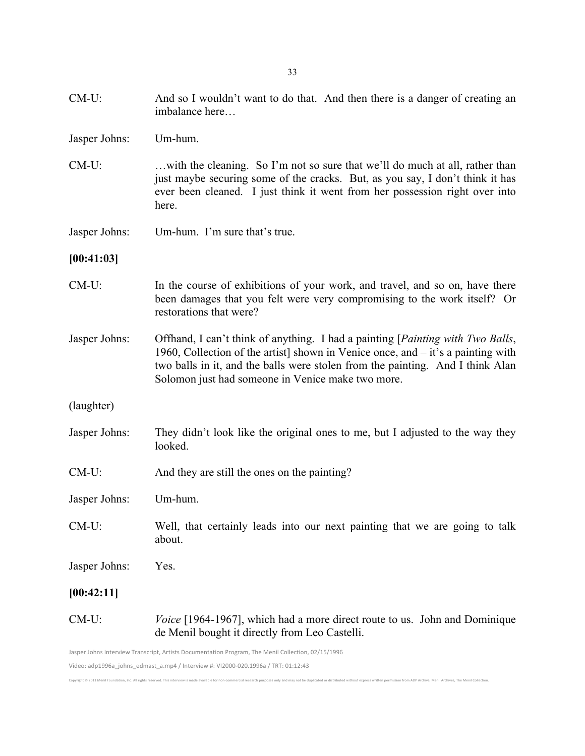CM-U: And so I wouldn't want to do that. And then there is a danger of creating an imbalance here…

Jasper Johns: Um-hum.

CM-U: …with the cleaning. So I'm not so sure that we'll do much at all, rather than just maybe securing some of the cracks. But, as you say, I don't think it has ever been cleaned. I just think it went from her possession right over into here.

Jasper Johns: Um-hum. I'm sure that's true.

**[00:41:03]**

CM-U: In the course of exhibitions of your work, and travel, and so on, have there been damages that you felt were very compromising to the work itself? Or restorations that were?

Jasper Johns: Offhand, I can't think of anything. I had a painting [*Painting with Two Balls*, 1960, Collection of the artist] shown in Venice once, and – it's a painting with two balls in it, and the balls were stolen from the painting. And I think Alan Solomon just had someone in Venice make two more.

(laughter)

Jasper Johns: They didn't look like the original ones to me, but I adjusted to the way they looked.

CM-U: And they are still the ones on the painting?

Jasper Johns: Um-hum.

CM-U: Well, that certainly leads into our next painting that we are going to talk about.

Jasper Johns: Yes.

**[00:42:11]**

CM-U: *Voice* [1964-1967], which had a more direct route to us. John and Dominique de Menil bought it directly from Leo Castelli.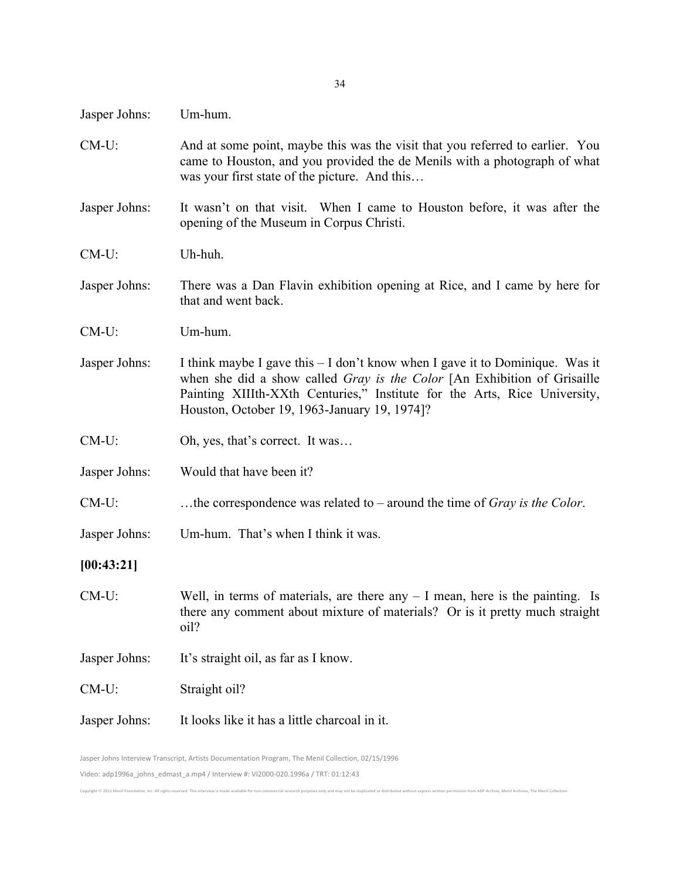Jasper Johns: Um-hum.

CM-U: And at some point, maybe this was the visit that you referred to earlier. You came to Houston, and you provided the de Menils with a photograph of what was your first state of the picture. And this…

Jasper Johns: It wasn't on that visit. When I came to Houston before, it was after the opening of the Museum in Corpus Christi.

CM-U: Uh-huh.

Jasper Johns: There was a Dan Flavin exhibition opening at Rice, and I came by here for that and went back.

CM-U: Um-hum.

Jasper Johns: I think maybe I gave this – I don't know when I gave it to Dominique. Was it when she did a show called *Gray is the Color* [An Exhibition of Grisaille Painting XIIIth-XXth Centuries," Institute for the Arts, Rice University, Houston, October 19, 1963-January 19, 1974]?

CM-U: Oh, yes, that's correct. It was…

Jasper Johns: Would that have been it?

CM-U: …the correspondence was related to – around the time of *Gray is the Color*.

Jasper Johns: Um-hum. That's when I think it was.

**[00:43:21]**

CM-U: Well, in terms of materials, are there any – I mean, here is the painting. Is there any comment about mixture of materials? Or is it pretty much straight oil?

Jasper Johns: It's straight oil, as far as I know.

CM-U: Straight oil?

Jasper Johns: It looks like it has a little charcoal in it.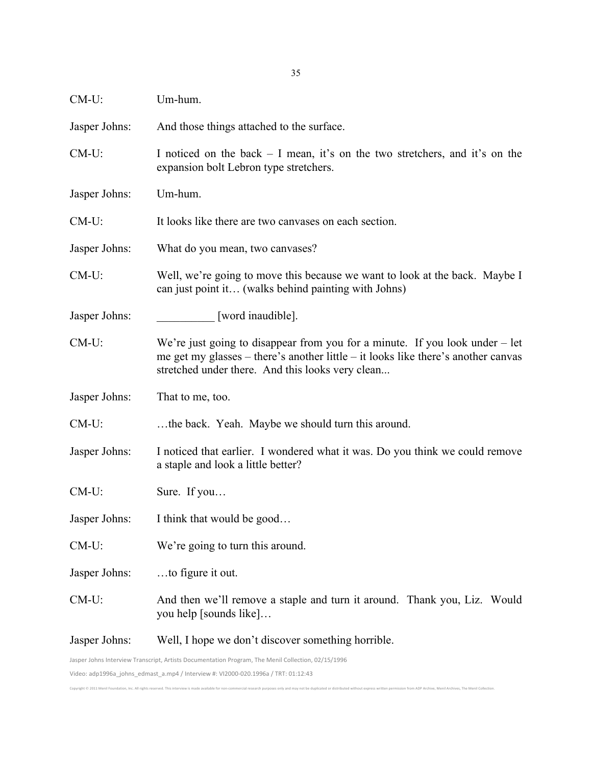CM-U: Um-hum.

Jasper Johns: And those things attached to the surface.

CM-U: I noticed on the back – I mean, it's on the two stretchers, and it's on the expansion bolt Lebron type stretchers.

Jasper Johns: Um-hum.

CM-U: It looks like there are two canvases on each section.

Jasper Johns: What do you mean, two canvases?

CM-U: Well, we're going to move this because we want to look at the back. Maybe I can just point it… (walks behind painting with Johns)

Jasper Johns: __________ [word inaudible].

CM-U: We're just going to disappear from you for a minute. If you look under – let me get my glasses – there's another little – it looks like there's another canvas stretched under there. And this looks very clean...

Jasper Johns: That to me, too.

CM-U: …the back. Yeah. Maybe we should turn this around.

Jasper Johns: I noticed that earlier. I wondered what it was. Do you think we could remove a staple and look a little better?

CM-U: Sure. If you…

Jasper Johns: I think that would be good…

CM-U: We're going to turn this around.

Jasper Johns: …to figure it out.

CM-U: And then we'll remove a staple and turn it around. Thank you, Liz. Would you help [sounds like]…

Jasper Johns: Well, I hope we don't discover something horrible.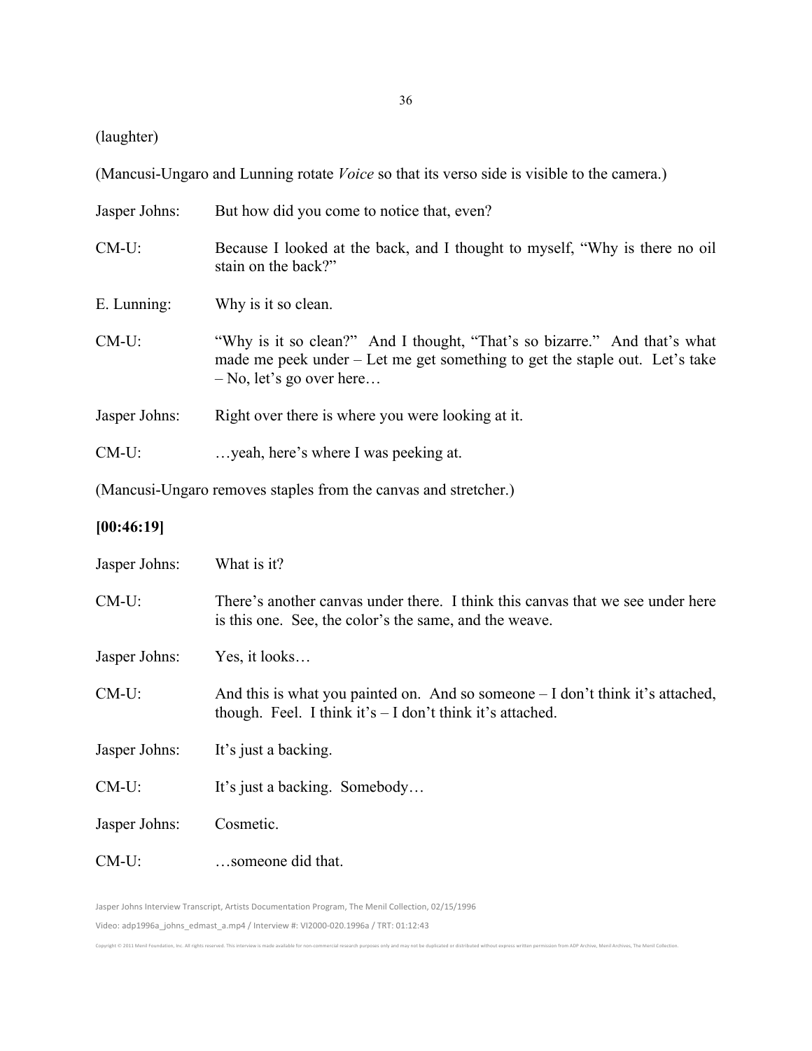(laughter)

(Mancusi-Ungaro and Lunning rotate *Voice* so that its verso side is visible to the camera.)

Jasper Johns: But how did you come to notice that, even?

CM-U: Because I looked at the back, and I thought to myself, "Why is there no oil stain on the back?"

E. Lunning: Why is it so clean.

CM-U: "Why is it so clean?" And I thought, "That's so bizarre." And that's what made me peek under – Let me get something to get the staple out. Let's take – No, let's go over here…

Jasper Johns: Right over there is where you were looking at it.

CM-U: …yeah, here's where I was peeking at.

(Mancusi-Ungaro removes staples from the canvas and stretcher.)

**[00:46:19]**

Jasper Johns: What is it?

CM-U: There's another canvas under there. I think this canvas that we see under here is this one. See, the color's the same, and the weave.

Jasper Johns: Yes, it looks…

CM-U: And this is what you painted on. And so someone – I don't think it's attached, though. Feel. I think it's – I don't think it's attached.

Jasper Johns: It's just a backing.

CM-U: It's just a backing. Somebody…

Jasper Johns: Cosmetic.

CM-U: …someone did that.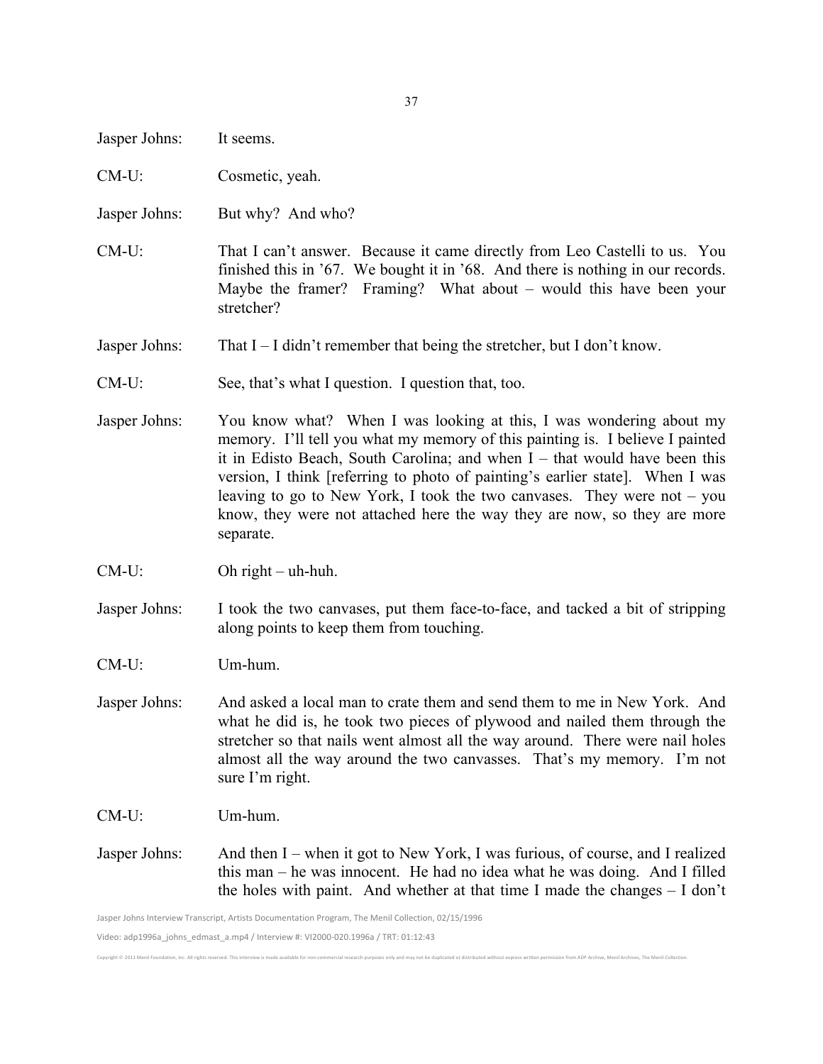Jasper Johns: It seems.

CM-U: Cosmetic, yeah.

Jasper Johns: But why? And who?

CM-U: That I can't answer. Because it came directly from Leo Castelli to us. You finished this in '67. We bought it in '68. And there is nothing in our records. Maybe the framer? Framing? What about – would this have been your stretcher?

Jasper Johns: That I – I didn't remember that being the stretcher, but I don't know.

CM-U: See, that's what I question. I question that, too.

Jasper Johns: You know what? When I was looking at this, I was wondering about my memory. I'll tell you what my memory of this painting is. I believe I painted it in Edisto Beach, South Carolina; and when I – that would have been this version, I think [referring to photo of painting's earlier state]. When I was leaving to go to New York, I took the two canvases. They were not – you know, they were not attached here the way they are now, so they are more separate.

CM-U: Oh right – uh-huh.

Jasper Johns: I took the two canvases, put them face-to-face, and tacked a bit of stripping along points to keep them from touching.

CM-U: Um-hum.

Jasper Johns: And asked a local man to crate them and send them to me in New York. And what he did is, he took two pieces of plywood and nailed them through the stretcher so that nails went almost all the way around. There were nail holes almost all the way around the two canvasses. That's my memory. I'm not sure I'm right.

CM-U: Um-hum.

Jasper Johns: And then I – when it got to New York, I was furious, of course, and I realized this man – he was innocent. He had no idea what he was doing. And I filled the holes with paint. And whether at that time I made the changes – I don't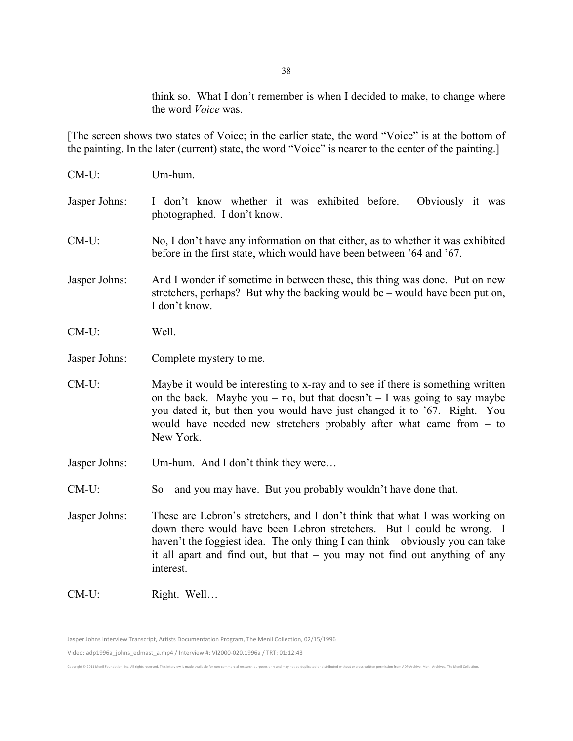think so. What I don't remember is when I decided to make, to change where the word *Voice* was.

[The screen shows two states of Voice; in the earlier state, the word "Voice" is at the bottom of the painting. In the later (current) state, the word "Voice" is nearer to the center of the painting.]

CM-U: Um-hum.

Jasper Johns: I don't know whether it was exhibited before. Obviously it was photographed. I don't know.

CM-U: No, I don't have any information on that either, as to whether it was exhibited before in the first state, which would have been between '64 and '67.

Jasper Johns: And I wonder if sometime in between these, this thing was done. Put on new stretchers, perhaps? But why the backing would be – would have been put on, I don't know.

CM-U: Well.

Jasper Johns: Complete mystery to me.

CM-U: Maybe it would be interesting to x-ray and to see if there is something written on the back. Maybe you – no, but that doesn't – I was going to say maybe you dated it, but then you would have just changed it to '67. Right. You would have needed new stretchers probably after what came from – to New York.

Jasper Johns: Um-hum. And I don't think they were…

CM-U: So – and you may have. But you probably wouldn't have done that.

Jasper Johns: These are Lebron's stretchers, and I don't think that what I was working on down there would have been Lebron stretchers. But I could be wrong. I haven't the foggiest idea. The only thing I can think – obviously you can take it all apart and find out, but that – you may not find out anything of any interest.

CM-U: Right. Well…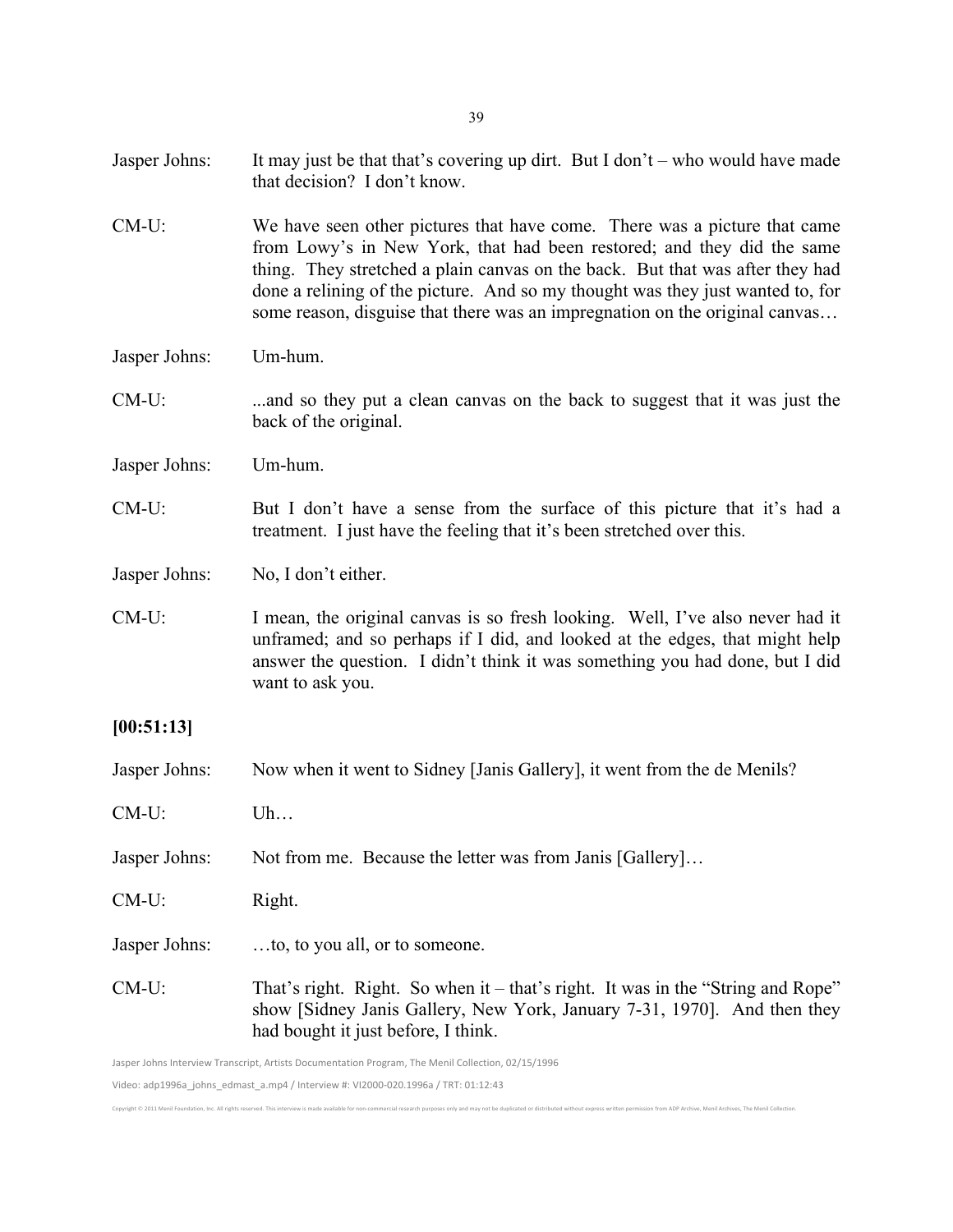Jasper Johns: It may just be that that's covering up dirt. But I don't – who would have made that decision? I don't know.

CM-U: We have seen other pictures that have come. There was a picture that came from Lowy's in New York, that had been restored; and they did the same thing. They stretched a plain canvas on the back. But that was after they had done a relining of the picture. And so my thought was they just wanted to, for some reason, disguise that there was an impregnation on the original canvas…

Jasper Johns: Um-hum.

CM-U: ...and so they put a clean canvas on the back to suggest that it was just the back of the original.

Jasper Johns: Um-hum.

CM-U: But I don't have a sense from the surface of this picture that it's had a treatment. I just have the feeling that it's been stretched over this.

Jasper Johns: No, I don't either.

CM-U: I mean, the original canvas is so fresh looking. Well, I've also never had it unframed; and so perhaps if I did, and looked at the edges, that might help answer the question. I didn't think it was something you had done, but I did want to ask you.

**[00:51:13]**

Jasper Johns: Now when it went to Sidney [Janis Gallery], it went from the de Menils?

CM-U: Uh…

Jasper Johns: Not from me. Because the letter was from Janis [Gallery]…

CM-U: Right.

Jasper Johns: …to, to you all, or to someone.

CM-U: That's right. Right. So when it – that's right. It was in the "String and Rope" show [Sidney Janis Gallery, New York, January 7-31, 1970]. And then they had bought it just before, I think.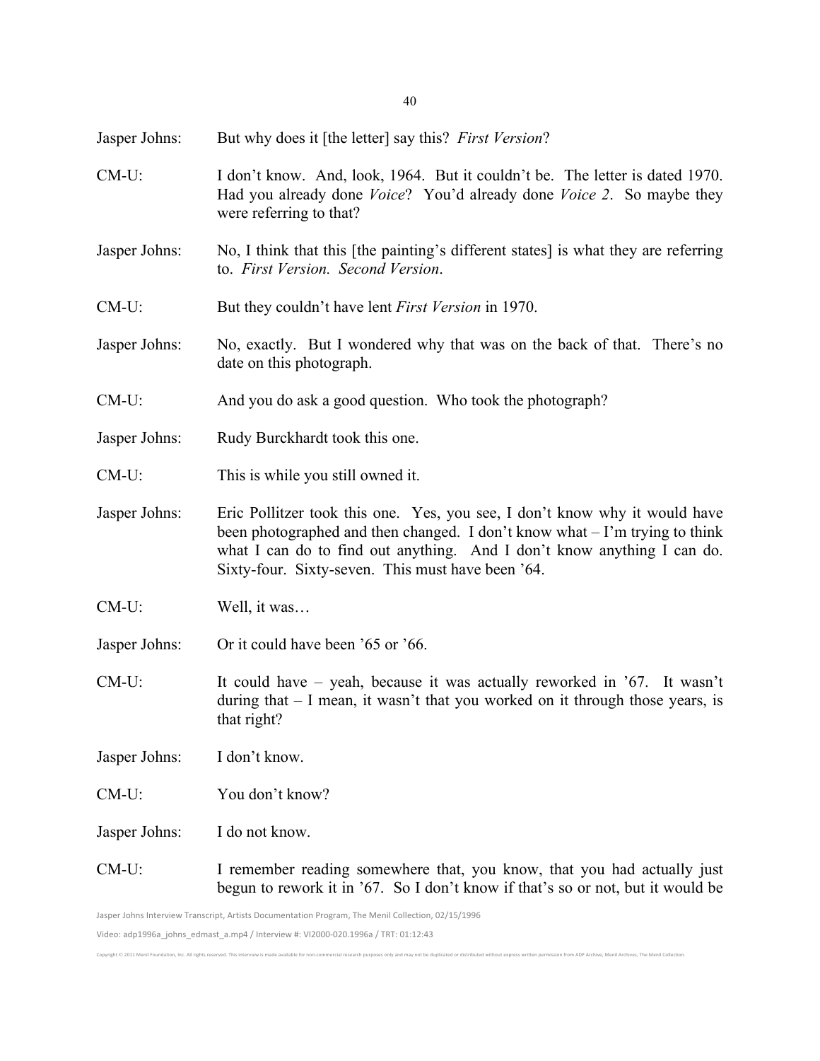Jasper Johns: But why does it [the letter] say this? *First Version*?

CM-U: I don't know. And, look, 1964. But it couldn't be. The letter is dated 1970. Had you already done *Voice*? You'd already done *Voice 2*. So maybe they were referring to that?

Jasper Johns: No, I think that this [the painting's different states] is what they are referring to. *First Version. Second Version*.

CM-U: But they couldn't have lent *First Version* in 1970.

Jasper Johns: No, exactly. But I wondered why that was on the back of that. There's no date on this photograph.

CM-U: And you do ask a good question. Who took the photograph?

Jasper Johns: Rudy Burckhardt took this one.

CM-U: This is while you still owned it.

Jasper Johns: Eric Pollitzer took this one. Yes, you see, I don't know why it would have been photographed and then changed. I don't know what – I'm trying to think what I can do to find out anything. And I don't know anything I can do. Sixty-four. Sixty-seven. This must have been '64.

CM-U: Well, it was…

Jasper Johns: Or it could have been '65 or '66.

CM-U: It could have – yeah, because it was actually reworked in '67. It wasn't during that – I mean, it wasn't that you worked on it through those years, is that right?

Jasper Johns: I don't know.

CM-U: You don't know?

Jasper Johns: I do not know.

CM-U: I remember reading somewhere that, you know, that you had actually just begun to rework it in '67. So I don't know if that's so or not, but it would be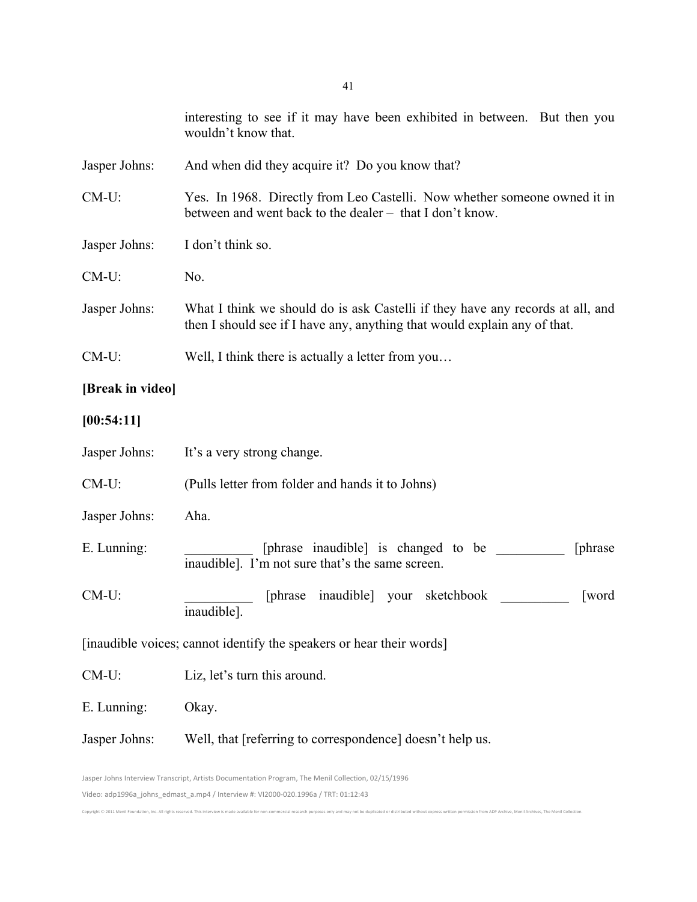interesting to see if it may have been exhibited in between. But then you wouldn't know that.

Jasper Johns: And when did they acquire it? Do you know that?

CM-U: Yes. In 1968. Directly from Leo Castelli. Now whether someone owned it in between and went back to the dealer – that I don't know.

Jasper Johns: I don't think so.

CM-U: No.

Jasper Johns: What I think we should do is ask Castelli if they have any records at all, and then I should see if I have any, anything that would explain any of that.

CM-U: Well, I think there is actually a letter from you…

**[Break in video]**

**[00:54:11]**

Jasper Johns: It's a very strong change.

CM-U: (Pulls letter from folder and hands it to Johns)

Jasper Johns: Aha.

E. Lunning: __________ [phrase inaudible] is changed to be __________ [phrase inaudible]. I'm not sure that's the same screen.

CM-U: __________ [phrase inaudible] your sketchbook __________ [word inaudible].

[inaudible voices; cannot identify the speakers or hear their words]

CM-U: Liz, let's turn this around.

E. Lunning: Okay.

Jasper Johns: Well, that [referring to correspondence] doesn't help us.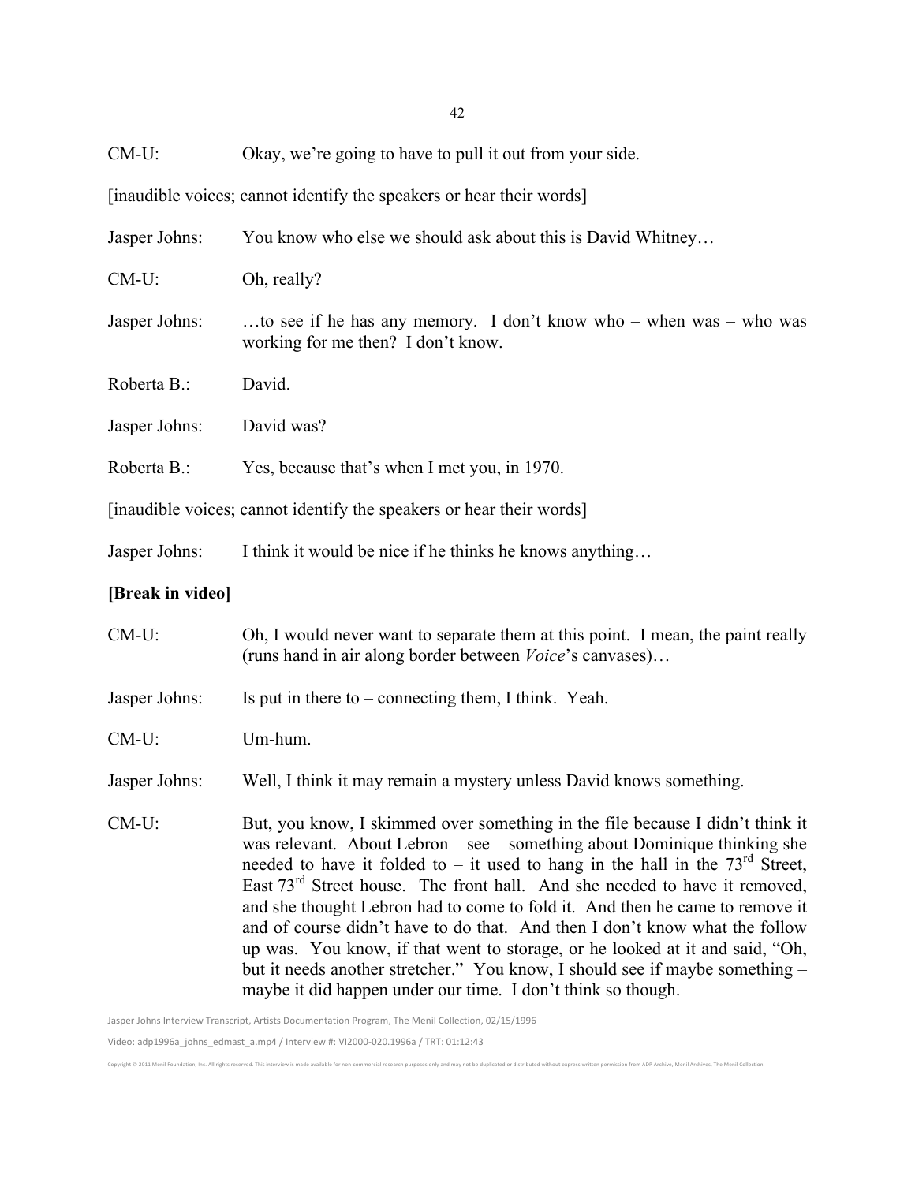CM-U: Okay, we're going to have to pull it out from your side.

[inaudible voices; cannot identify the speakers or hear their words]

Jasper Johns: You know who else we should ask about this is David Whitney…

CM-U: Oh, really?

Jasper Johns: …to see if he has any memory. I don't know who – when was – who was working for me then? I don't know.

Roberta B.: David.

Jasper Johns: David was?

Roberta B.: Yes, because that's when I met you, in 1970.

[inaudible voices; cannot identify the speakers or hear their words]

Jasper Johns: I think it would be nice if he thinks he knows anything…

**[Break in video]**

CM-U: Oh, I would never want to separate them at this point. I mean, the paint really (runs hand in air along border between *Voice*'s canvases)…

Jasper Johns: Is put in there to – connecting them, I think. Yeah.

CM-U: Um-hum.

Jasper Johns: Well, I think it may remain a mystery unless David knows something.

CM-U: But, you know, I skimmed over something in the file because I didn't think it was relevant. About Lebron – see – something about Dominique thinking she needed to have it folded to – it used to hang in the hall in the 73rd Street, East 73rd Street house. The front hall. And she needed to have it removed, and she thought Lebron had to come to fold it. And then he came to remove it and of course didn't have to do that. And then I don't know what the follow up was. You know, if that went to storage, or he looked at it and said, "Oh, but it needs another stretcher." You know, I should see if maybe something – maybe it did happen under our time. I don't think so though.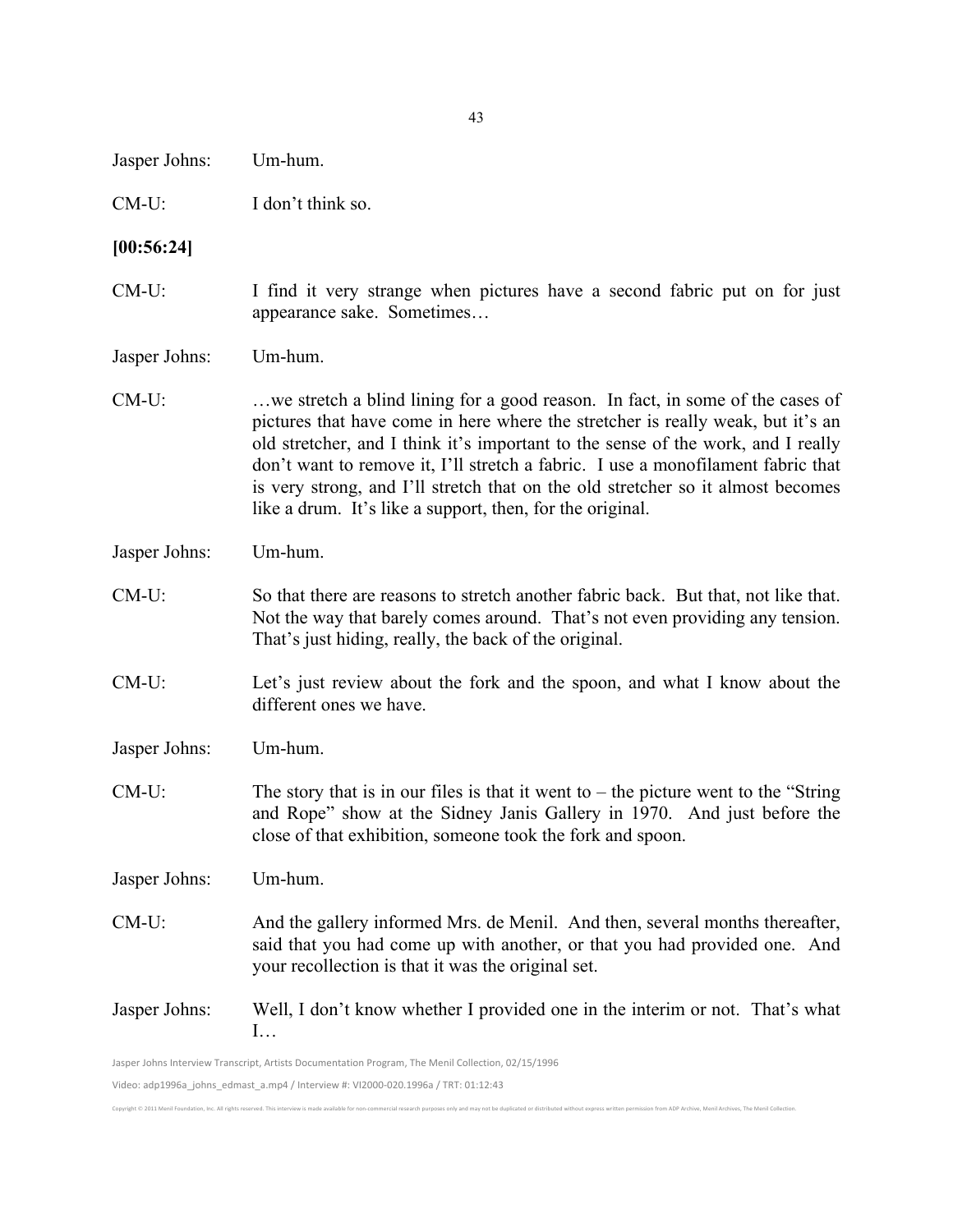Jasper Johns: Um-hum.

CM-U: I don't think so.

**[00:56:24]**

CM-U: I find it very strange when pictures have a second fabric put on for just appearance sake. Sometimes…

Jasper Johns: Um-hum.

CM-U: …we stretch a blind lining for a good reason. In fact, in some of the cases of pictures that have come in here where the stretcher is really weak, but it's an old stretcher, and I think it's important to the sense of the work, and I really don't want to remove it, I'll stretch a fabric. I use a monofilament fabric that is very strong, and I'll stretch that on the old stretcher so it almost becomes like a drum. It's like a support, then, for the original.

Jasper Johns: Um-hum.

CM-U: So that there are reasons to stretch another fabric back. But that, not like that. Not the way that barely comes around. That's not even providing any tension. That's just hiding, really, the back of the original.

CM-U: Let's just review about the fork and the spoon, and what I know about the different ones we have.

Jasper Johns: Um-hum.

CM-U: The story that is in our files is that it went to – the picture went to the "String and Rope" show at the Sidney Janis Gallery in 1970. And just before the close of that exhibition, someone took the fork and spoon.

Jasper Johns: Um-hum.

CM-U: And the gallery informed Mrs. de Menil. And then, several months thereafter, said that you had come up with another, or that you had provided one. And your recollection is that it was the original set.

Jasper Johns: Well, I don't know whether I provided one in the interim or not. That's what I…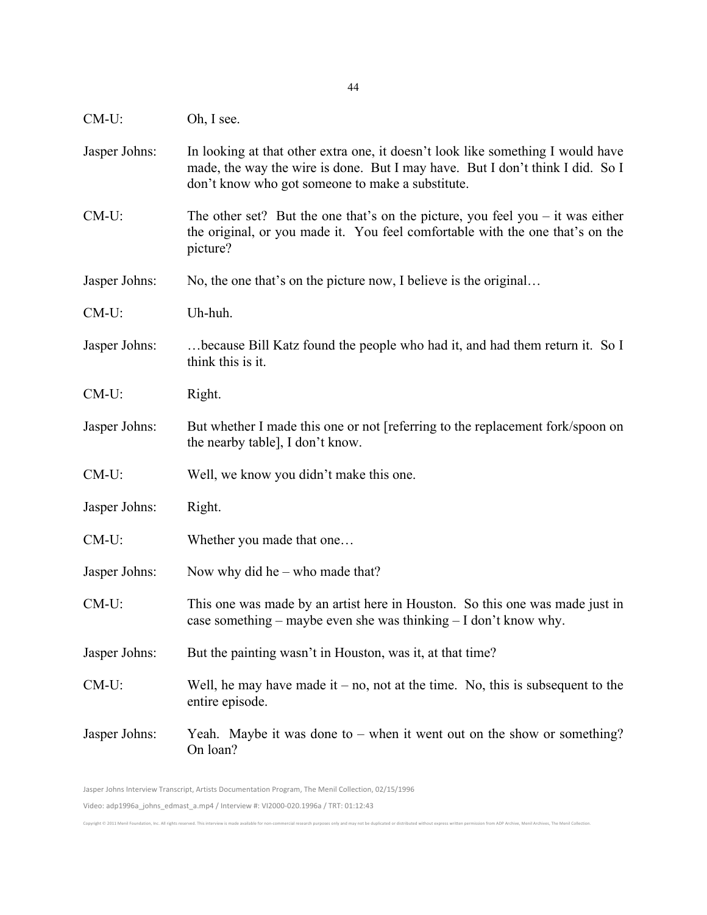CM-U: Oh, I see.

Jasper Johns: In looking at that other extra one, it doesn't look like something I would have made, the way the wire is done. But I may have. But I don't think I did. So I don't know who got someone to make a substitute.

CM-U: The other set? But the one that's on the picture, you feel you – it was either the original, or you made it. You feel comfortable with the one that's on the picture?

Jasper Johns: No, the one that's on the picture now, I believe is the original…

CM-U: Uh-huh.

Jasper Johns: …because Bill Katz found the people who had it, and had them return it. So I think this is it.

CM-U: Right.

Jasper Johns: But whether I made this one or not [referring to the replacement fork/spoon on the nearby table], I don't know.

CM-U: Well, we know you didn't make this one.

Jasper Johns: Right.

CM-U: Whether you made that one…

Jasper Johns: Now why did he – who made that?

CM-U: This one was made by an artist here in Houston. So this one was made just in case something – maybe even she was thinking – I don't know why.

Jasper Johns: But the painting wasn't in Houston, was it, at that time?

CM-U: Well, he may have made it – no, not at the time. No, this is subsequent to the entire episode.

Jasper Johns: Yeah. Maybe it was done to – when it went out on the show or something? On loan?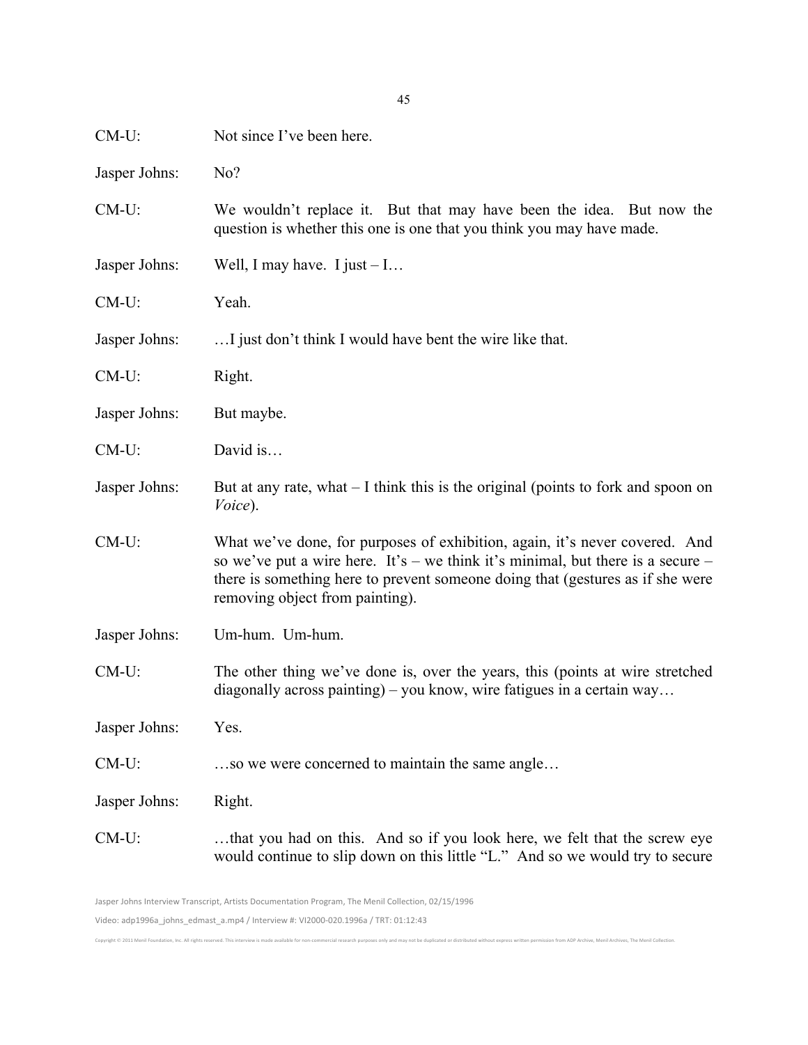CM-U: Not since I've been here.

Jasper Johns: No?

CM-U: We wouldn't replace it. But that may have been the idea. But now the question is whether this one is one that you think you may have made.

Jasper Johns: Well, I may have. I just – I…

CM-U: Yeah.

Jasper Johns: …I just don't think I would have bent the wire like that.

CM-U: Right.

Jasper Johns: But maybe.

CM-U: David is…

Jasper Johns: But at any rate, what – I think this is the original (points to fork and spoon on *Voice*).

CM-U: What we've done, for purposes of exhibition, again, it's never covered. And so we've put a wire here. It's – we think it's minimal, but there is a secure – there is something here to prevent someone doing that (gestures as if she were removing object from painting).

Jasper Johns: Um-hum. Um-hum.

CM-U: The other thing we've done is, over the years, this (points at wire stretched diagonally across painting) – you know, wire fatigues in a certain way…

Jasper Johns: Yes.

CM-U: …so we were concerned to maintain the same angle…

Jasper Johns: Right.

CM-U: …that you had on this. And so if you look here, we felt that the screw eye would continue to slip down on this little "L." And so we would try to secure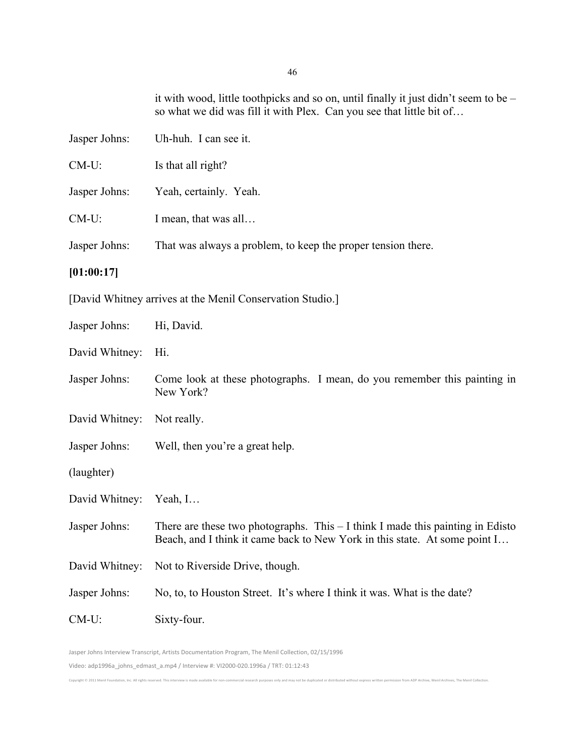it with wood, little toothpicks and so on, until finally it just didn't seem to be – so what we did was fill it with Plex. Can you see that little bit of…

Jasper Johns: Uh-huh. I can see it.

CM-U: Is that all right?

Jasper Johns: Yeah, certainly. Yeah.

CM-U: I mean, that was all…

Jasper Johns: That was always a problem, to keep the proper tension there.

**[01:00:17]**

[David Whitney arrives at the Menil Conservation Studio.]

Jasper Johns: Hi, David.

David Whitney: Hi.

Jasper Johns: Come look at these photographs. I mean, do you remember this painting in New York?

David Whitney: Not really.

Jasper Johns: Well, then you're a great help.

(laughter)

David Whitney: Yeah, I…

Jasper Johns: There are these two photographs. This – I think I made this painting in Edisto Beach, and I think it came back to New York in this state. At some point I…

David Whitney: Not to Riverside Drive, though.

Jasper Johns: No, to, to Houston Street. It's where I think it was. What is the date?

CM-U: Sixty-four.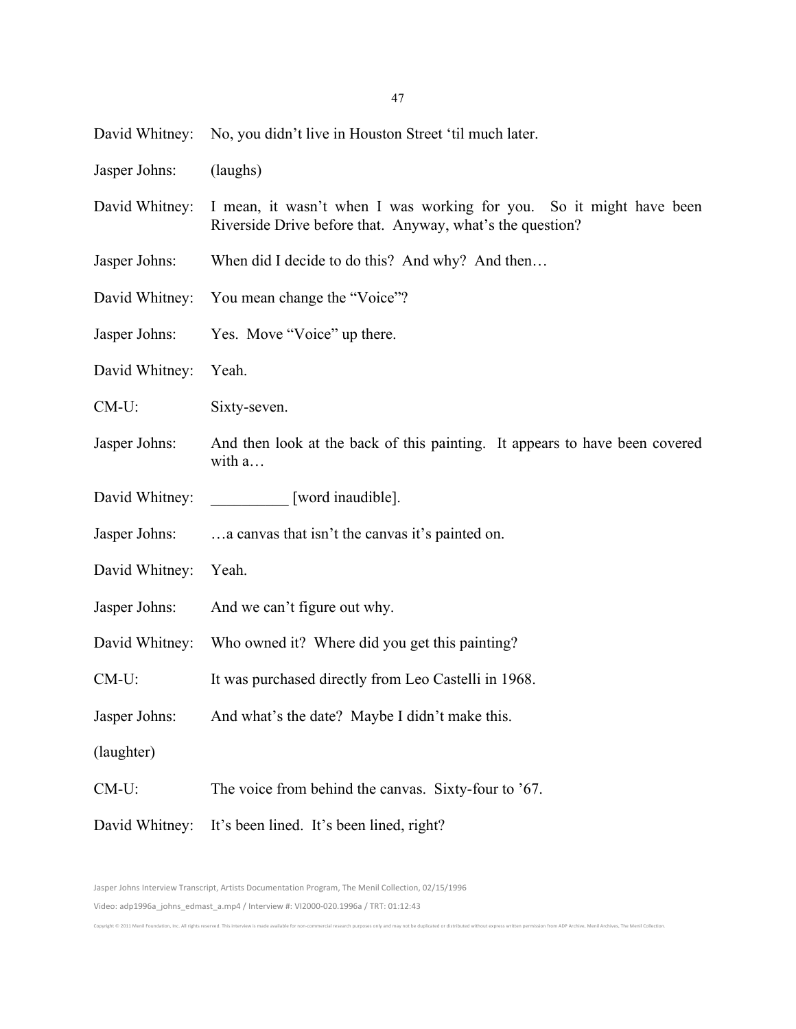David Whitney: No, you didn't live in Houston Street 'til much later.

Jasper Johns: (laughs)

David Whitney: I mean, it wasn't when I was working for you. So it might have been Riverside Drive before that. Anyway, what's the question?

Jasper Johns: When did I decide to do this? And why? And then…

David Whitney: You mean change the "Voice"?

Jasper Johns: Yes. Move "Voice" up there.

David Whitney: Yeah.

CM-U: Sixty-seven.

Jasper Johns: And then look at the back of this painting. It appears to have been covered with a…

David Whitney: __________ [word inaudible].

Jasper Johns: …a canvas that isn't the canvas it's painted on.

David Whitney: Yeah.

Jasper Johns: And we can't figure out why.

David Whitney: Who owned it? Where did you get this painting?

CM-U: It was purchased directly from Leo Castelli in 1968.

Jasper Johns: And what's the date? Maybe I didn't make this.

(laughter)

CM-U: The voice from behind the canvas. Sixty-four to '67.

David Whitney: It's been lined. It's been lined, right?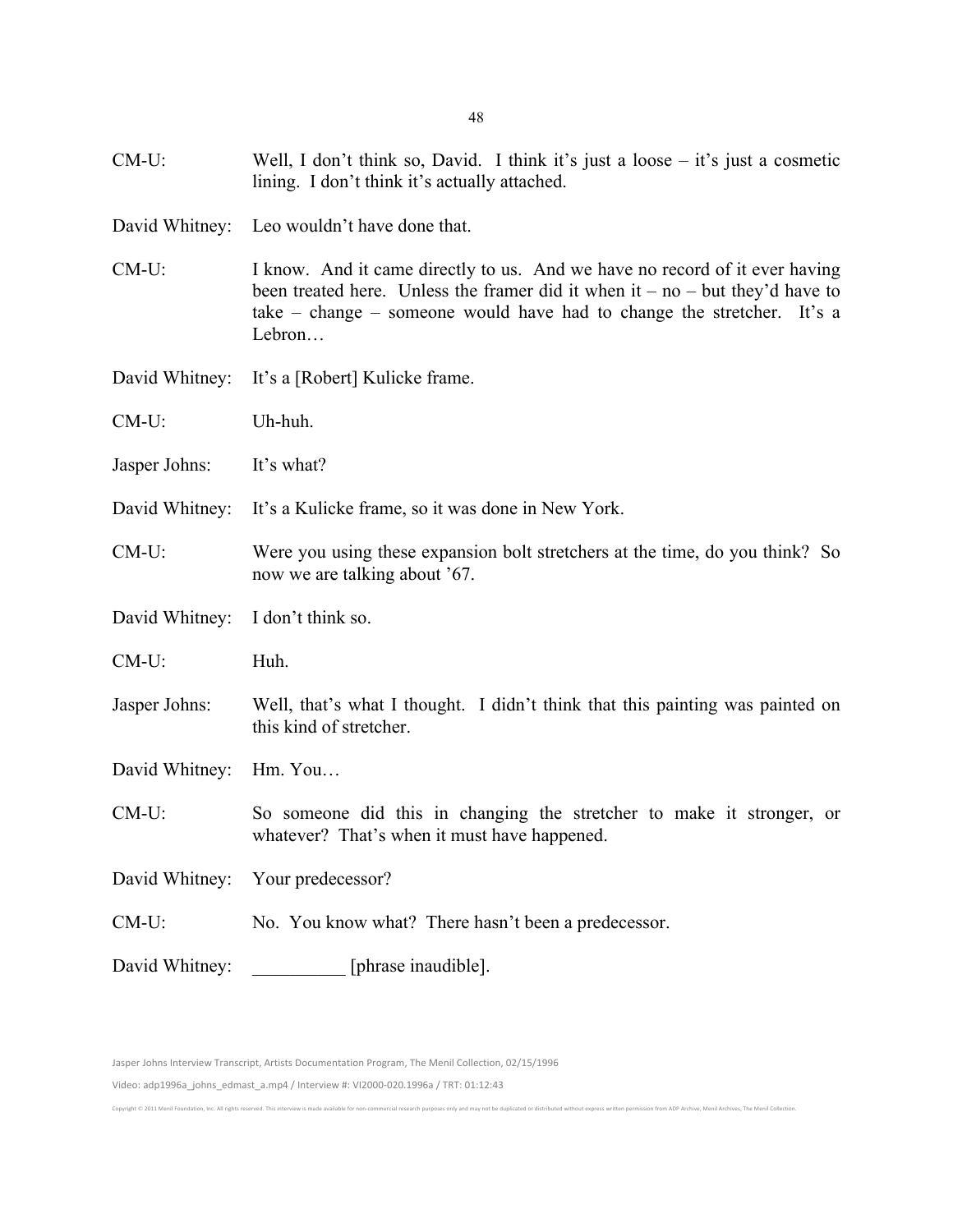CM-U: Well, I don't think so, David. I think it's just a loose – it's just a cosmetic lining. I don't think it's actually attached.

David Whitney: Leo wouldn't have done that.

CM-U: I know. And it came directly to us. And we have no record of it ever having been treated here. Unless the framer did it when it – no – but they'd have to take – change – someone would have had to change the stretcher. It's a Lebron…

David Whitney: It's a [Robert] Kulicke frame.

CM-U: Uh-huh.

Jasper Johns: It's what?

David Whitney: It's a Kulicke frame, so it was done in New York.

CM-U: Were you using these expansion bolt stretchers at the time, do you think? So now we are talking about '67.

David Whitney: I don't think so.

CM-U: Huh.

Jasper Johns: Well, that's what I thought. I didn't think that this painting was painted on this kind of stretcher.

David Whitney: Hm. You…

CM-U: So someone did this in changing the stretcher to make it stronger, or whatever? That's when it must have happened.

David Whitney: Your predecessor?

CM-U: No. You know what? There hasn't been a predecessor.

David Whitney: __________ [phrase inaudible].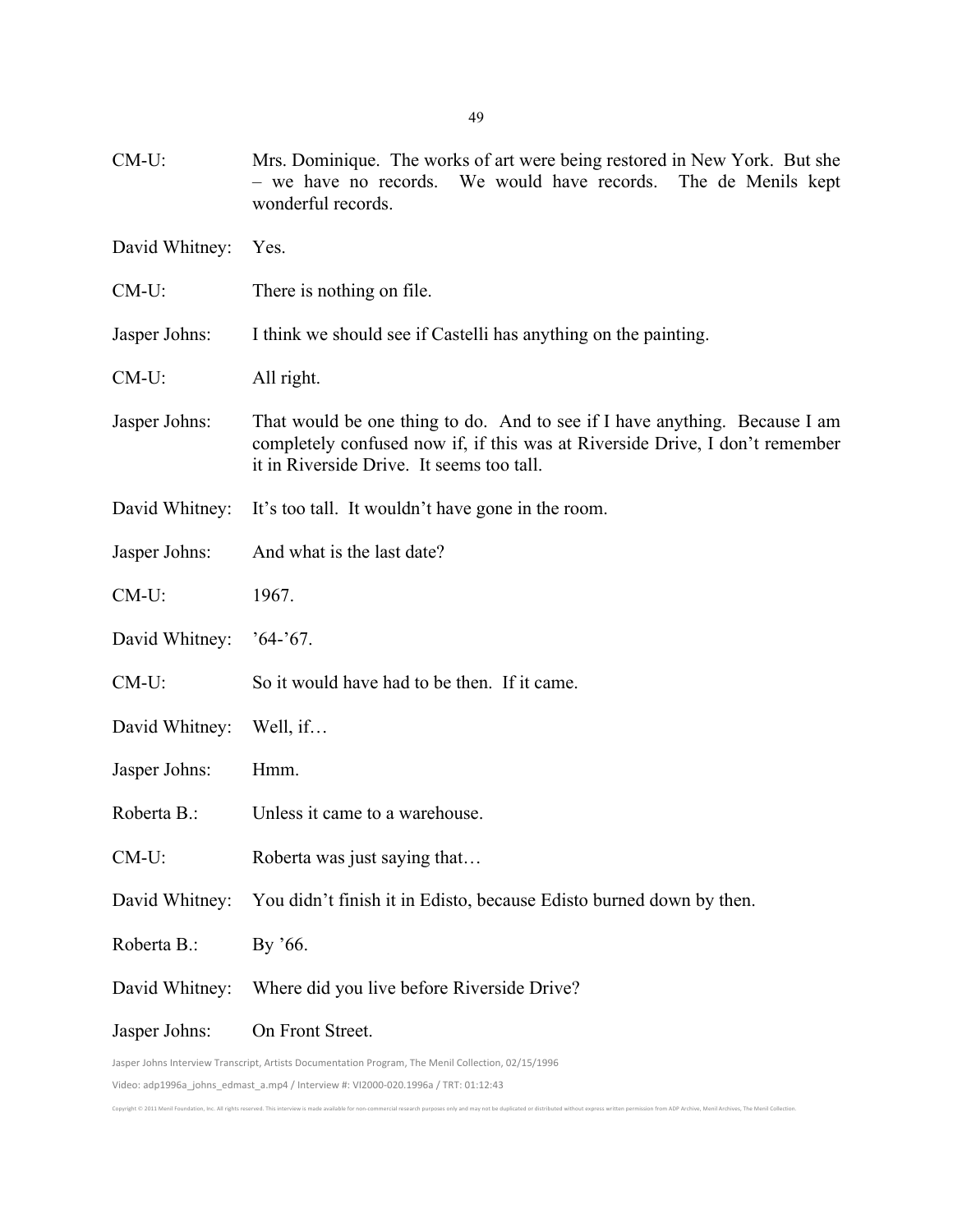CM-U: Mrs. Dominique. The works of art were being restored in New York. But she – we have no records. We would have records. The de Menils kept wonderful records.

David Whitney: Yes.

CM-U: There is nothing on file.

Jasper Johns: I think we should see if Castelli has anything on the painting.

CM-U: All right.

Jasper Johns: That would be one thing to do. And to see if I have anything. Because I am completely confused now if, if this was at Riverside Drive, I don't remember it in Riverside Drive. It seems too tall.

David Whitney: It's too tall. It wouldn't have gone in the room.

Jasper Johns: And what is the last date?

CM-U: 1967.

David Whitney: '64-'67.

CM-U: So it would have had to be then. If it came.

David Whitney: Well, if…

Jasper Johns: Hmm.

Roberta B.: Unless it came to a warehouse.

CM-U: Roberta was just saying that…

David Whitney: You didn't finish it in Edisto, because Edisto burned down by then.

Roberta B.: By '66.

David Whitney: Where did you live before Riverside Drive?

Jasper Johns: On Front Street.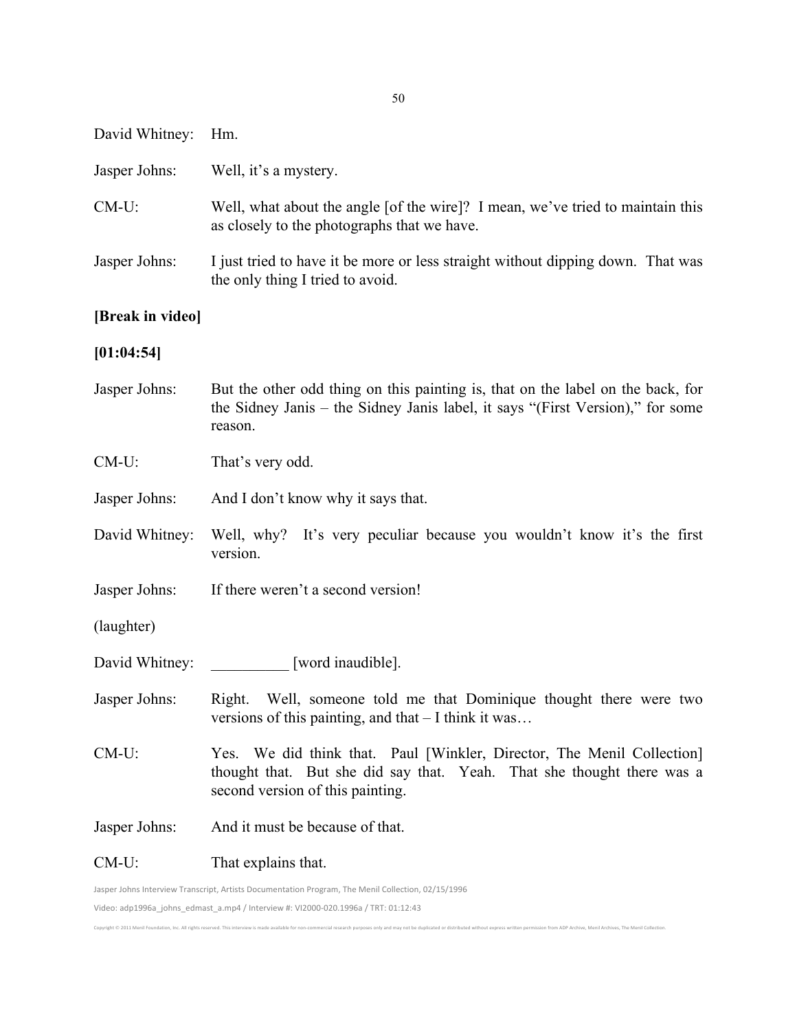David Whitney: Hm.

Jasper Johns: Well, it's a mystery.

CM-U: Well, what about the angle [of the wire]? I mean, we've tried to maintain this as closely to the photographs that we have.

Jasper Johns: I just tried to have it be more or less straight without dipping down. That was the only thing I tried to avoid.

**[Break in video]**

**[01:04:54]**

Jasper Johns: But the other odd thing on this painting is, that on the label on the back, for the Sidney Janis – the Sidney Janis label, it says "(First Version)," for some reason.

CM-U: That's very odd.

Jasper Johns: And I don't know why it says that.

David Whitney: Well, why? It's very peculiar because you wouldn't know it's the first version.

Jasper Johns: If there weren't a second version!

(laughter)

David Whitney: __________ [word inaudible].

Jasper Johns: Right. Well, someone told me that Dominique thought there were two versions of this painting, and that – I think it was…

CM-U: Yes. We did think that. Paul [Winkler, Director, The Menil Collection] thought that. But she did say that. Yeah. That she thought there was a second version of this painting.

Jasper Johns: And it must be because of that.

CM-U: That explains that.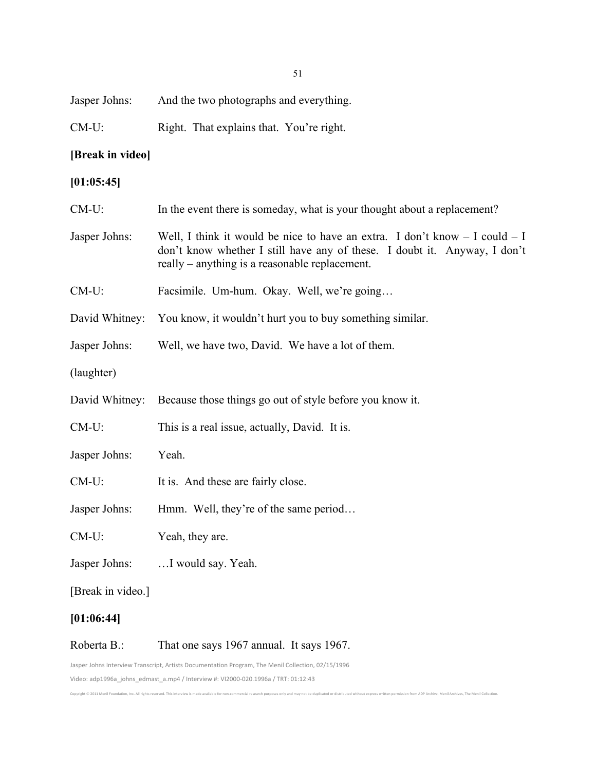Jasper Johns: And the two photographs and everything.

CM-U: Right. That explains that. You're right.

**[Break in video]**

**[01:05:45]**

CM-U: In the event there is someday, what is your thought about a replacement?

Jasper Johns: Well, I think it would be nice to have an extra. I don't know – I could – I don't know whether I still have any of these. I doubt it. Anyway, I don't really – anything is a reasonable replacement.

CM-U: Facsimile. Um-hum. Okay. Well, we're going…

David Whitney: You know, it wouldn't hurt you to buy something similar.

Jasper Johns: Well, we have two, David. We have a lot of them.

(laughter)

David Whitney: Because those things go out of style before you know it.

CM-U: This is a real issue, actually, David. It is.

Jasper Johns: Yeah.

CM-U: It is. And these are fairly close.

Jasper Johns: Hmm. Well, they're of the same period…

CM-U: Yeah, they are.

Jasper Johns: …I would say. Yeah.

[Break in video.]

**[01:06:44]**

Roberta B.: That one says 1967 annual. It says 1967.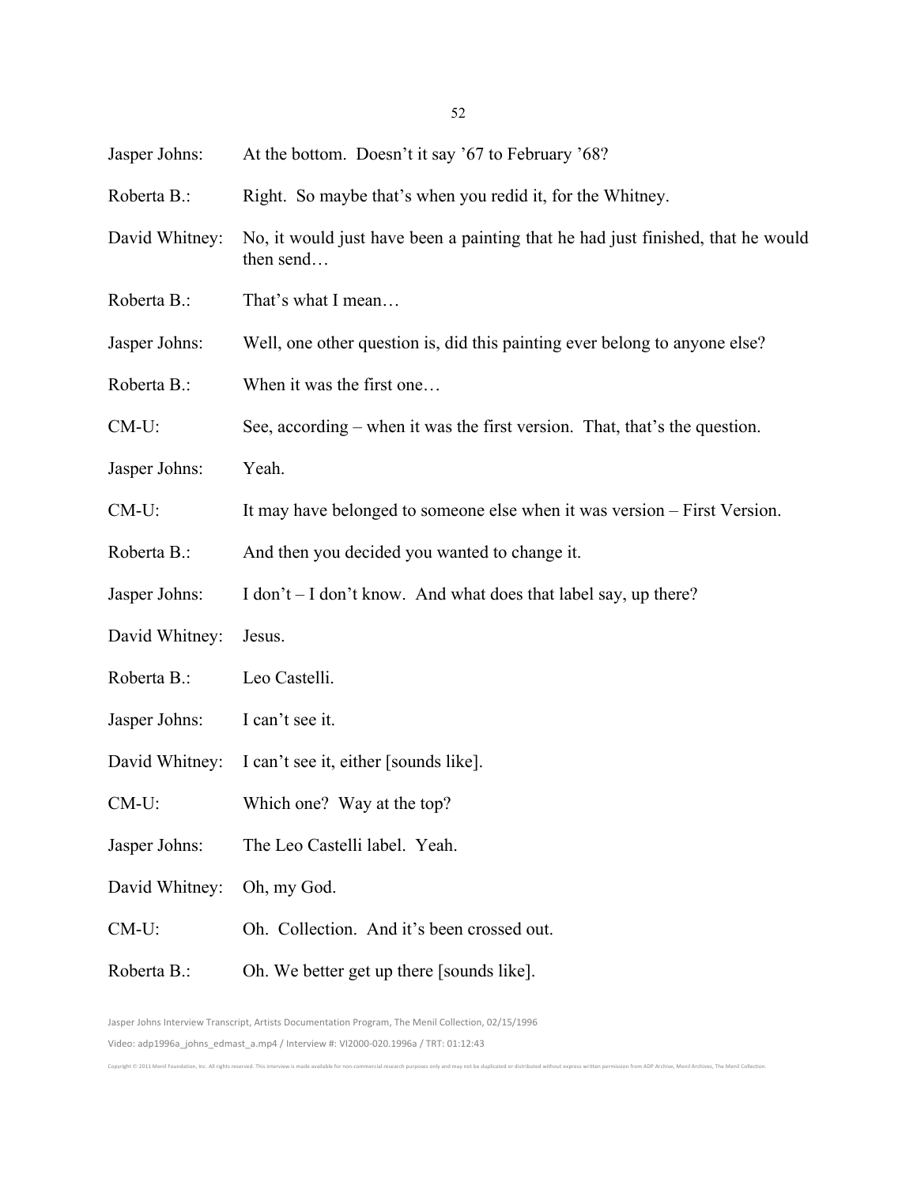Jasper Johns: At the bottom. Doesn't it say '67 to February '68?

Roberta B.: Right. So maybe that's when you redid it, for the Whitney.

David Whitney: No, it would just have been a painting that he had just finished, that he would then send…

Roberta B.: That's what I mean…

Jasper Johns: Well, one other question is, did this painting ever belong to anyone else?

Roberta B.: When it was the first one…

CM-U: See, according – when it was the first version. That, that's the question.

Jasper Johns: Yeah.

CM-U: It may have belonged to someone else when it was version – First Version.

Roberta B.: And then you decided you wanted to change it.

Jasper Johns: I don't – I don't know. And what does that label say, up there?

David Whitney: Jesus.

Roberta B.: Leo Castelli.

Jasper Johns: I can't see it.

David Whitney: I can't see it, either [sounds like].

CM-U: Which one? Way at the top?

Jasper Johns: The Leo Castelli label. Yeah.

David Whitney: Oh, my God.

CM-U: Oh. Collection. And it's been crossed out.

Roberta B.: Oh. We better get up there [sounds like].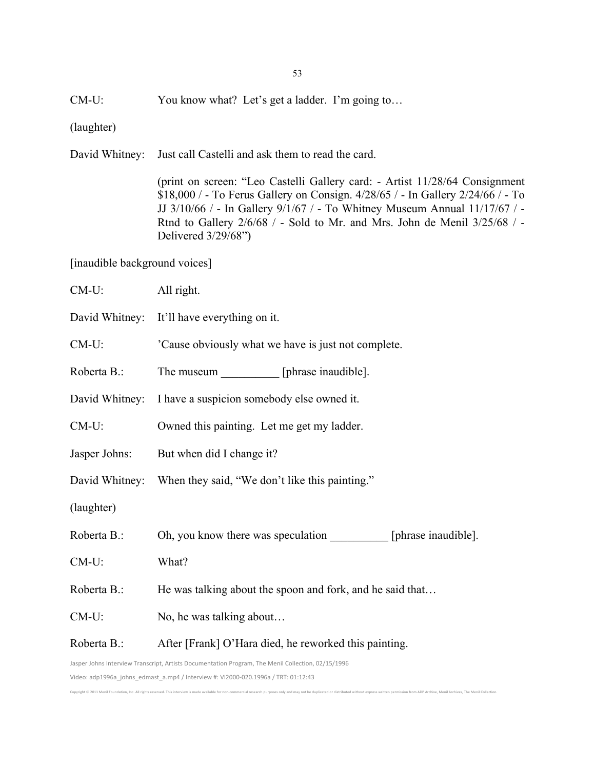CM-U: You know what? Let's get a ladder. I'm going to…

(laughter)

David Whitney: Just call Castelli and ask them to read the card.

(print on screen: "Leo Castelli Gallery card: - Artist 11/28/64 Consignment $18,000 / - To Ferus Gallery on Consign. 4/28/65 / - In Gallery 2/24/66 / - To JJ 3/10/66 / - In Gallery 9/1/67 / - To Whitney Museum Annual 11/17/67 / - Rtnd to Gallery 2/6/68 / - Sold to Mr. and Mrs. John de Menil 3/25/68 / - Delivered 3/29/68")

[inaudible background voices]

CM-U: All right.

David Whitney: It'll have everything on it.

CM-U: 'Cause obviously what we have is just not complete.

Roberta B.: The museum __________ [phrase inaudible].

David Whitney: I have a suspicion somebody else owned it.

CM-U: Owned this painting. Let me get my ladder.

Jasper Johns: But when did I change it?

David Whitney: When they said, "We don't like this painting."

(laughter)

Roberta B.: Oh, you know there was speculation __________ [phrase inaudible].

CM-U: What?

Roberta B.: He was talking about the spoon and fork, and he said that…

CM-U: No, he was talking about…

Roberta B.: After [Frank] O'Hara died, he reworked this painting.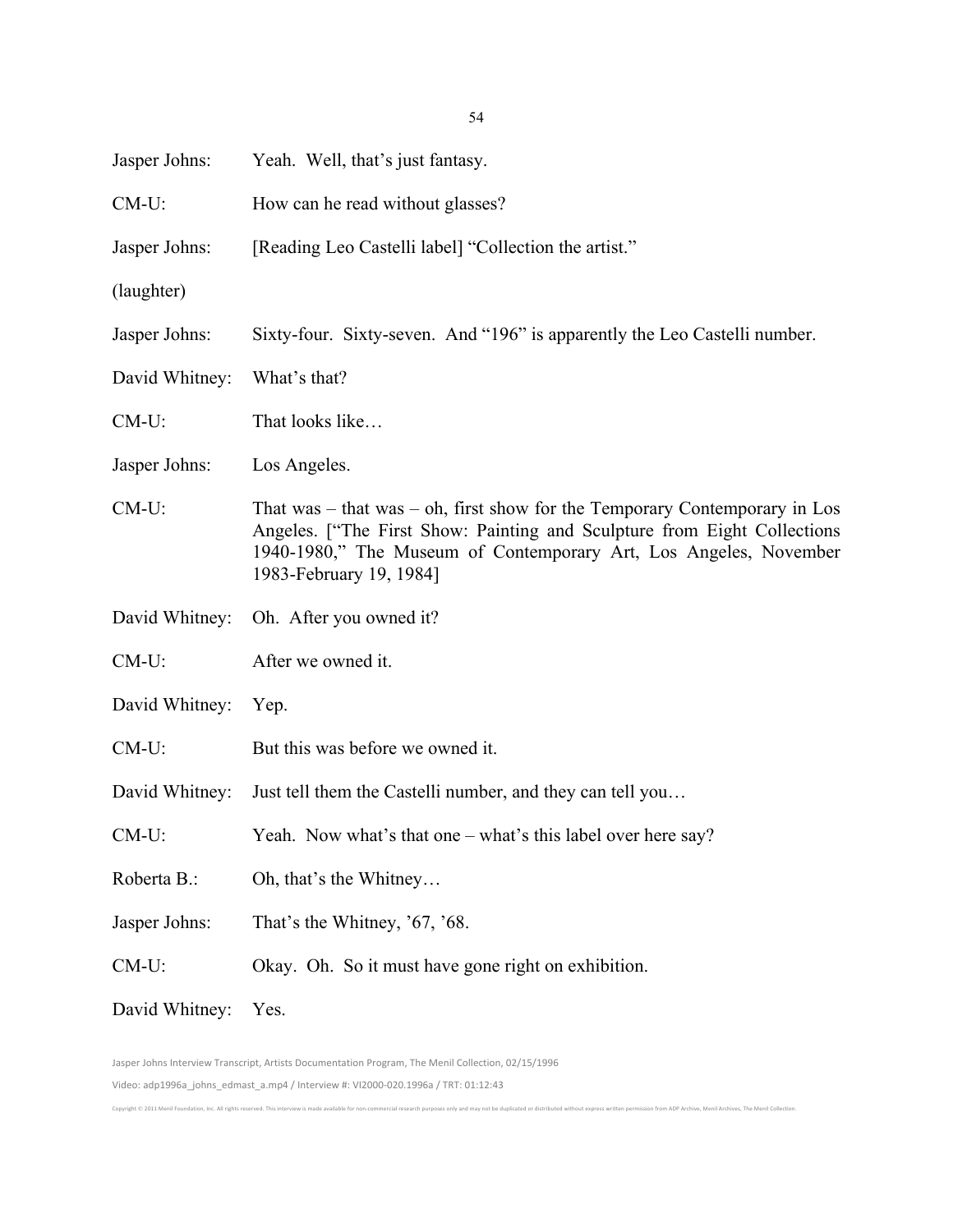Jasper Johns: Yeah. Well, that's just fantasy.

CM-U: How can he read without glasses?

Jasper Johns: [Reading Leo Castelli label] "Collection the artist."

(laughter)

Jasper Johns: Sixty-four. Sixty-seven. And "196" is apparently the Leo Castelli number.

David Whitney: What's that?

CM-U: That looks like…

Jasper Johns: Los Angeles.

CM-U: That was – that was – oh, first show for the Temporary Contemporary in Los Angeles. ["The First Show: Painting and Sculpture from Eight Collections 1940-1980," The Museum of Contemporary Art, Los Angeles, November 1983-February 19, 1984]

David Whitney: Oh. After you owned it?

CM-U: After we owned it.

David Whitney: Yep.

CM-U: But this was before we owned it.

David Whitney: Just tell them the Castelli number, and they can tell you…

CM-U: Yeah. Now what's that one – what's this label over here say?

Roberta B.: Oh, that's the Whitney…

Jasper Johns: That's the Whitney, '67, '68.

CM-U: Okay. Oh. So it must have gone right on exhibition.

David Whitney: Yes.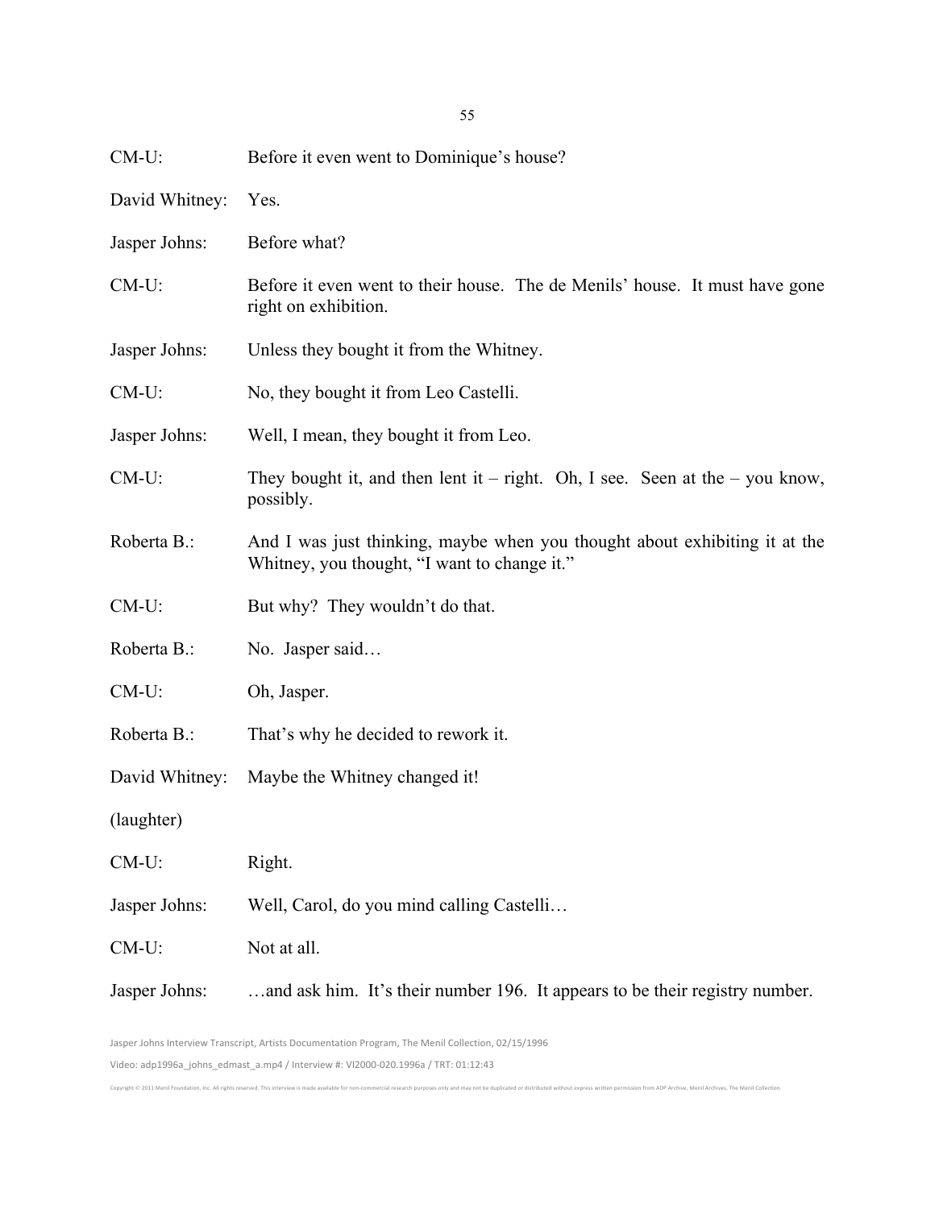CM-U: Before it even went to Dominique's house?

David Whitney: Yes.

Jasper Johns: Before what?

CM-U: Before it even went to their house. The de Menils' house. It must have gone right on exhibition.

Jasper Johns: Unless they bought it from the Whitney.

CM-U: No, they bought it from Leo Castelli.

Jasper Johns: Well, I mean, they bought it from Leo.

CM-U: They bought it, and then lent it – right. Oh, I see. Seen at the – you know, possibly.

Roberta B.: And I was just thinking, maybe when you thought about exhibiting it at the Whitney, you thought, "I want to change it."

CM-U: But why? They wouldn't do that.

Roberta B.: No. Jasper said…

CM-U: Oh, Jasper.

Roberta B.: That's why he decided to rework it.

David Whitney: Maybe the Whitney changed it!

(laughter)

CM-U: Right.

Jasper Johns: Well, Carol, do you mind calling Castelli…

CM-U: Not at all.

Jasper Johns: …and ask him. It's their number 196. It appears to be their registry number.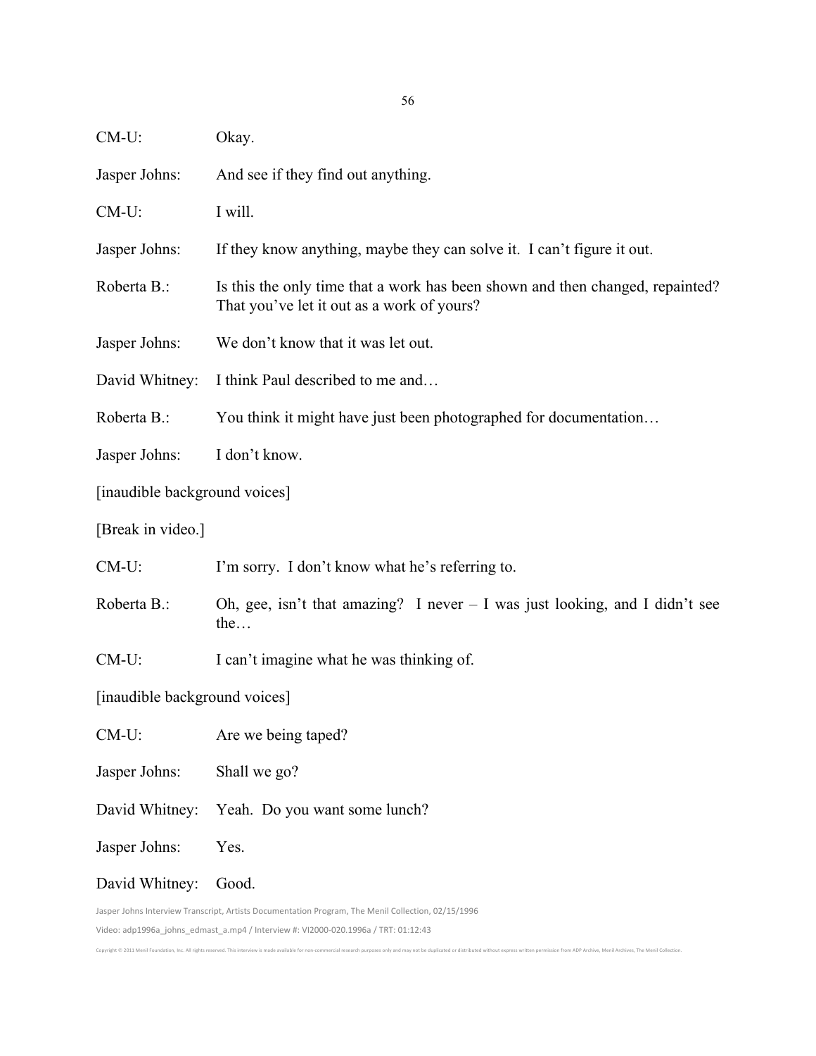CM-U: Okay.

Jasper Johns: And see if they find out anything.

CM-U: I will.

Jasper Johns: If they know anything, maybe they can solve it. I can't figure it out.

Roberta B.: Is this the only time that a work has been shown and then changed, repainted? That you've let it out as a work of yours?

Jasper Johns: We don't know that it was let out.

David Whitney: I think Paul described to me and…

Roberta B.: You think it might have just been photographed for documentation…

Jasper Johns: I don't know.

[inaudible background voices]

[Break in video.]

CM-U: I'm sorry. I don't know what he's referring to.

Roberta B.: Oh, gee, isn't that amazing? I never – I was just looking, and I didn't see the…

CM-U: I can't imagine what he was thinking of.

[inaudible background voices]

CM-U: Are we being taped?

Jasper Johns: Shall we go?

David Whitney: Yeah. Do you want some lunch?

Jasper Johns: Yes.

David Whitney: Good.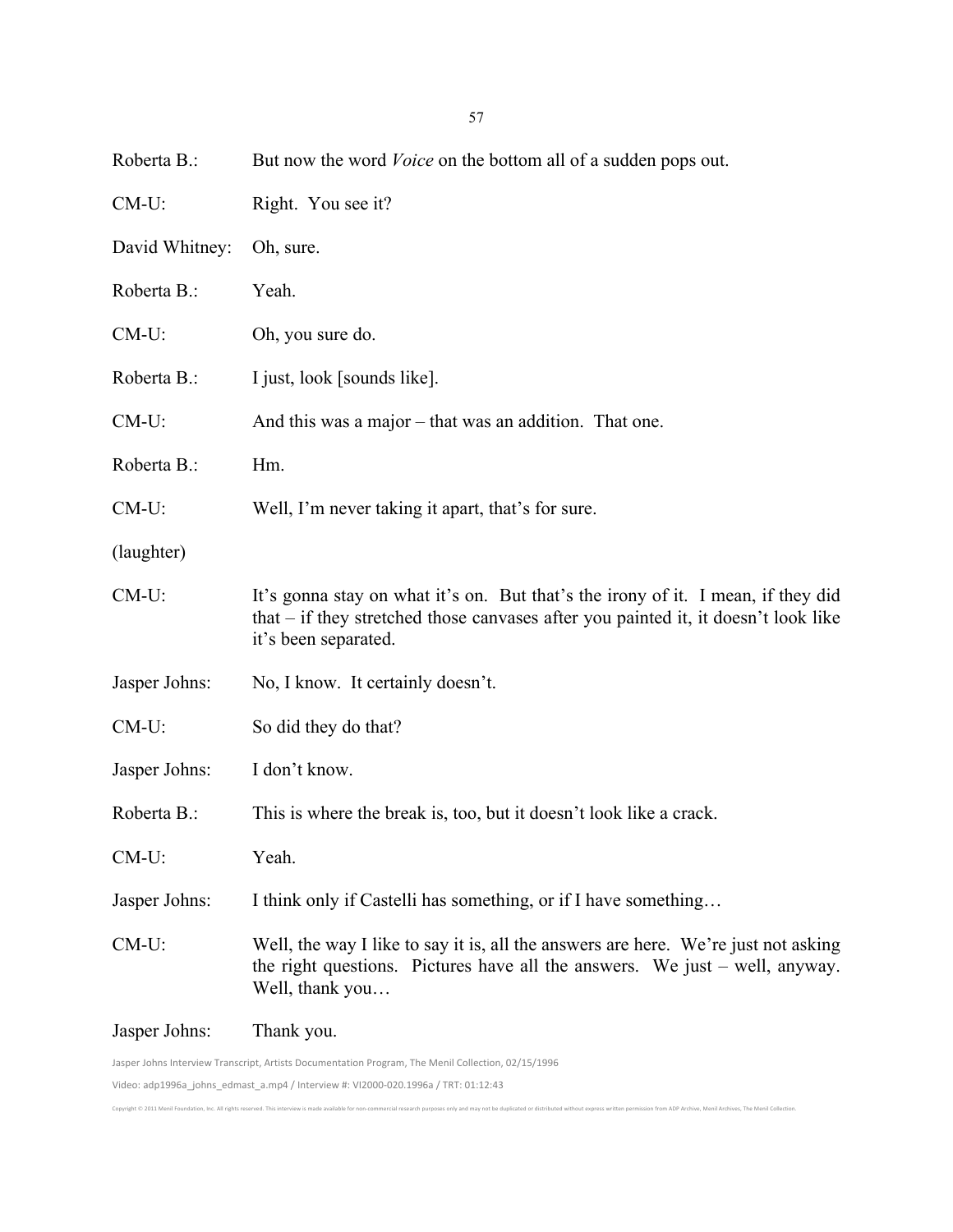Roberta B.: But now the word *Voice* on the bottom all of a sudden pops out.

CM-U: Right. You see it?

David Whitney: Oh, sure.

Roberta B.: Yeah.

CM-U: Oh, you sure do.

Roberta B.: I just, look [sounds like].

CM-U: And this was a major – that was an addition. That one.

Roberta B.: Hm.

CM-U: Well, I'm never taking it apart, that's for sure.

(laughter)

CM-U: It's gonna stay on what it's on. But that's the irony of it. I mean, if they did that – if they stretched those canvases after you painted it, it doesn't look like it's been separated.

Jasper Johns: No, I know. It certainly doesn't.

CM-U: So did they do that?

Jasper Johns: I don't know.

Roberta B.: This is where the break is, too, but it doesn't look like a crack.

CM-U: Yeah.

Jasper Johns: I think only if Castelli has something, or if I have something…

CM-U: Well, the way I like to say it is, all the answers are here. We're just not asking the right questions. Pictures have all the answers. We just – well, anyway. Well, thank you…

Jasper Johns: Thank you.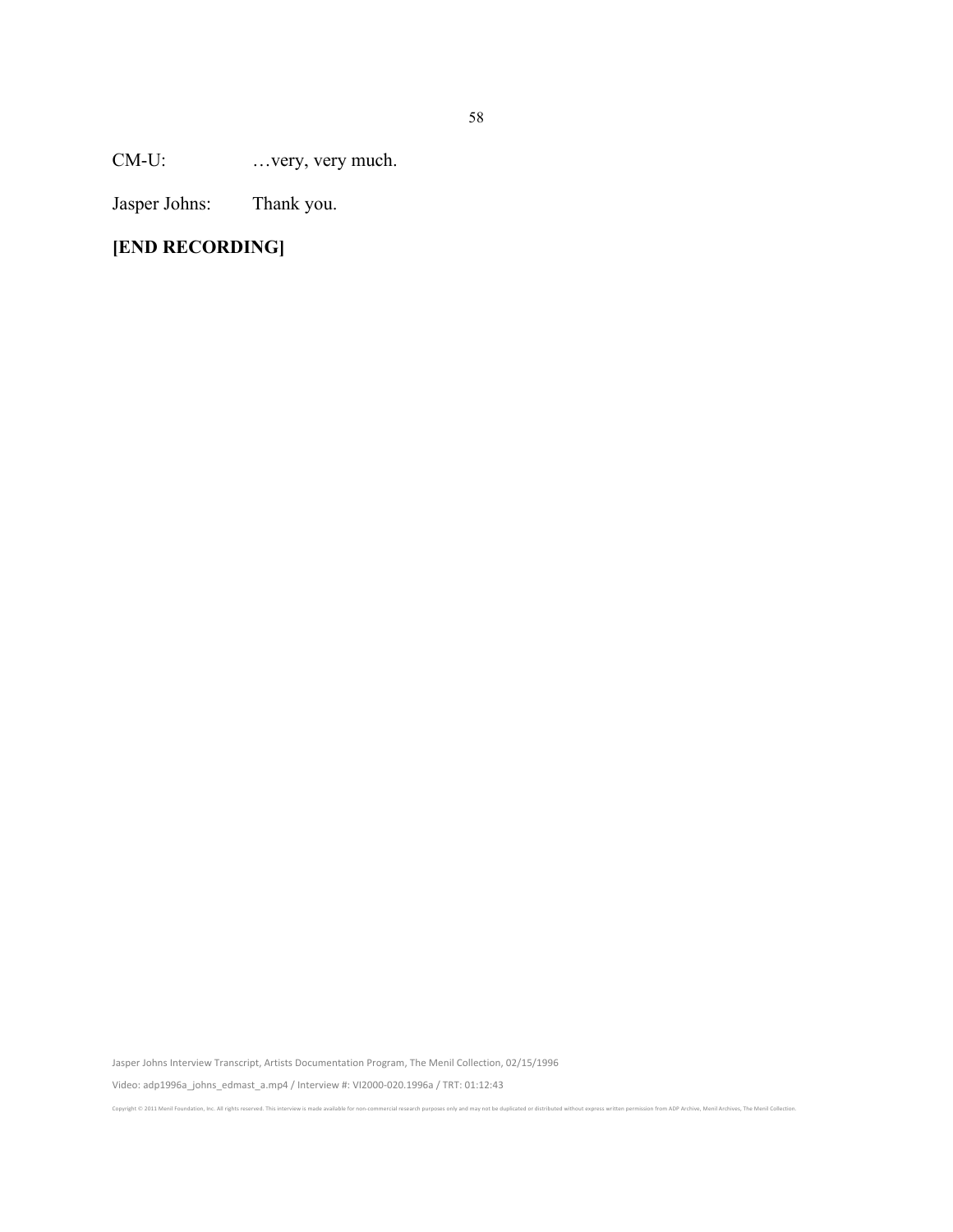CM-U: …very, very much.

Jasper Johns: Thank you.

**[END RECORDING]**